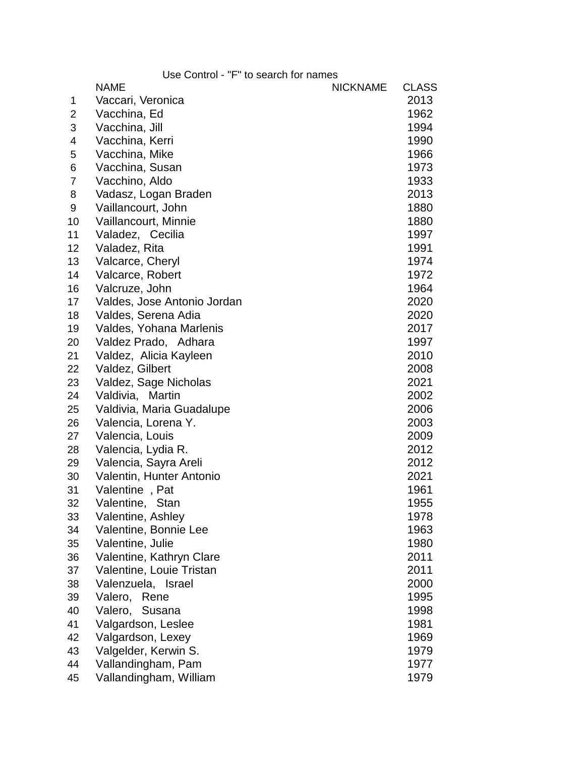Use Control - "F" to search for names

| | NAME | NICKNAME | CLASS |
|---|---|---|---|
| 1 | Vaccari, Veronica | | 2013 |
| 2 | Vacchina, Ed | | 1962 |
| 3 | Vacchina, Jill | | 1994 |
| 4 | Vacchina, Kerri | | 1990 |
| 5 | Vacchina, Mike | | 1966 |
| 6 | Vacchina, Susan | | 1973 |
| 7 | Vacchino, Aldo | | 1933 |
| 8 | Vadasz, Logan Braden | | 2013 |
| 9 | Vaillancourt, John | | 1880 |
| 10 | Vaillancourt, Minnie | | 1880 |
| 11 | Valadez, Cecilia | | 1997 |
| 12 | Valadez, Rita | | 1991 |
| 13 | Valcarce, Cheryl | | 1974 |
| 14 | Valcarce, Robert | | 1972 |
| 16 | Valcruze, John | | 1964 |
| 17 | Valdes, Jose Antonio Jordan | | 2020 |
| 18 | Valdes, Serena Adia | | 2020 |
| 19 | Valdes, Yohana Marlenis | | 2017 |
| 20 | Valdez Prado, Adhara | | 1997 |
| 21 | Valdez, Alicia Kayleen | | 2010 |
| 22 | Valdez, Gilbert | | 2008 |
| 23 | Valdez, Sage Nicholas | | 2021 |
| 24 | Valdivia, Martin | | 2002 |
| 25 | Valdivia, Maria Guadalupe | | 2006 |
| 26 | Valencia, Lorena Y. | | 2003 |
| 27 | Valencia, Louis | | 2009 |
| 28 | Valencia, Lydia R. | | 2012 |
| 29 | Valencia, Sayra Areli | | 2012 |
| 30 | Valentin, Hunter Antonio | | 2021 |
| 31 | Valentine , Pat | | 1961 |
| 32 | Valentine, Stan | | 1955 |
| 33 | Valentine, Ashley | | 1978 |
| 34 | Valentine, Bonnie Lee | | 1963 |
| 35 | Valentine, Julie | | 1980 |
| 36 | Valentine, Kathryn Clare | | 2011 |
| 37 | Valentine, Louie Tristan | | 2011 |
| 38 | Valenzuela, Israel | | 2000 |
| 39 | Valero, Rene | | 1995 |
| 40 | Valero, Susana | | 1998 |
| 41 | Valgardson, Leslee | | 1981 |
| 42 | Valgardson, Lexey | | 1969 |
| 43 | Valgelder, Kerwin S. | | 1979 |
| 44 | Vallandingham, Pam | | 1977 |
| 45 | Vallandingham, William | | 1979 |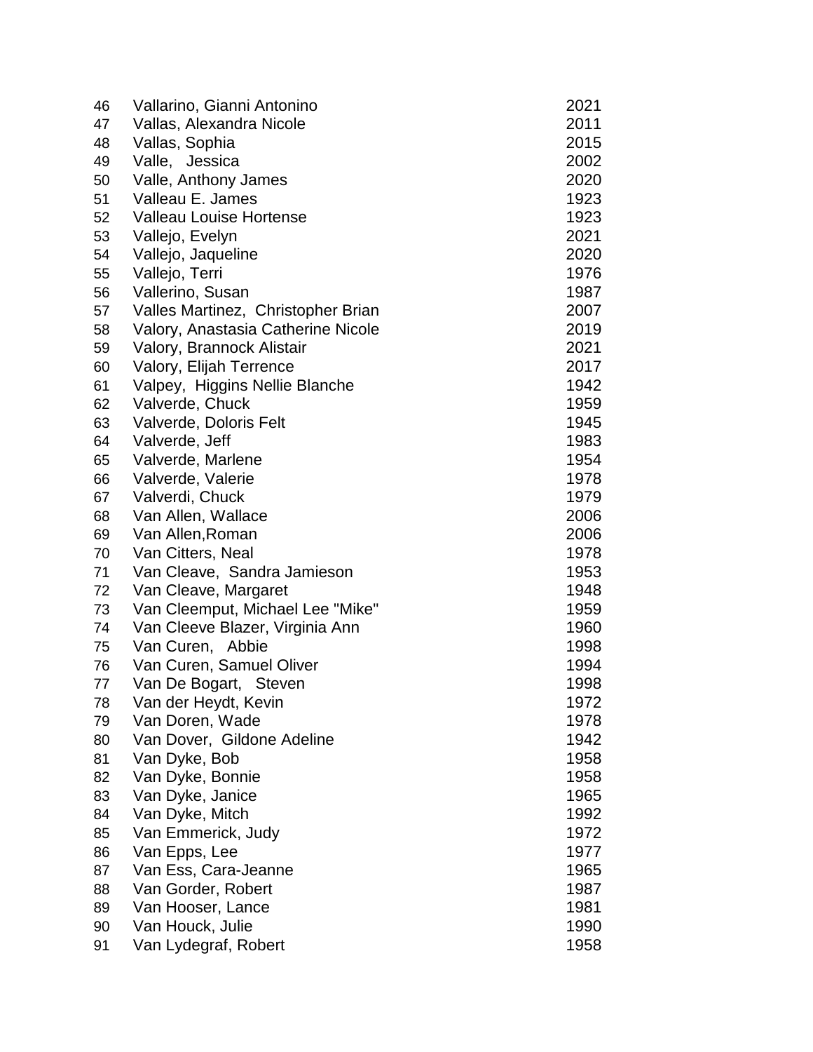| | | |
|---|---|---|
| 46 | Vallarino, Gianni Antonino | 2021 |
| 47 | Vallas, Alexandra Nicole | 2011 |
| 48 | Vallas, Sophia | 2015 |
| 49 | Valle, Jessica | 2002 |
| 50 | Valle, Anthony James | 2020 |
| 51 | Valleau E. James | 1923 |
| 52 | Valleau Louise Hortense | 1923 |
| 53 | Vallejo, Evelyn | 2021 |
| 54 | Vallejo, Jaqueline | 2020 |
| 55 | Vallejo, Terri | 1976 |
| 56 | Vallerino, Susan | 1987 |
| 57 | Valles Martinez, Christopher Brian | 2007 |
| 58 | Valory, Anastasia Catherine Nicole | 2019 |
| 59 | Valory, Brannock Alistair | 2021 |
| 60 | Valory, Elijah Terrence | 2017 |
| 61 | Valpey, Higgins Nellie Blanche | 1942 |
| 62 | Valverde, Chuck | 1959 |
| 63 | Valverde, Doloris Felt | 1945 |
| 64 | Valverde, Jeff | 1983 |
| 65 | Valverde, Marlene | 1954 |
| 66 | Valverde, Valerie | 1978 |
| 67 | Valverdi, Chuck | 1979 |
| 68 | Van Allen, Wallace | 2006 |
| 69 | Van Allen,Roman | 2006 |
| 70 | Van Citters, Neal | 1978 |
| 71 | Van Cleave, Sandra Jamieson | 1953 |
| 72 | Van Cleave, Margaret | 1948 |
| 73 | Van Cleemput, Michael Lee "Mike" | 1959 |
| 74 | Van Cleeve Blazer, Virginia Ann | 1960 |
| 75 | Van Curen, Abbie | 1998 |
| 76 | Van Curen, Samuel Oliver | 1994 |
| 77 | Van De Bogart, Steven | 1998 |
| 78 | Van der Heydt, Kevin | 1972 |
| 79 | Van Doren, Wade | 1978 |
| 80 | Van Dover, Gildone Adeline | 1942 |
| 81 | Van Dyke, Bob | 1958 |
| 82 | Van Dyke, Bonnie | 1958 |
| 83 | Van Dyke, Janice | 1965 |
| 84 | Van Dyke, Mitch | 1992 |
| 85 | Van Emmerick, Judy | 1972 |
| 86 | Van Epps, Lee | 1977 |
| 87 | Van Ess, Cara-Jeanne | 1965 |
| 88 | Van Gorder, Robert | 1987 |
| 89 | Van Hooser, Lance | 1981 |
| 90 | Van Houck, Julie | 1990 |
| 91 | Van Lydegraf, Robert | 1958 |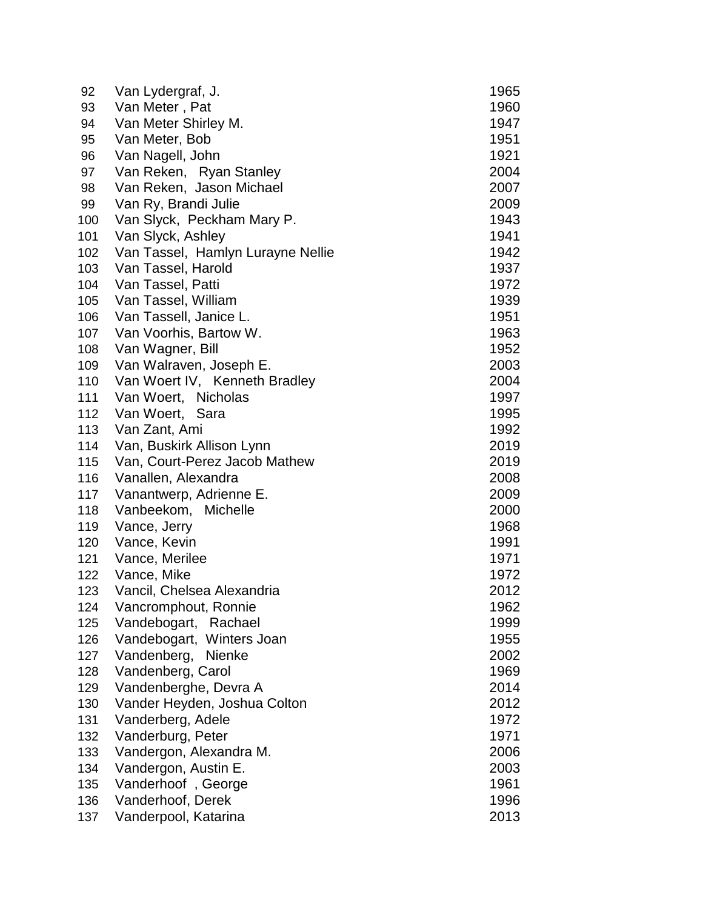| | | |
|---|---|---|
| 92 | Van Lydergraf, J. | 1965 |
| 93 | Van Meter , Pat | 1960 |
| 94 | Van Meter Shirley M. | 1947 |
| 95 | Van Meter, Bob | 1951 |
| 96 | Van Nagell, John | 1921 |
| 97 | Van Reken, Ryan Stanley | 2004 |
| 98 | Van Reken, Jason Michael | 2007 |
| 99 | Van Ry, Brandi Julie | 2009 |
| 100 | Van Slyck, Peckham Mary P. | 1943 |
| 101 | Van Slyck, Ashley | 1941 |
| 102 | Van Tassel, Hamlyn Lurayne Nellie | 1942 |
| 103 | Van Tassel, Harold | 1937 |
| 104 | Van Tassel, Patti | 1972 |
| 105 | Van Tassel, William | 1939 |
| 106 | Van Tassell, Janice L. | 1951 |
| 107 | Van Voorhis, Bartow W. | 1963 |
| 108 | Van Wagner, Bill | 1952 |
| 109 | Van Walraven, Joseph E. | 2003 |
| 110 | Van Woert IV, Kenneth Bradley | 2004 |
| 111 | Van Woert, Nicholas | 1997 |
| 112 | Van Woert, Sara | 1995 |
| 113 | Van Zant, Ami | 1992 |
| 114 | Van, Buskirk Allison Lynn | 2019 |
| 115 | Van, Court-Perez Jacob Mathew | 2019 |
| 116 | Vanallen, Alexandra | 2008 |
| 117 | Vanantwerp, Adrienne E. | 2009 |
| 118 | Vanbeekom, Michelle | 2000 |
| 119 | Vance, Jerry | 1968 |
| 120 | Vance, Kevin | 1991 |
| 121 | Vance, Merilee | 1971 |
| 122 | Vance, Mike | 1972 |
| 123 | Vancil, Chelsea Alexandria | 2012 |
| 124 | Vancromphout, Ronnie | 1962 |
| 125 | Vandebogart, Rachael | 1999 |
| 126 | Vandebogart, Winters Joan | 1955 |
| 127 | Vandenberg, Nienke | 2002 |
| 128 | Vandenberg, Carol | 1969 |
| 129 | Vandenberghe, Devra A | 2014 |
| 130 | Vander Heyden, Joshua Colton | 2012 |
| 131 | Vanderberg, Adele | 1972 |
| 132 | Vanderburg, Peter | 1971 |
| 133 | Vandergon, Alexandra M. | 2006 |
| 134 | Vandergon, Austin E. | 2003 |
| 135 | Vanderhoof , George | 1961 |
| 136 | Vanderhoof, Derek | 1996 |
| 137 | Vanderpool, Katarina | 2013 |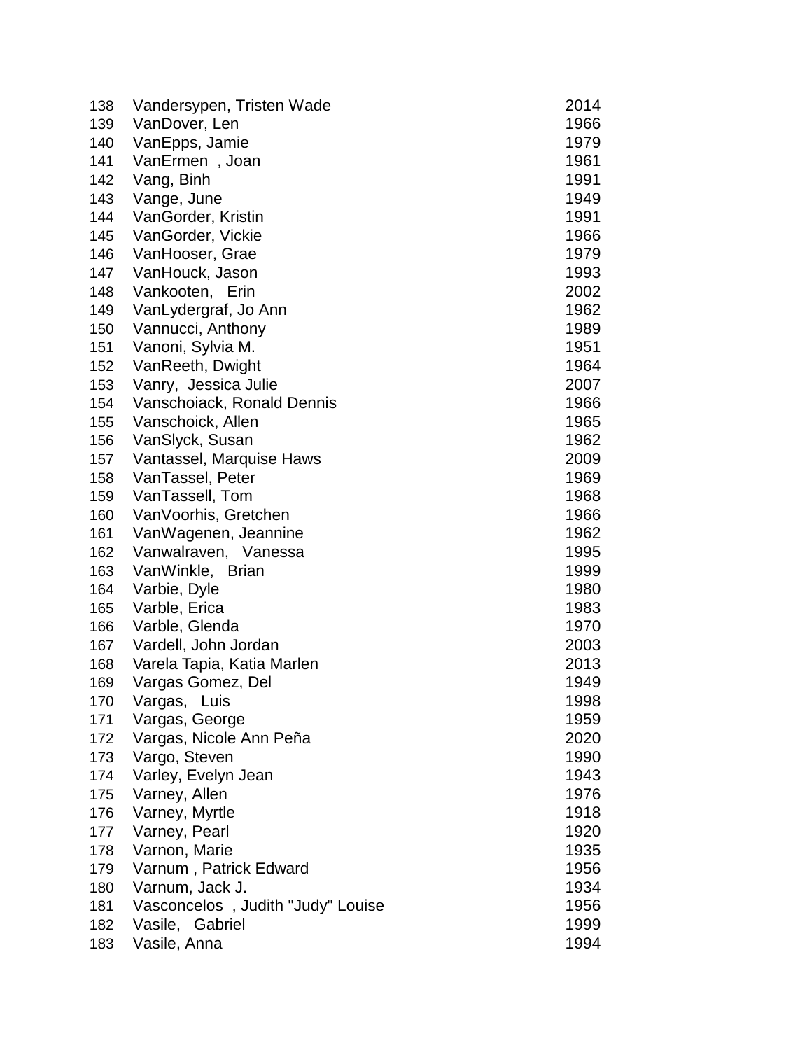| | | |
|---|---|---|
| 138 | Vandersypen, Tristen Wade | 2014 |
| 139 | VanDover, Len | 1966 |
| 140 | VanEpps, Jamie | 1979 |
| 141 | VanErmen , Joan | 1961 |
| 142 | Vang, Binh | 1991 |
| 143 | Vange, June | 1949 |
| 144 | VanGorder, Kristin | 1991 |
| 145 | VanGorder, Vickie | 1966 |
| 146 | VanHooser, Grae | 1979 |
| 147 | VanHouck, Jason | 1993 |
| 148 | Vankooten, Erin | 2002 |
| 149 | VanLydergraf, Jo Ann | 1962 |
| 150 | Vannucci, Anthony | 1989 |
| 151 | Vanoni, Sylvia M. | 1951 |
| 152 | VanReeth, Dwight | 1964 |
| 153 | Vanry, Jessica Julie | 2007 |
| 154 | Vanschoiack, Ronald Dennis | 1966 |
| 155 | Vanschoick, Allen | 1965 |
| 156 | VanSlyck, Susan | 1962 |
| 157 | Vantassel, Marquise Haws | 2009 |
| 158 | VanTassel, Peter | 1969 |
| 159 | VanTassell, Tom | 1968 |
| 160 | VanVoorhis, Gretchen | 1966 |
| 161 | VanWagenen, Jeannine | 1962 |
| 162 | Vanwalraven, Vanessa | 1995 |
| 163 | VanWinkle, Brian | 1999 |
| 164 | Varbie, Dyle | 1980 |
| 165 | Varble, Erica | 1983 |
| 166 | Varble, Glenda | 1970 |
| 167 | Vardell, John Jordan | 2003 |
| 168 | Varela Tapia, Katia Marlen | 2013 |
| 169 | Vargas Gomez, Del | 1949 |
| 170 | Vargas, Luis | 1998 |
| 171 | Vargas, George | 1959 |
| 172 | Vargas, Nicole Ann Peña | 2020 |
| 173 | Vargo, Steven | 1990 |
| 174 | Varley, Evelyn Jean | 1943 |
| 175 | Varney, Allen | 1976 |
| 176 | Varney, Myrtle | 1918 |
| 177 | Varney, Pearl | 1920 |
| 178 | Varnon, Marie | 1935 |
| 179 | Varnum , Patrick Edward | 1956 |
| 180 | Varnum, Jack J. | 1934 |
| 181 | Vasconcelos , Judith "Judy" Louise | 1956 |
| 182 | Vasile, Gabriel | 1999 |
| 183 | Vasile, Anna | 1994 |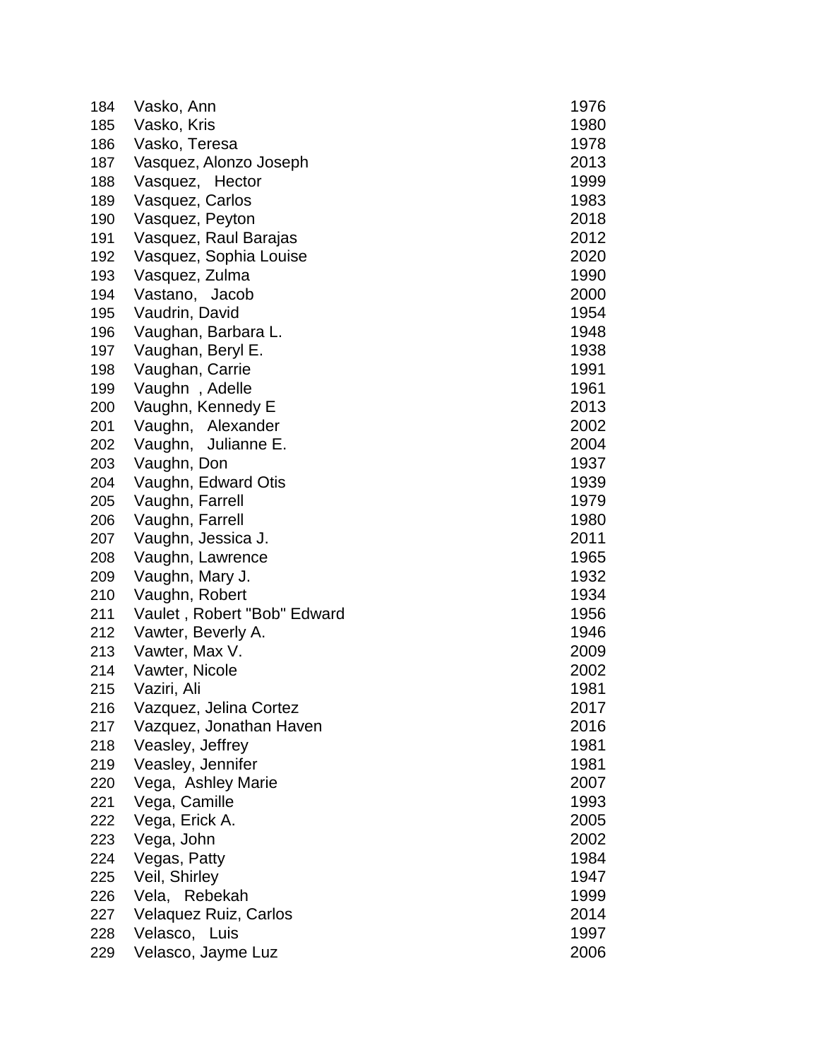| | | |
|---|---|---|
| 184 | Vasko, Ann | 1976 |
| 185 | Vasko, Kris | 1980 |
| 186 | Vasko, Teresa | 1978 |
| 187 | Vasquez, Alonzo Joseph | 2013 |
| 188 | Vasquez, Hector | 1999 |
| 189 | Vasquez, Carlos | 1983 |
| 190 | Vasquez, Peyton | 2018 |
| 191 | Vasquez, Raul Barajas | 2012 |
| 192 | Vasquez, Sophia Louise | 2020 |
| 193 | Vasquez, Zulma | 1990 |
| 194 | Vastano, Jacob | 2000 |
| 195 | Vaudrin, David | 1954 |
| 196 | Vaughan, Barbara L. | 1948 |
| 197 | Vaughan, Beryl E. | 1938 |
| 198 | Vaughan, Carrie | 1991 |
| 199 | Vaughn , Adelle | 1961 |
| 200 | Vaughn, Kennedy E | 2013 |
| 201 | Vaughn, Alexander | 2002 |
| 202 | Vaughn, Julianne E. | 2004 |
| 203 | Vaughn, Don | 1937 |
| 204 | Vaughn, Edward Otis | 1939 |
| 205 | Vaughn, Farrell | 1979 |
| 206 | Vaughn, Farrell | 1980 |
| 207 | Vaughn, Jessica J. | 2011 |
| 208 | Vaughn, Lawrence | 1965 |
| 209 | Vaughn, Mary J. | 1932 |
| 210 | Vaughn, Robert | 1934 |
| 211 | Vaulet , Robert "Bob" Edward | 1956 |
| 212 | Vawter, Beverly A. | 1946 |
| 213 | Vawter, Max V. | 2009 |
| 214 | Vawter, Nicole | 2002 |
| 215 | Vaziri, Ali | 1981 |
| 216 | Vazquez, Jelina Cortez | 2017 |
| 217 | Vazquez, Jonathan Haven | 2016 |
| 218 | Veasley, Jeffrey | 1981 |
| 219 | Veasley, Jennifer | 1981 |
| 220 | Vega, Ashley Marie | 2007 |
| 221 | Vega, Camille | 1993 |
| 222 | Vega, Erick A. | 2005 |
| 223 | Vega, John | 2002 |
| 224 | Vegas, Patty | 1984 |
| 225 | Veil, Shirley | 1947 |
| 226 | Vela, Rebekah | 1999 |
| 227 | Velaquez Ruiz, Carlos | 2014 |
| 228 | Velasco, Luis | 1997 |
| 229 | Velasco, Jayme Luz | 2006 |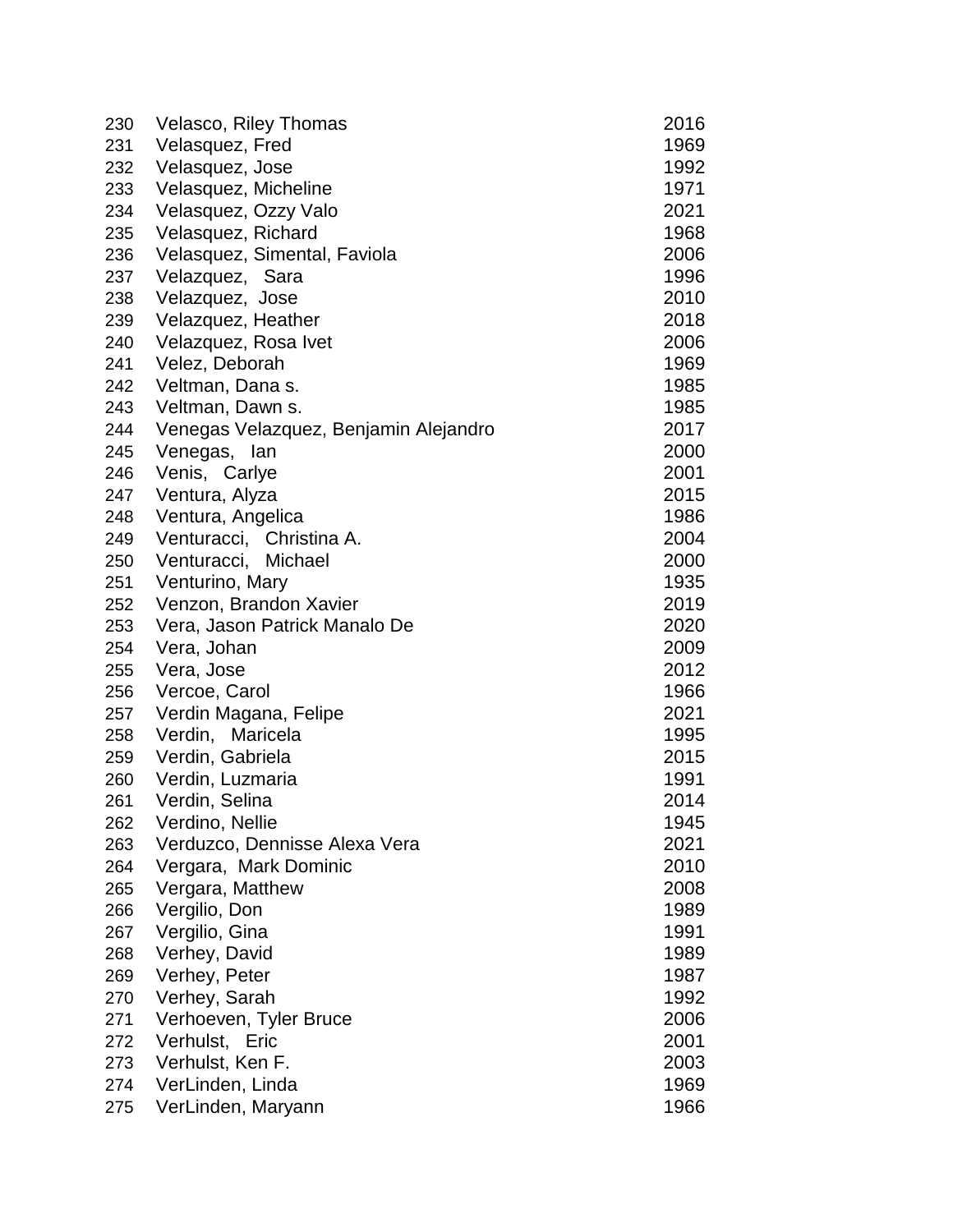| | | |
|---|---|---|
| 230 | Velasco, Riley Thomas | 2016 |
| 231 | Velasquez, Fred | 1969 |
| 232 | Velasquez, Jose | 1992 |
| 233 | Velasquez, Micheline | 1971 |
| 234 | Velasquez, Ozzy Valo | 2021 |
| 235 | Velasquez, Richard | 1968 |
| 236 | Velasquez, Simental, Faviola | 2006 |
| 237 | Velazquez, Sara | 1996 |
| 238 | Velazquez, Jose | 2010 |
| 239 | Velazquez, Heather | 2018 |
| 240 | Velazquez, Rosa Ivet | 2006 |
| 241 | Velez, Deborah | 1969 |
| 242 | Veltman, Dana s. | 1985 |
| 243 | Veltman, Dawn s. | 1985 |
| 244 | Venegas Velazquez, Benjamin Alejandro | 2017 |
| 245 | Venegas, Ian | 2000 |
| 246 | Venis, Carlye | 2001 |
| 247 | Ventura, Alyza | 2015 |
| 248 | Ventura, Angelica | 1986 |
| 249 | Venturacci, Christina A. | 2004 |
| 250 | Venturacci, Michael | 2000 |
| 251 | Venturino, Mary | 1935 |
| 252 | Venzon, Brandon Xavier | 2019 |
| 253 | Vera, Jason Patrick Manalo De | 2020 |
| 254 | Vera, Johan | 2009 |
| 255 | Vera, Jose | 2012 |
| 256 | Vercoe, Carol | 1966 |
| 257 | Verdin Magana, Felipe | 2021 |
| 258 | Verdin, Maricela | 1995 |
| 259 | Verdin, Gabriela | 2015 |
| 260 | Verdin, Luzmaria | 1991 |
| 261 | Verdin, Selina | 2014 |
| 262 | Verdino, Nellie | 1945 |
| 263 | Verduzco, Dennisse Alexa Vera | 2021 |
| 264 | Vergara, Mark Dominic | 2010 |
| 265 | Vergara, Matthew | 2008 |
| 266 | Vergilio, Don | 1989 |
| 267 | Vergilio, Gina | 1991 |
| 268 | Verhey, David | 1989 |
| 269 | Verhey, Peter | 1987 |
| 270 | Verhey, Sarah | 1992 |
| 271 | Verhoeven, Tyler Bruce | 2006 |
| 272 | Verhulst, Eric | 2001 |
| 273 | Verhulst, Ken F. | 2003 |
| 274 | VerLinden, Linda | 1969 |
| 275 | VerLinden, Maryann | 1966 |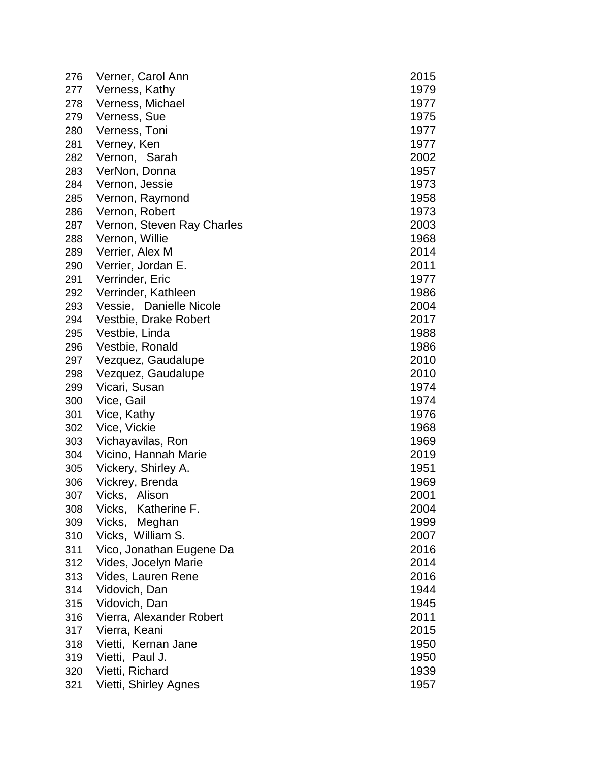| | | |
|---|---|---|
| 276 | Verner, Carol Ann | 2015 |
| 277 | Verness, Kathy | 1979 |
| 278 | Verness, Michael | 1977 |
| 279 | Verness, Sue | 1975 |
| 280 | Verness, Toni | 1977 |
| 281 | Verney, Ken | 1977 |
| 282 | Vernon, Sarah | 2002 |
| 283 | VerNon, Donna | 1957 |
| 284 | Vernon, Jessie | 1973 |
| 285 | Vernon, Raymond | 1958 |
| 286 | Vernon, Robert | 1973 |
| 287 | Vernon, Steven Ray Charles | 2003 |
| 288 | Vernon, Willie | 1968 |
| 289 | Verrier, Alex M | 2014 |
| 290 | Verrier, Jordan E. | 2011 |
| 291 | Verrinder, Eric | 1977 |
| 292 | Verrinder, Kathleen | 1986 |
| 293 | Vessie, Danielle Nicole | 2004 |
| 294 | Vestbie, Drake Robert | 2017 |
| 295 | Vestbie, Linda | 1988 |
| 296 | Vestbie, Ronald | 1986 |
| 297 | Vezquez, Gaudalupe | 2010 |
| 298 | Vezquez, Gaudalupe | 2010 |
| 299 | Vicari, Susan | 1974 |
| 300 | Vice, Gail | 1974 |
| 301 | Vice, Kathy | 1976 |
| 302 | Vice, Vickie | 1968 |
| 303 | Vichayavilas, Ron | 1969 |
| 304 | Vicino, Hannah Marie | 2019 |
| 305 | Vickery, Shirley A. | 1951 |
| 306 | Vickrey, Brenda | 1969 |
| 307 | Vicks, Alison | 2001 |
| 308 | Vicks, Katherine F. | 2004 |
| 309 | Vicks, Meghan | 1999 |
| 310 | Vicks, William S. | 2007 |
| 311 | Vico, Jonathan Eugene Da | 2016 |
| 312 | Vides, Jocelyn Marie | 2014 |
| 313 | Vides, Lauren Rene | 2016 |
| 314 | Vidovich, Dan | 1944 |
| 315 | Vidovich, Dan | 1945 |
| 316 | Vierra, Alexander Robert | 2011 |
| 317 | Vierra, Keani | 2015 |
| 318 | Vietti, Kernan Jane | 1950 |
| 319 | Vietti, Paul J. | 1950 |
| 320 | Vietti, Richard | 1939 |
| 321 | Vietti, Shirley Agnes | 1957 |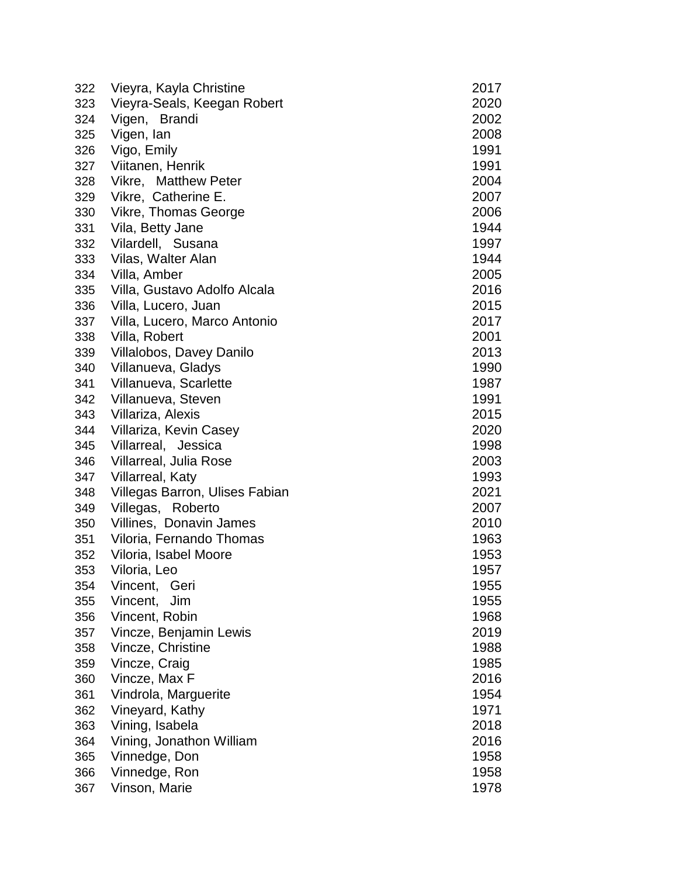| | | |
|---|---|---|
| 322 | Vieyra, Kayla Christine | 2017 |
| 323 | Vieyra-Seals, Keegan Robert | 2020 |
| 324 | Vigen, Brandi | 2002 |
| 325 | Vigen, Ian | 2008 |
| 326 | Vigo, Emily | 1991 |
| 327 | Viitanen, Henrik | 1991 |
| 328 | Vikre, Matthew Peter | 2004 |
| 329 | Vikre, Catherine E. | 2007 |
| 330 | Vikre, Thomas George | 2006 |
| 331 | Vila, Betty Jane | 1944 |
| 332 | Vilardell, Susana | 1997 |
| 333 | Vilas, Walter Alan | 1944 |
| 334 | Villa, Amber | 2005 |
| 335 | Villa, Gustavo Adolfo Alcala | 2016 |
| 336 | Villa, Lucero, Juan | 2015 |
| 337 | Villa, Lucero, Marco Antonio | 2017 |
| 338 | Villa, Robert | 2001 |
| 339 | Villalobos, Davey Danilo | 2013 |
| 340 | Villanueva, Gladys | 1990 |
| 341 | Villanueva, Scarlette | 1987 |
| 342 | Villanueva, Steven | 1991 |
| 343 | Villariza, Alexis | 2015 |
| 344 | Villariza, Kevin Casey | 2020 |
| 345 | Villarreal, Jessica | 1998 |
| 346 | Villarreal, Julia Rose | 2003 |
| 347 | Villarreal, Katy | 1993 |
| 348 | Villegas Barron, Ulises Fabian | 2021 |
| 349 | Villegas, Roberto | 2007 |
| 350 | Villines, Donavin James | 2010 |
| 351 | Viloria, Fernando Thomas | 1963 |
| 352 | Viloria, Isabel Moore | 1953 |
| 353 | Viloria, Leo | 1957 |
| 354 | Vincent, Geri | 1955 |
| 355 | Vincent, Jim | 1955 |
| 356 | Vincent, Robin | 1968 |
| 357 | Vincze, Benjamin Lewis | 2019 |
| 358 | Vincze, Christine | 1988 |
| 359 | Vincze, Craig | 1985 |
| 360 | Vincze, Max F | 2016 |
| 361 | Vindrola, Marguerite | 1954 |
| 362 | Vineyard, Kathy | 1971 |
| 363 | Vining, Isabela | 2018 |
| 364 | Vining, Jonathon William | 2016 |
| 365 | Vinnedge, Don | 1958 |
| 366 | Vinnedge, Ron | 1958 |
| 367 | Vinson, Marie | 1978 |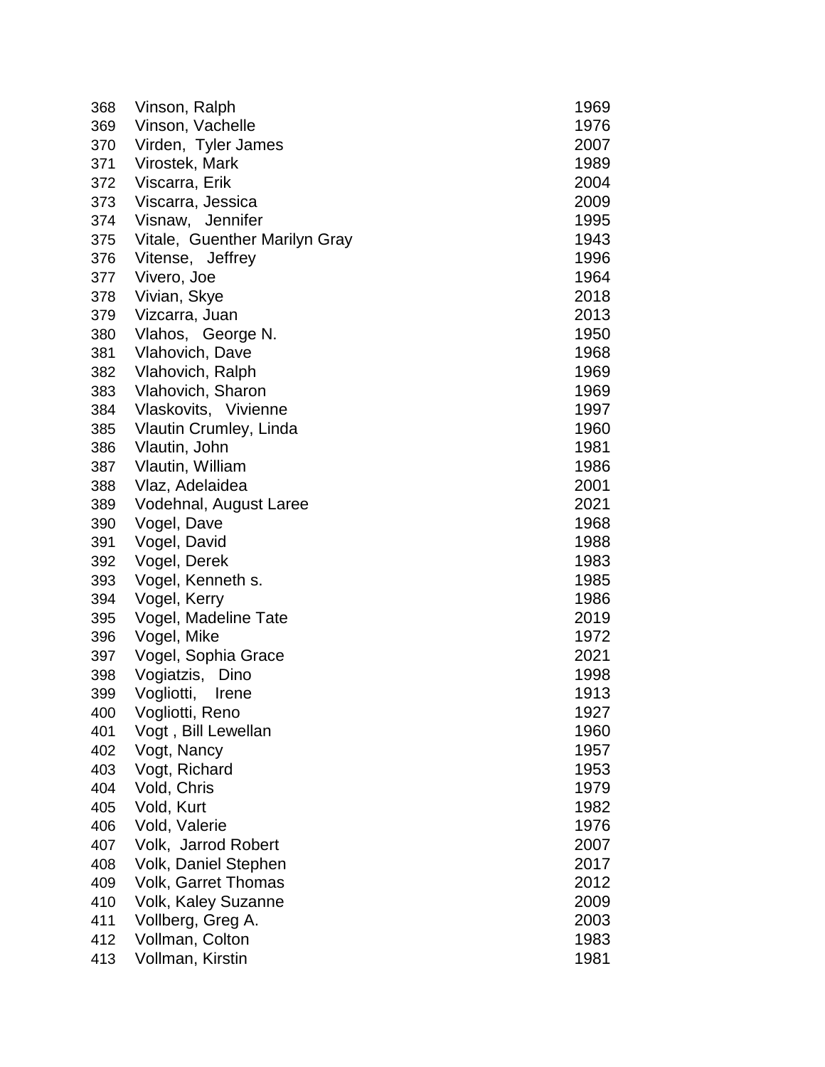| | | |
|---|---|---|
| 368 | Vinson, Ralph | 1969 |
| 369 | Vinson, Vachelle | 1976 |
| 370 | Virden, Tyler James | 2007 |
| 371 | Virostek, Mark | 1989 |
| 372 | Viscarra, Erik | 2004 |
| 373 | Viscarra, Jessica | 2009 |
| 374 | Visnaw, Jennifer | 1995 |
| 375 | Vitale, Guenther Marilyn Gray | 1943 |
| 376 | Vitense, Jeffrey | 1996 |
| 377 | Vivero, Joe | 1964 |
| 378 | Vivian, Skye | 2018 |
| 379 | Vizcarra, Juan | 2013 |
| 380 | Vlahos, George N. | 1950 |
| 381 | Vlahovich, Dave | 1968 |
| 382 | Vlahovich, Ralph | 1969 |
| 383 | Vlahovich, Sharon | 1969 |
| 384 | Vlaskovits, Vivienne | 1997 |
| 385 | Vlautin Crumley, Linda | 1960 |
| 386 | Vlautin, John | 1981 |
| 387 | Vlautin, William | 1986 |
| 388 | Vlaz, Adelaidea | 2001 |
| 389 | Vodehnal, August Laree | 2021 |
| 390 | Vogel, Dave | 1968 |
| 391 | Vogel, David | 1988 |
| 392 | Vogel, Derek | 1983 |
| 393 | Vogel, Kenneth s. | 1985 |
| 394 | Vogel, Kerry | 1986 |
| 395 | Vogel, Madeline Tate | 2019 |
| 396 | Vogel, Mike | 1972 |
| 397 | Vogel, Sophia Grace | 2021 |
| 398 | Vogiatzis, Dino | 1998 |
| 399 | Vogliotti, Irene | 1913 |
| 400 | Vogliotti, Reno | 1927 |
| 401 | Vogt , Bill Lewellan | 1960 |
| 402 | Vogt, Nancy | 1957 |
| 403 | Vogt, Richard | 1953 |
| 404 | Vold, Chris | 1979 |
| 405 | Vold, Kurt | 1982 |
| 406 | Vold, Valerie | 1976 |
| 407 | Volk, Jarrod Robert | 2007 |
| 408 | Volk, Daniel Stephen | 2017 |
| 409 | Volk, Garret Thomas | 2012 |
| 410 | Volk, Kaley Suzanne | 2009 |
| 411 | Vollberg, Greg A. | 2003 |
| 412 | Vollman, Colton | 1983 |
| 413 | Vollman, Kirstin | 1981 |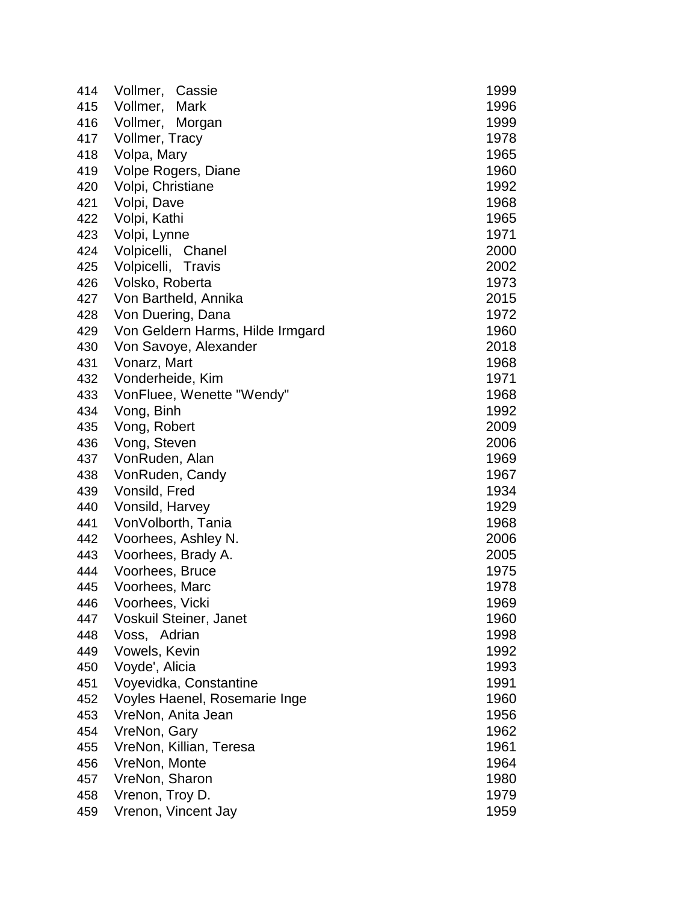| | | |
|---|---|---|
| 414 | Vollmer, Cassie | 1999 |
| 415 | Vollmer, Mark | 1996 |
| 416 | Vollmer, Morgan | 1999 |
| 417 | Vollmer, Tracy | 1978 |
| 418 | Volpa, Mary | 1965 |
| 419 | Volpe Rogers, Diane | 1960 |
| 420 | Volpi, Christiane | 1992 |
| 421 | Volpi, Dave | 1968 |
| 422 | Volpi, Kathi | 1965 |
| 423 | Volpi, Lynne | 1971 |
| 424 | Volpicelli, Chanel | 2000 |
| 425 | Volpicelli, Travis | 2002 |
| 426 | Volsko, Roberta | 1973 |
| 427 | Von Bartheld, Annika | 2015 |
| 428 | Von Duering, Dana | 1972 |
| 429 | Von Geldern Harms, Hilde Irmgard | 1960 |
| 430 | Von Savoye, Alexander | 2018 |
| 431 | Vonarz, Mart | 1968 |
| 432 | Vonderheide, Kim | 1971 |
| 433 | VonFluee, Wenette "Wendy" | 1968 |
| 434 | Vong, Binh | 1992 |
| 435 | Vong, Robert | 2009 |
| 436 | Vong, Steven | 2006 |
| 437 | VonRuden, Alan | 1969 |
| 438 | VonRuden, Candy | 1967 |
| 439 | Vonsild, Fred | 1934 |
| 440 | Vonsild, Harvey | 1929 |
| 441 | VonVolborth, Tania | 1968 |
| 442 | Voorhees, Ashley N. | 2006 |
| 443 | Voorhees, Brady A. | 2005 |
| 444 | Voorhees, Bruce | 1975 |
| 445 | Voorhees, Marc | 1978 |
| 446 | Voorhees, Vicki | 1969 |
| 447 | Voskuil Steiner, Janet | 1960 |
| 448 | Voss, Adrian | 1998 |
| 449 | Vowels, Kevin | 1992 |
| 450 | Voyde', Alicia | 1993 |
| 451 | Voyevidka, Constantine | 1991 |
| 452 | Voyles Haenel, Rosemarie Inge | 1960 |
| 453 | VreNon, Anita Jean | 1956 |
| 454 | VreNon, Gary | 1962 |
| 455 | VreNon, Killian, Teresa | 1961 |
| 456 | VreNon, Monte | 1964 |
| 457 | VreNon, Sharon | 1980 |
| 458 | Vrenon, Troy D. | 1979 |
| 459 | Vrenon, Vincent Jay | 1959 |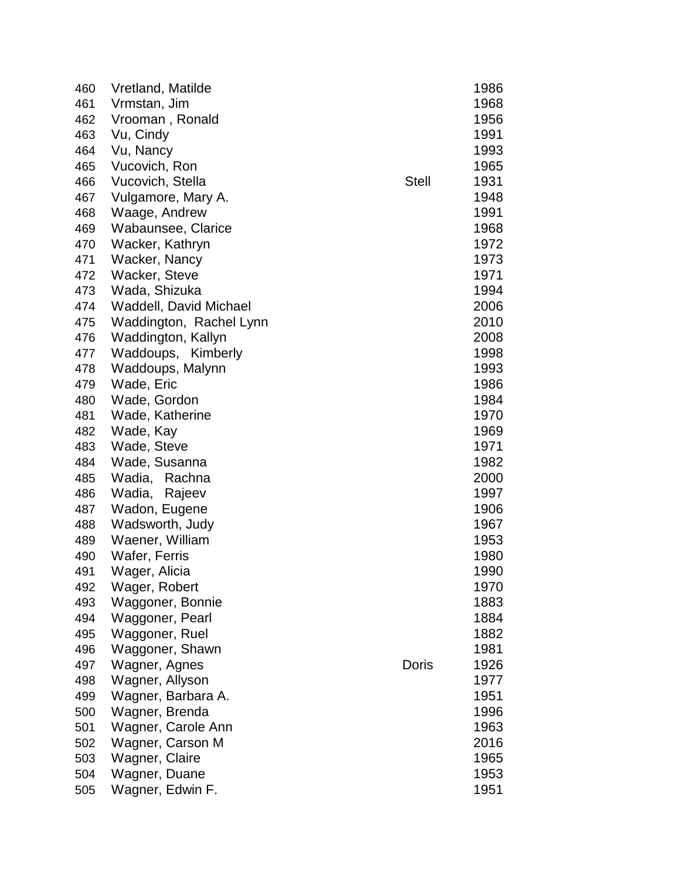| | | | |
|---|---|---|---|
| 460 | Vretland, Matilde | | 1986 |
| 461 | Vrmstan, Jim | | 1968 |
| 462 | Vrooman , Ronald | | 1956 |
| 463 | Vu, Cindy | | 1991 |
| 464 | Vu, Nancy | | 1993 |
| 465 | Vucovich, Ron | | 1965 |
| 466 | Vucovich, Stella | Stell | 1931 |
| 467 | Vulgamore, Mary A. | | 1948 |
| 468 | Waage, Andrew | | 1991 |
| 469 | Wabaunsee, Clarice | | 1968 |
| 470 | Wacker, Kathryn | | 1972 |
| 471 | Wacker, Nancy | | 1973 |
| 472 | Wacker, Steve | | 1971 |
| 473 | Wada, Shizuka | | 1994 |
| 474 | Waddell, David Michael | | 2006 |
| 475 | Waddington, Rachel Lynn | | 2010 |
| 476 | Waddington, Kallyn | | 2008 |
| 477 | Waddoups, Kimberly | | 1998 |
| 478 | Waddoups, Malynn | | 1993 |
| 479 | Wade, Eric | | 1986 |
| 480 | Wade, Gordon | | 1984 |
| 481 | Wade, Katherine | | 1970 |
| 482 | Wade, Kay | | 1969 |
| 483 | Wade, Steve | | 1971 |
| 484 | Wade, Susanna | | 1982 |
| 485 | Wadia, Rachna | | 2000 |
| 486 | Wadia, Rajeev | | 1997 |
| 487 | Wadon, Eugene | | 1906 |
| 488 | Wadsworth, Judy | | 1967 |
| 489 | Waener, William | | 1953 |
| 490 | Wafer, Ferris | | 1980 |
| 491 | Wager, Alicia | | 1990 |
| 492 | Wager, Robert | | 1970 |
| 493 | Waggoner, Bonnie | | 1883 |
| 494 | Waggoner, Pearl | | 1884 |
| 495 | Waggoner, Ruel | | 1882 |
| 496 | Waggoner, Shawn | | 1981 |
| 497 | Wagner, Agnes | Doris | 1926 |
| 498 | Wagner, Allyson | | 1977 |
| 499 | Wagner, Barbara A. | | 1951 |
| 500 | Wagner, Brenda | | 1996 |
| 501 | Wagner, Carole Ann | | 1963 |
| 502 | Wagner, Carson M | | 2016 |
| 503 | Wagner, Claire | | 1965 |
| 504 | Wagner, Duane | | 1953 |
| 505 | Wagner, Edwin F. | | 1951 |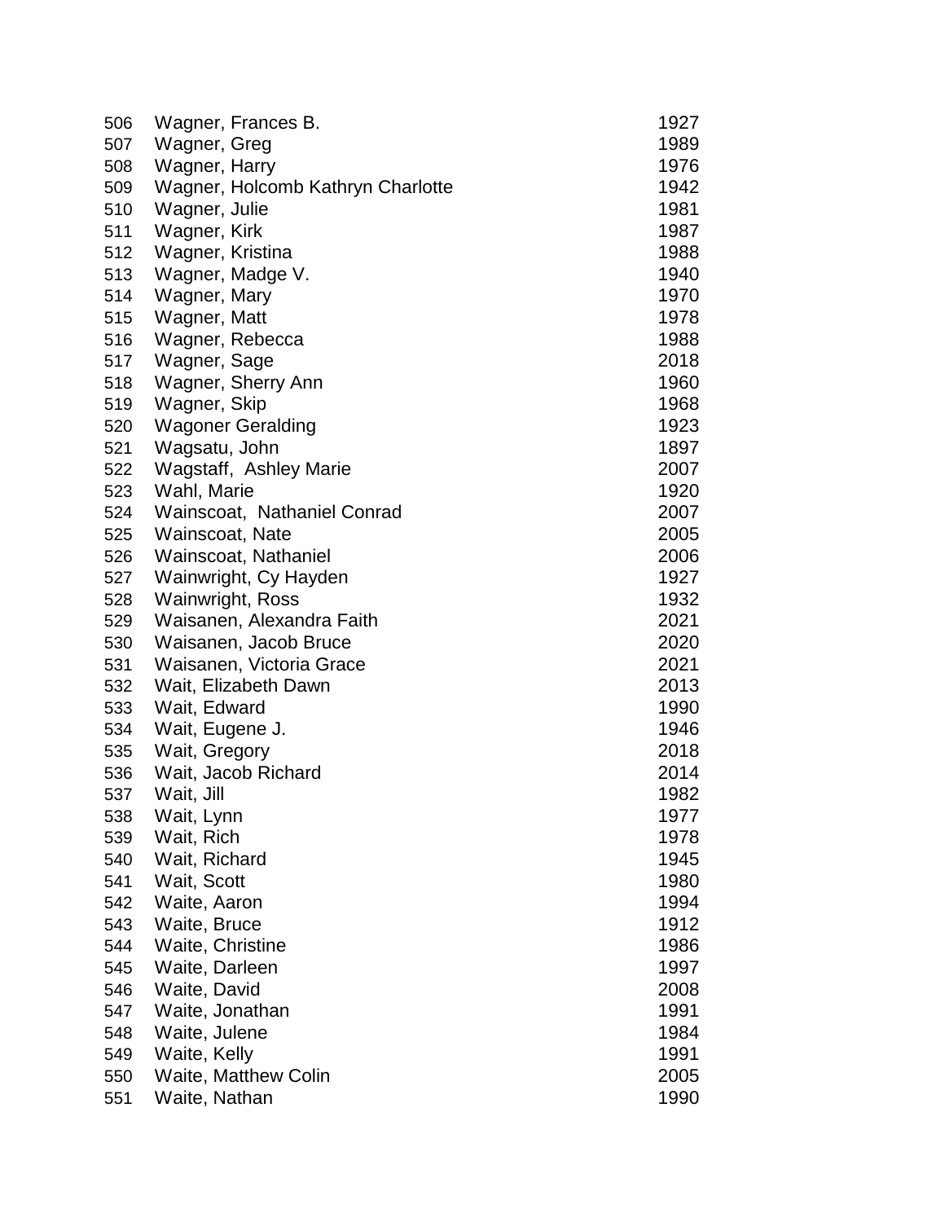| | | |
|---|---|---|
| 506 | Wagner, Frances B. | 1927 |
| 507 | Wagner, Greg | 1989 |
| 508 | Wagner, Harry | 1976 |
| 509 | Wagner, Holcomb Kathryn Charlotte | 1942 |
| 510 | Wagner, Julie | 1981 |
| 511 | Wagner, Kirk | 1987 |
| 512 | Wagner, Kristina | 1988 |
| 513 | Wagner, Madge V. | 1940 |
| 514 | Wagner, Mary | 1970 |
| 515 | Wagner, Matt | 1978 |
| 516 | Wagner, Rebecca | 1988 |
| 517 | Wagner, Sage | 2018 |
| 518 | Wagner, Sherry Ann | 1960 |
| 519 | Wagner, Skip | 1968 |
| 520 | Wagoner Geralding | 1923 |
| 521 | Wagsatu, John | 1897 |
| 522 | Wagstaff, Ashley Marie | 2007 |
| 523 | Wahl, Marie | 1920 |
| 524 | Wainscoat, Nathaniel Conrad | 2007 |
| 525 | Wainscoat, Nate | 2005 |
| 526 | Wainscoat, Nathaniel | 2006 |
| 527 | Wainwright, Cy Hayden | 1927 |
| 528 | Wainwright, Ross | 1932 |
| 529 | Waisanen, Alexandra Faith | 2021 |
| 530 | Waisanen, Jacob Bruce | 2020 |
| 531 | Waisanen, Victoria Grace | 2021 |
| 532 | Wait, Elizabeth Dawn | 2013 |
| 533 | Wait, Edward | 1990 |
| 534 | Wait, Eugene J. | 1946 |
| 535 | Wait, Gregory | 2018 |
| 536 | Wait, Jacob Richard | 2014 |
| 537 | Wait, Jill | 1982 |
| 538 | Wait, Lynn | 1977 |
| 539 | Wait, Rich | 1978 |
| 540 | Wait, Richard | 1945 |
| 541 | Wait, Scott | 1980 |
| 542 | Waite, Aaron | 1994 |
| 543 | Waite, Bruce | 1912 |
| 544 | Waite, Christine | 1986 |
| 545 | Waite, Darleen | 1997 |
| 546 | Waite, David | 2008 |
| 547 | Waite, Jonathan | 1991 |
| 548 | Waite, Julene | 1984 |
| 549 | Waite, Kelly | 1991 |
| 550 | Waite, Matthew Colin | 2005 |
| 551 | Waite, Nathan | 1990 |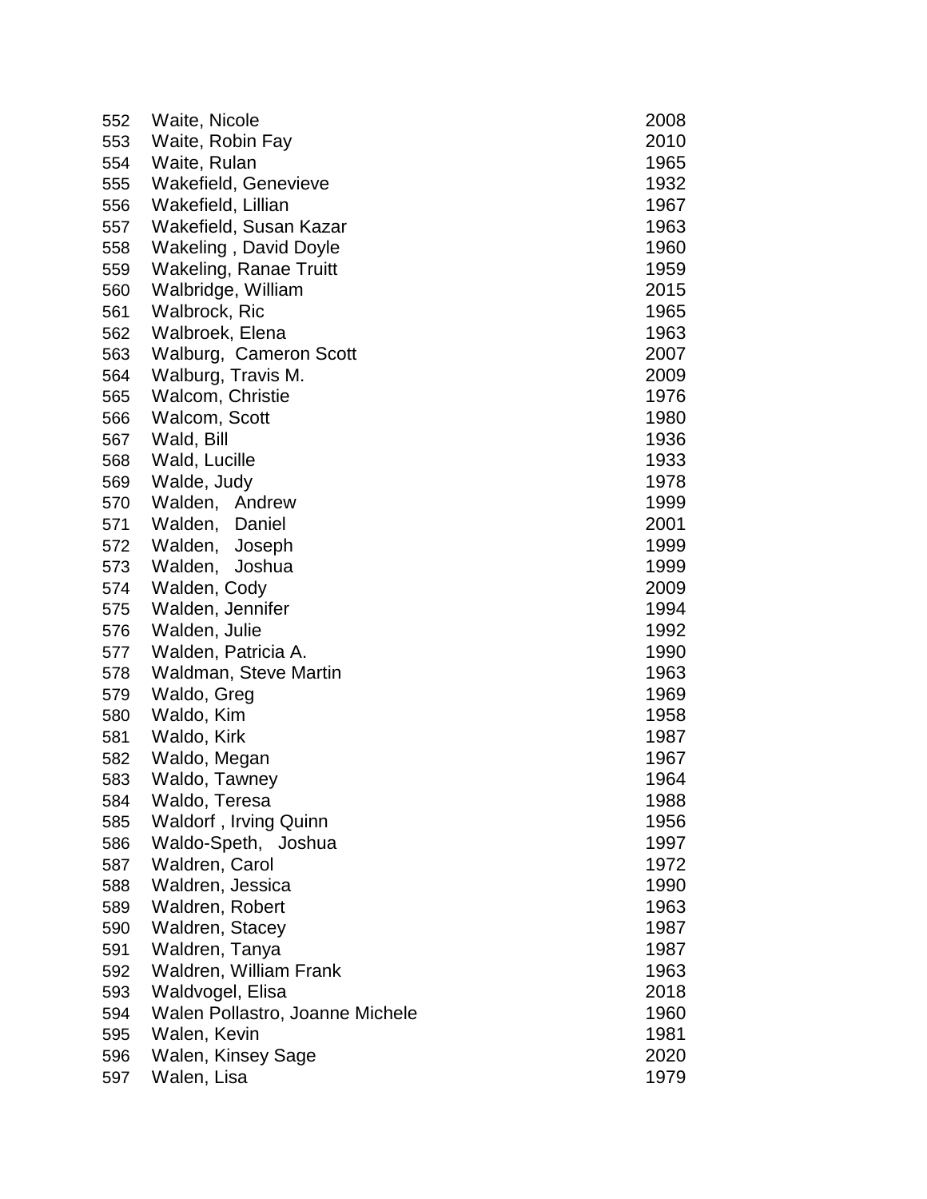| | | |
|---|---|---|
| 552 | Waite, Nicole | 2008 |
| 553 | Waite, Robin Fay | 2010 |
| 554 | Waite, Rulan | 1965 |
| 555 | Wakefield, Genevieve | 1932 |
| 556 | Wakefield, Lillian | 1967 |
| 557 | Wakefield, Susan Kazar | 1963 |
| 558 | Wakeling , David Doyle | 1960 |
| 559 | Wakeling, Ranae Truitt | 1959 |
| 560 | Walbridge, William | 2015 |
| 561 | Walbrock, Ric | 1965 |
| 562 | Walbroek, Elena | 1963 |
| 563 | Walburg, Cameron Scott | 2007 |
| 564 | Walburg, Travis M. | 2009 |
| 565 | Walcom, Christie | 1976 |
| 566 | Walcom, Scott | 1980 |
| 567 | Wald, Bill | 1936 |
| 568 | Wald, Lucille | 1933 |
| 569 | Walde, Judy | 1978 |
| 570 | Walden, Andrew | 1999 |
| 571 | Walden, Daniel | 2001 |
| 572 | Walden, Joseph | 1999 |
| 573 | Walden, Joshua | 1999 |
| 574 | Walden, Cody | 2009 |
| 575 | Walden, Jennifer | 1994 |
| 576 | Walden, Julie | 1992 |
| 577 | Walden, Patricia A. | 1990 |
| 578 | Waldman, Steve Martin | 1963 |
| 579 | Waldo, Greg | 1969 |
| 580 | Waldo, Kim | 1958 |
| 581 | Waldo, Kirk | 1987 |
| 582 | Waldo, Megan | 1967 |
| 583 | Waldo, Tawney | 1964 |
| 584 | Waldo, Teresa | 1988 |
| 585 | Waldorf , Irving Quinn | 1956 |
| 586 | Waldo-Speth, Joshua | 1997 |
| 587 | Waldren, Carol | 1972 |
| 588 | Waldren, Jessica | 1990 |
| 589 | Waldren, Robert | 1963 |
| 590 | Waldren, Stacey | 1987 |
| 591 | Waldren, Tanya | 1987 |
| 592 | Waldren, William Frank | 1963 |
| 593 | Waldvogel, Elisa | 2018 |
| 594 | Walen Pollastro, Joanne Michele | 1960 |
| 595 | Walen, Kevin | 1981 |
| 596 | Walen, Kinsey Sage | 2020 |
| 597 | Walen, Lisa | 1979 |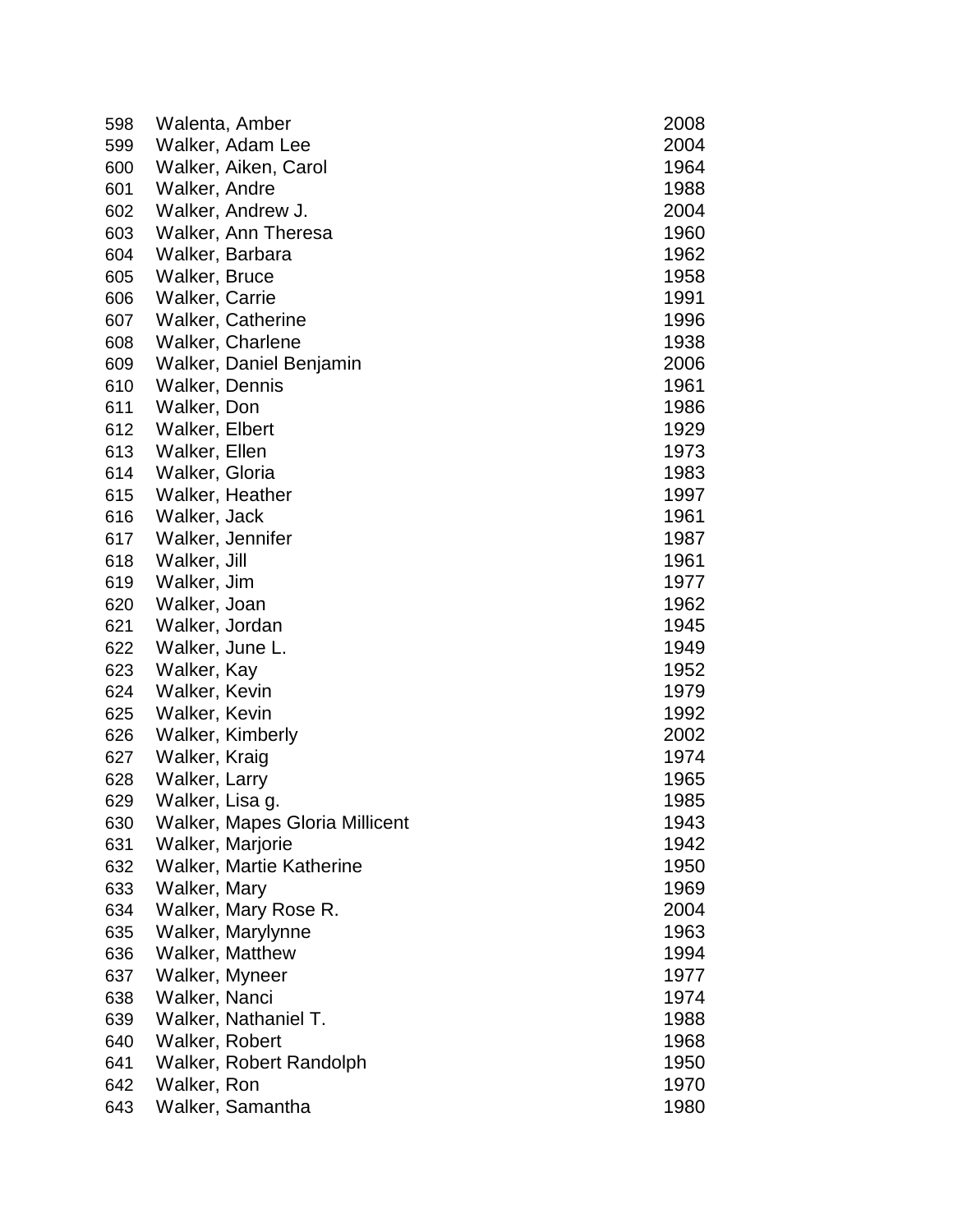| | | |
|---|---|---|
| 598 | Walenta, Amber | 2008 |
| 599 | Walker, Adam Lee | 2004 |
| 600 | Walker, Aiken, Carol | 1964 |
| 601 | Walker, Andre | 1988 |
| 602 | Walker, Andrew J. | 2004 |
| 603 | Walker, Ann Theresa | 1960 |
| 604 | Walker, Barbara | 1962 |
| 605 | Walker, Bruce | 1958 |
| 606 | Walker, Carrie | 1991 |
| 607 | Walker, Catherine | 1996 |
| 608 | Walker, Charlene | 1938 |
| 609 | Walker, Daniel Benjamin | 2006 |
| 610 | Walker, Dennis | 1961 |
| 611 | Walker, Don | 1986 |
| 612 | Walker, Elbert | 1929 |
| 613 | Walker, Ellen | 1973 |
| 614 | Walker, Gloria | 1983 |
| 615 | Walker, Heather | 1997 |
| 616 | Walker, Jack | 1961 |
| 617 | Walker, Jennifer | 1987 |
| 618 | Walker, Jill | 1961 |
| 619 | Walker, Jim | 1977 |
| 620 | Walker, Joan | 1962 |
| 621 | Walker, Jordan | 1945 |
| 622 | Walker, June L. | 1949 |
| 623 | Walker, Kay | 1952 |
| 624 | Walker, Kevin | 1979 |
| 625 | Walker, Kevin | 1992 |
| 626 | Walker, Kimberly | 2002 |
| 627 | Walker, Kraig | 1974 |
| 628 | Walker, Larry | 1965 |
| 629 | Walker, Lisa g. | 1985 |
| 630 | Walker, Mapes Gloria Millicent | 1943 |
| 631 | Walker, Marjorie | 1942 |
| 632 | Walker, Martie Katherine | 1950 |
| 633 | Walker, Mary | 1969 |
| 634 | Walker, Mary Rose R. | 2004 |
| 635 | Walker, Marylynne | 1963 |
| 636 | Walker, Matthew | 1994 |
| 637 | Walker, Myneer | 1977 |
| 638 | Walker, Nanci | 1974 |
| 639 | Walker, Nathaniel T. | 1988 |
| 640 | Walker, Robert | 1968 |
| 641 | Walker, Robert Randolph | 1950 |
| 642 | Walker, Ron | 1970 |
| 643 | Walker, Samantha | 1980 |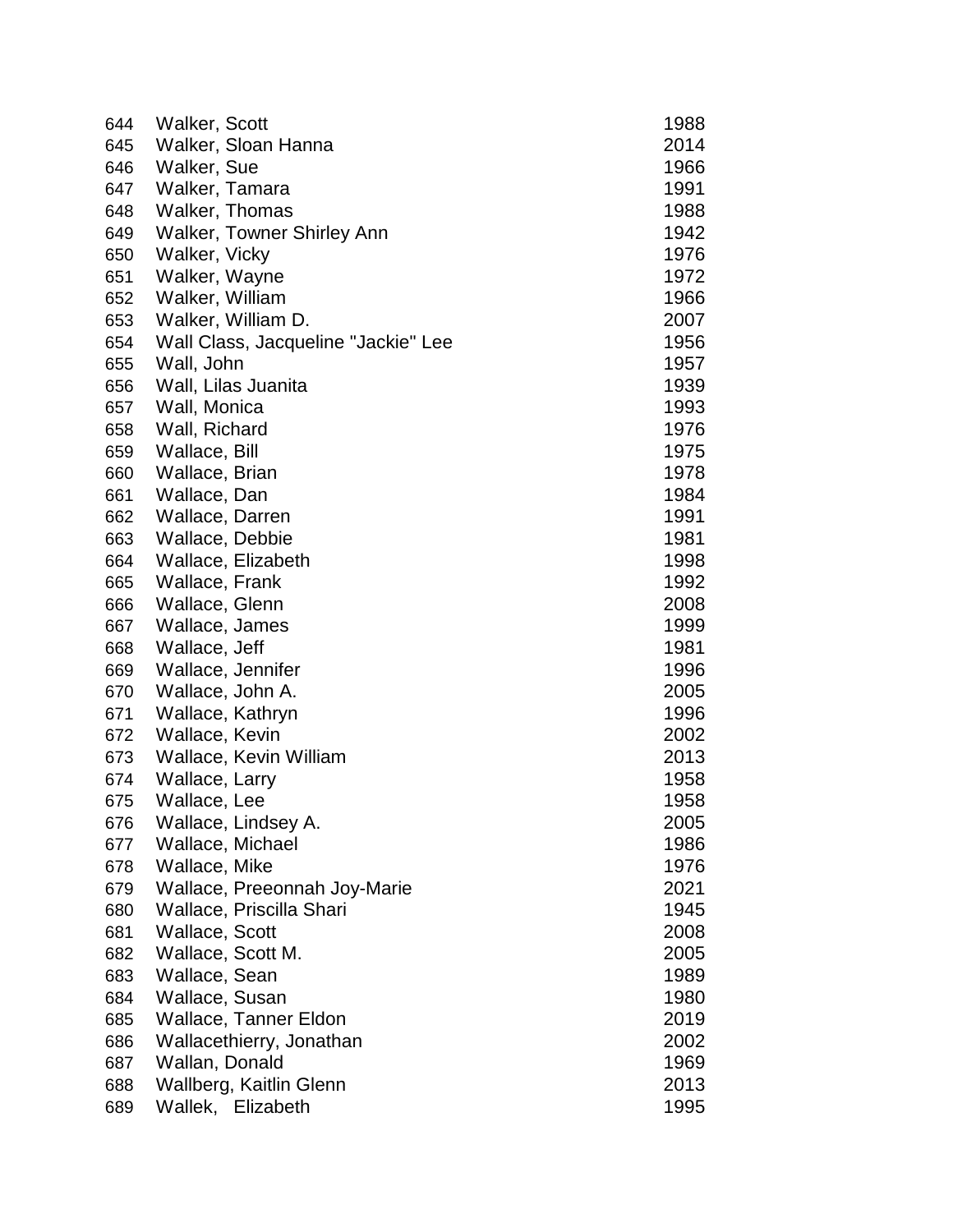| | | |
|---|---|---|
| 644 | Walker, Scott | 1988 |
| 645 | Walker, Sloan Hanna | 2014 |
| 646 | Walker, Sue | 1966 |
| 647 | Walker, Tamara | 1991 |
| 648 | Walker, Thomas | 1988 |
| 649 | Walker, Towner Shirley Ann | 1942 |
| 650 | Walker, Vicky | 1976 |
| 651 | Walker, Wayne | 1972 |
| 652 | Walker, William | 1966 |
| 653 | Walker, William D. | 2007 |
| 654 | Wall Class, Jacqueline "Jackie" Lee | 1956 |
| 655 | Wall, John | 1957 |
| 656 | Wall, Lilas Juanita | 1939 |
| 657 | Wall, Monica | 1993 |
| 658 | Wall, Richard | 1976 |
| 659 | Wallace, Bill | 1975 |
| 660 | Wallace, Brian | 1978 |
| 661 | Wallace, Dan | 1984 |
| 662 | Wallace, Darren | 1991 |
| 663 | Wallace, Debbie | 1981 |
| 664 | Wallace, Elizabeth | 1998 |
| 665 | Wallace, Frank | 1992 |
| 666 | Wallace, Glenn | 2008 |
| 667 | Wallace, James | 1999 |
| 668 | Wallace, Jeff | 1981 |
| 669 | Wallace, Jennifer | 1996 |
| 670 | Wallace, John A. | 2005 |
| 671 | Wallace, Kathryn | 1996 |
| 672 | Wallace, Kevin | 2002 |
| 673 | Wallace, Kevin William | 2013 |
| 674 | Wallace, Larry | 1958 |
| 675 | Wallace, Lee | 1958 |
| 676 | Wallace, Lindsey A. | 2005 |
| 677 | Wallace, Michael | 1986 |
| 678 | Wallace, Mike | 1976 |
| 679 | Wallace, Preeonnah Joy-Marie | 2021 |
| 680 | Wallace, Priscilla Shari | 1945 |
| 681 | Wallace, Scott | 2008 |
| 682 | Wallace, Scott M. | 2005 |
| 683 | Wallace, Sean | 1989 |
| 684 | Wallace, Susan | 1980 |
| 685 | Wallace, Tanner Eldon | 2019 |
| 686 | Wallacethierry, Jonathan | 2002 |
| 687 | Wallan, Donald | 1969 |
| 688 | Wallberg, Kaitlin Glenn | 2013 |
| 689 | Wallek, Elizabeth | 1995 |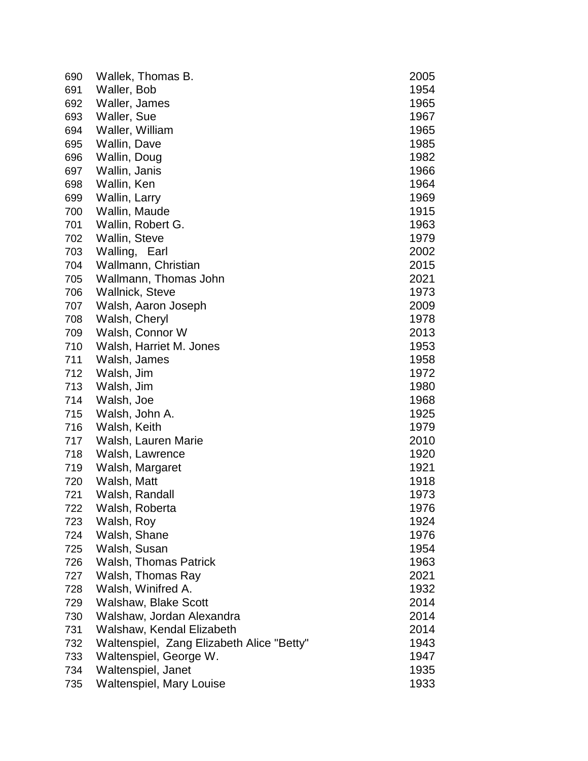| | | |
|---|---|---|
| 690 | Wallek, Thomas B. | 2005 |
| 691 | Waller, Bob | 1954 |
| 692 | Waller, James | 1965 |
| 693 | Waller, Sue | 1967 |
| 694 | Waller, William | 1965 |
| 695 | Wallin, Dave | 1985 |
| 696 | Wallin, Doug | 1982 |
| 697 | Wallin, Janis | 1966 |
| 698 | Wallin, Ken | 1964 |
| 699 | Wallin, Larry | 1969 |
| 700 | Wallin, Maude | 1915 |
| 701 | Wallin, Robert G. | 1963 |
| 702 | Wallin, Steve | 1979 |
| 703 | Walling, Earl | 2002 |
| 704 | Wallmann, Christian | 2015 |
| 705 | Wallmann, Thomas John | 2021 |
| 706 | Wallnick, Steve | 1973 |
| 707 | Walsh, Aaron Joseph | 2009 |
| 708 | Walsh, Cheryl | 1978 |
| 709 | Walsh, Connor W | 2013 |
| 710 | Walsh, Harriet M. Jones | 1953 |
| 711 | Walsh, James | 1958 |
| 712 | Walsh, Jim | 1972 |
| 713 | Walsh, Jim | 1980 |
| 714 | Walsh, Joe | 1968 |
| 715 | Walsh, John A. | 1925 |
| 716 | Walsh, Keith | 1979 |
| 717 | Walsh, Lauren Marie | 2010 |
| 718 | Walsh, Lawrence | 1920 |
| 719 | Walsh, Margaret | 1921 |
| 720 | Walsh, Matt | 1918 |
| 721 | Walsh, Randall | 1973 |
| 722 | Walsh, Roberta | 1976 |
| 723 | Walsh, Roy | 1924 |
| 724 | Walsh, Shane | 1976 |
| 725 | Walsh, Susan | 1954 |
| 726 | Walsh, Thomas Patrick | 1963 |
| 727 | Walsh, Thomas Ray | 2021 |
| 728 | Walsh, Winifred A. | 1932 |
| 729 | Walshaw, Blake Scott | 2014 |
| 730 | Walshaw, Jordan Alexandra | 2014 |
| 731 | Walshaw, Kendal Elizabeth | 2014 |
| 732 | Waltenspiel, Zang Elizabeth Alice "Betty" | 1943 |
| 733 | Waltenspiel, George W. | 1947 |
| 734 | Waltenspiel, Janet | 1935 |
| 735 | Waltenspiel, Mary Louise | 1933 |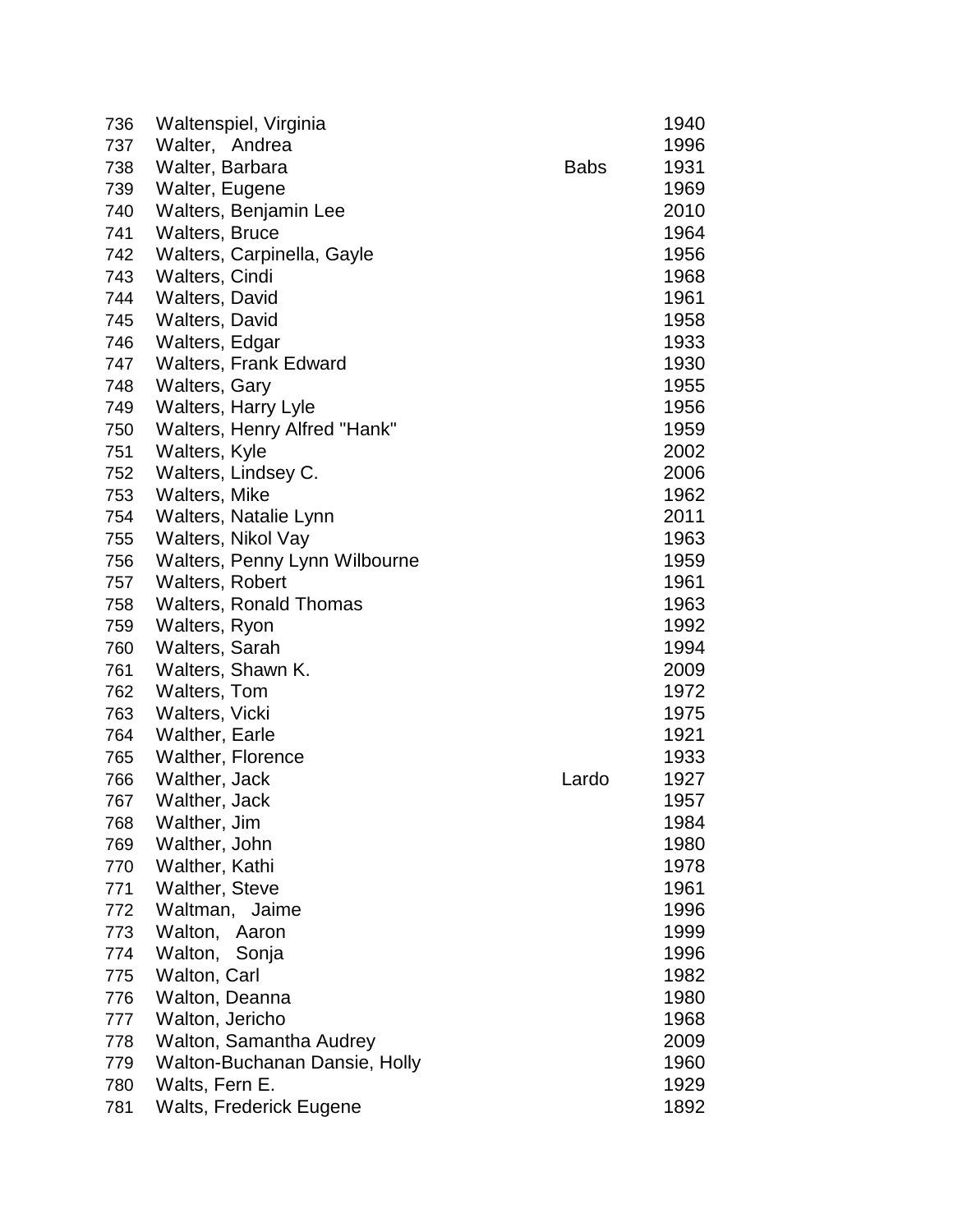| | | | |
|---|---|---|---|
| 736 | Waltenspiel, Virginia | | 1940 |
| 737 | Walter, Andrea | | 1996 |
| 738 | Walter, Barbara | Babs | 1931 |
| 739 | Walter, Eugene | | 1969 |
| 740 | Walters, Benjamin Lee | | 2010 |
| 741 | Walters, Bruce | | 1964 |
| 742 | Walters, Carpinella, Gayle | | 1956 |
| 743 | Walters, Cindi | | 1968 |
| 744 | Walters, David | | 1961 |
| 745 | Walters, David | | 1958 |
| 746 | Walters, Edgar | | 1933 |
| 747 | Walters, Frank Edward | | 1930 |
| 748 | Walters, Gary | | 1955 |
| 749 | Walters, Harry Lyle | | 1956 |
| 750 | Walters, Henry Alfred "Hank" | | 1959 |
| 751 | Walters, Kyle | | 2002 |
| 752 | Walters, Lindsey C. | | 2006 |
| 753 | Walters, Mike | | 1962 |
| 754 | Walters, Natalie Lynn | | 2011 |
| 755 | Walters, Nikol Vay | | 1963 |
| 756 | Walters, Penny Lynn Wilbourne | | 1959 |
| 757 | Walters, Robert | | 1961 |
| 758 | Walters, Ronald Thomas | | 1963 |
| 759 | Walters, Ryon | | 1992 |
| 760 | Walters, Sarah | | 1994 |
| 761 | Walters, Shawn K. | | 2009 |
| 762 | Walters, Tom | | 1972 |
| 763 | Walters, Vicki | | 1975 |
| 764 | Walther, Earle | | 1921 |
| 765 | Walther, Florence | | 1933 |
| 766 | Walther, Jack | Lardo | 1927 |
| 767 | Walther, Jack | | 1957 |
| 768 | Walther, Jim | | 1984 |
| 769 | Walther, John | | 1980 |
| 770 | Walther, Kathi | | 1978 |
| 771 | Walther, Steve | | 1961 |
| 772 | Waltman, Jaime | | 1996 |
| 773 | Walton, Aaron | | 1999 |
| 774 | Walton, Sonja | | 1996 |
| 775 | Walton, Carl | | 1982 |
| 776 | Walton, Deanna | | 1980 |
| 777 | Walton, Jericho | | 1968 |
| 778 | Walton, Samantha Audrey | | 2009 |
| 779 | Walton-Buchanan Dansie, Holly | | 1960 |
| 780 | Walts, Fern E. | | 1929 |
| 781 | Walts, Frederick Eugene | | 1892 |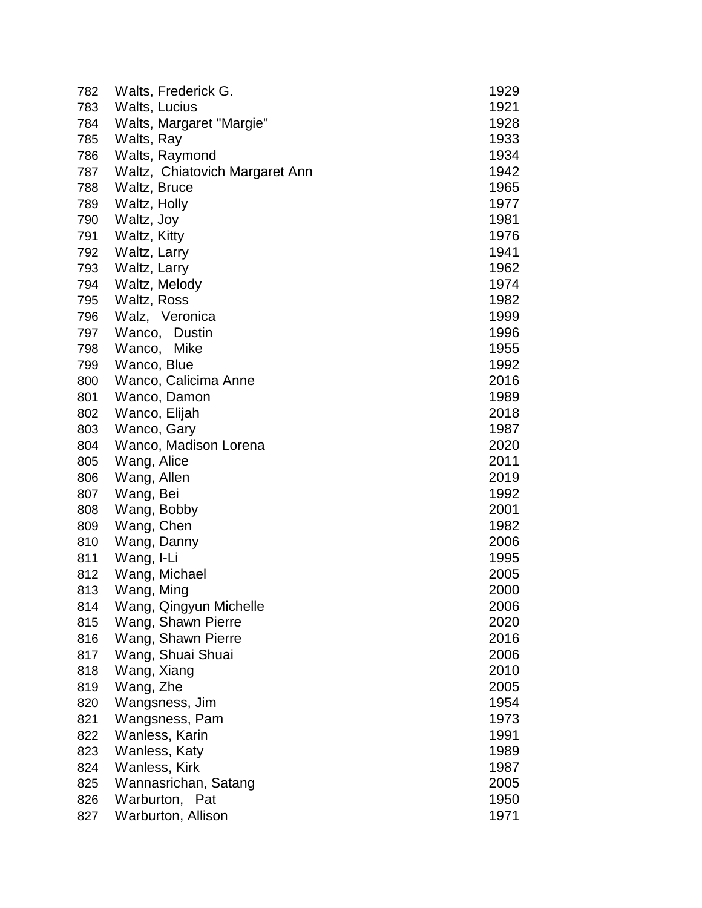| | | |
|---|---|---|
| 782 | Walts, Frederick G. | 1929 |
| 783 | Walts, Lucius | 1921 |
| 784 | Walts, Margaret "Margie" | 1928 |
| 785 | Walts, Ray | 1933 |
| 786 | Walts, Raymond | 1934 |
| 787 | Waltz, Chiatovich Margaret Ann | 1942 |
| 788 | Waltz, Bruce | 1965 |
| 789 | Waltz, Holly | 1977 |
| 790 | Waltz, Joy | 1981 |
| 791 | Waltz, Kitty | 1976 |
| 792 | Waltz, Larry | 1941 |
| 793 | Waltz, Larry | 1962 |
| 794 | Waltz, Melody | 1974 |
| 795 | Waltz, Ross | 1982 |
| 796 | Walz, Veronica | 1999 |
| 797 | Wanco, Dustin | 1996 |
| 798 | Wanco, Mike | 1955 |
| 799 | Wanco, Blue | 1992 |
| 800 | Wanco, Calicima Anne | 2016 |
| 801 | Wanco, Damon | 1989 |
| 802 | Wanco, Elijah | 2018 |
| 803 | Wanco, Gary | 1987 |
| 804 | Wanco, Madison Lorena | 2020 |
| 805 | Wang, Alice | 2011 |
| 806 | Wang, Allen | 2019 |
| 807 | Wang, Bei | 1992 |
| 808 | Wang, Bobby | 2001 |
| 809 | Wang, Chen | 1982 |
| 810 | Wang, Danny | 2006 |
| 811 | Wang, I-Li | 1995 |
| 812 | Wang, Michael | 2005 |
| 813 | Wang, Ming | 2000 |
| 814 | Wang, Qingyun Michelle | 2006 |
| 815 | Wang, Shawn Pierre | 2020 |
| 816 | Wang, Shawn Pierre | 2016 |
| 817 | Wang, Shuai Shuai | 2006 |
| 818 | Wang, Xiang | 2010 |
| 819 | Wang, Zhe | 2005 |
| 820 | Wangsness, Jim | 1954 |
| 821 | Wangsness, Pam | 1973 |
| 822 | Wanless, Karin | 1991 |
| 823 | Wanless, Katy | 1989 |
| 824 | Wanless, Kirk | 1987 |
| 825 | Wannasrichan, Satang | 2005 |
| 826 | Warburton, Pat | 1950 |
| 827 | Warburton, Allison | 1971 |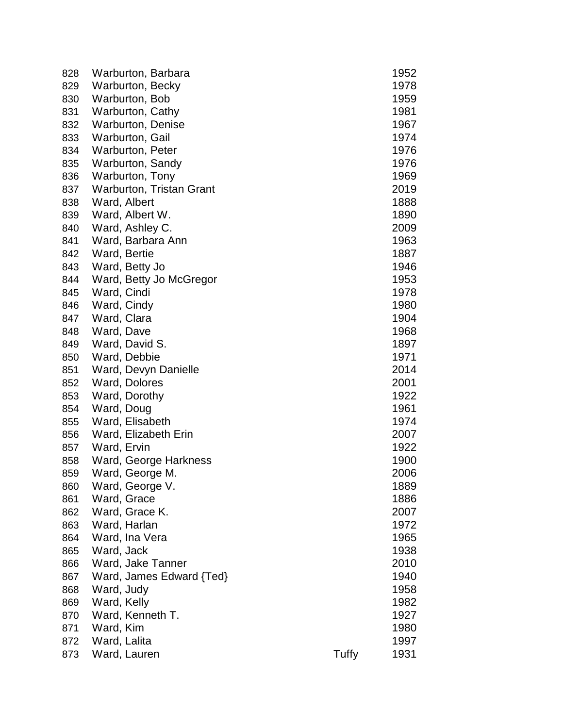| | | | |
|---|---|---|---|
| 828 | Warburton, Barbara | | 1952 |
| 829 | Warburton, Becky | | 1978 |
| 830 | Warburton, Bob | | 1959 |
| 831 | Warburton, Cathy | | 1981 |
| 832 | Warburton, Denise | | 1967 |
| 833 | Warburton, Gail | | 1974 |
| 834 | Warburton, Peter | | 1976 |
| 835 | Warburton, Sandy | | 1976 |
| 836 | Warburton, Tony | | 1969 |
| 837 | Warburton, Tristan Grant | | 2019 |
| 838 | Ward, Albert | | 1888 |
| 839 | Ward, Albert W. | | 1890 |
| 840 | Ward, Ashley C. | | 2009 |
| 841 | Ward, Barbara Ann | | 1963 |
| 842 | Ward, Bertie | | 1887 |
| 843 | Ward, Betty Jo | | 1946 |
| 844 | Ward, Betty Jo McGregor | | 1953 |
| 845 | Ward, Cindi | | 1978 |
| 846 | Ward, Cindy | | 1980 |
| 847 | Ward, Clara | | 1904 |
| 848 | Ward, Dave | | 1968 |
| 849 | Ward, David S. | | 1897 |
| 850 | Ward, Debbie | | 1971 |
| 851 | Ward, Devyn Danielle | | 2014 |
| 852 | Ward, Dolores | | 2001 |
| 853 | Ward, Dorothy | | 1922 |
| 854 | Ward, Doug | | 1961 |
| 855 | Ward, Elisabeth | | 1974 |
| 856 | Ward, Elizabeth Erin | | 2007 |
| 857 | Ward, Ervin | | 1922 |
| 858 | Ward, George Harkness | | 1900 |
| 859 | Ward, George M. | | 2006 |
| 860 | Ward, George V. | | 1889 |
| 861 | Ward, Grace | | 1886 |
| 862 | Ward, Grace K. | | 2007 |
| 863 | Ward, Harlan | | 1972 |
| 864 | Ward, Ina Vera | | 1965 |
| 865 | Ward, Jack | | 1938 |
| 866 | Ward, Jake Tanner | | 2010 |
| 867 | Ward, James Edward {Ted} | | 1940 |
| 868 | Ward, Judy | | 1958 |
| 869 | Ward, Kelly | | 1982 |
| 870 | Ward, Kenneth T. | | 1927 |
| 871 | Ward, Kim | | 1980 |
| 872 | Ward, Lalita | | 1997 |
| 873 | Ward, Lauren | Tuffy | 1931 |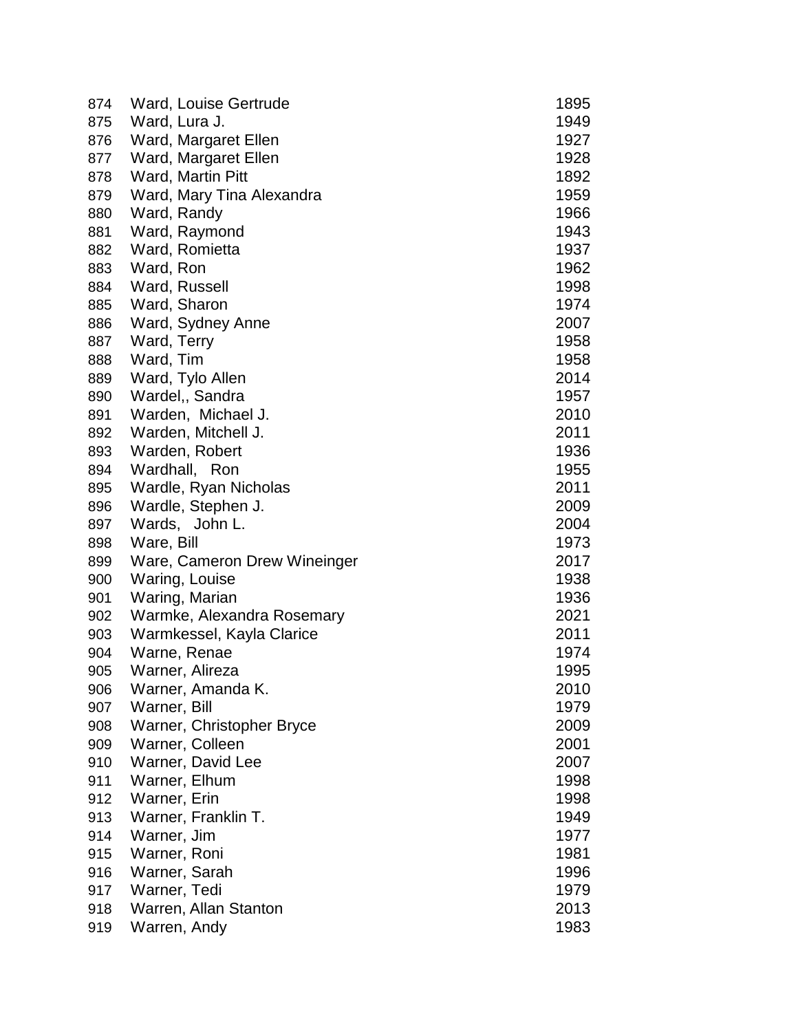| | | |
|---|---|---|
| 874 | Ward, Louise Gertrude | 1895 |
| 875 | Ward, Lura J. | 1949 |
| 876 | Ward, Margaret Ellen | 1927 |
| 877 | Ward, Margaret Ellen | 1928 |
| 878 | Ward, Martin Pitt | 1892 |
| 879 | Ward, Mary Tina Alexandra | 1959 |
| 880 | Ward, Randy | 1966 |
| 881 | Ward, Raymond | 1943 |
| 882 | Ward, Romietta | 1937 |
| 883 | Ward, Ron | 1962 |
| 884 | Ward, Russell | 1998 |
| 885 | Ward, Sharon | 1974 |
| 886 | Ward, Sydney Anne | 2007 |
| 887 | Ward, Terry | 1958 |
| 888 | Ward, Tim | 1958 |
| 889 | Ward, Tylo Allen | 2014 |
| 890 | Wardel,, Sandra | 1957 |
| 891 | Warden, Michael J. | 2010 |
| 892 | Warden, Mitchell J. | 2011 |
| 893 | Warden, Robert | 1936 |
| 894 | Wardhall, Ron | 1955 |
| 895 | Wardle, Ryan Nicholas | 2011 |
| 896 | Wardle, Stephen J. | 2009 |
| 897 | Wards, John L. | 2004 |
| 898 | Ware, Bill | 1973 |
| 899 | Ware, Cameron Drew Wineinger | 2017 |
| 900 | Waring, Louise | 1938 |
| 901 | Waring, Marian | 1936 |
| 902 | Warmke, Alexandra Rosemary | 2021 |
| 903 | Warmkessel, Kayla Clarice | 2011 |
| 904 | Warne, Renae | 1974 |
| 905 | Warner, Alireza | 1995 |
| 906 | Warner, Amanda K. | 2010 |
| 907 | Warner, Bill | 1979 |
| 908 | Warner, Christopher Bryce | 2009 |
| 909 | Warner, Colleen | 2001 |
| 910 | Warner, David Lee | 2007 |
| 911 | Warner, Elhum | 1998 |
| 912 | Warner, Erin | 1998 |
| 913 | Warner, Franklin T. | 1949 |
| 914 | Warner, Jim | 1977 |
| 915 | Warner, Roni | 1981 |
| 916 | Warner, Sarah | 1996 |
| 917 | Warner, Tedi | 1979 |
| 918 | Warren, Allan Stanton | 2013 |
| 919 | Warren, Andy | 1983 |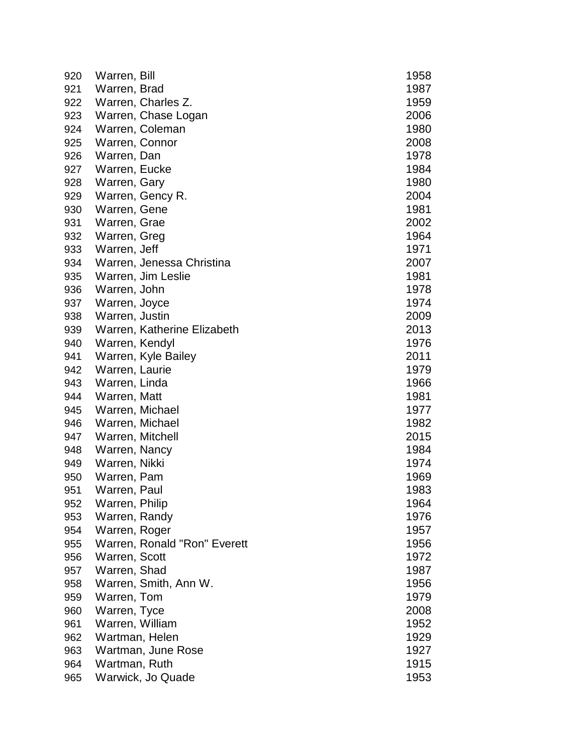| | | |
|---|---|---|
| 920 | Warren, Bill | 1958 |
| 921 | Warren, Brad | 1987 |
| 922 | Warren, Charles Z. | 1959 |
| 923 | Warren, Chase Logan | 2006 |
| 924 | Warren, Coleman | 1980 |
| 925 | Warren, Connor | 2008 |
| 926 | Warren, Dan | 1978 |
| 927 | Warren, Eucke | 1984 |
| 928 | Warren, Gary | 1980 |
| 929 | Warren, Gency R. | 2004 |
| 930 | Warren, Gene | 1981 |
| 931 | Warren, Grae | 2002 |
| 932 | Warren, Greg | 1964 |
| 933 | Warren, Jeff | 1971 |
| 934 | Warren, Jenessa Christina | 2007 |
| 935 | Warren, Jim Leslie | 1981 |
| 936 | Warren, John | 1978 |
| 937 | Warren, Joyce | 1974 |
| 938 | Warren, Justin | 2009 |
| 939 | Warren, Katherine Elizabeth | 2013 |
| 940 | Warren, Kendyl | 1976 |
| 941 | Warren, Kyle Bailey | 2011 |
| 942 | Warren, Laurie | 1979 |
| 943 | Warren, Linda | 1966 |
| 944 | Warren, Matt | 1981 |
| 945 | Warren, Michael | 1977 |
| 946 | Warren, Michael | 1982 |
| 947 | Warren, Mitchell | 2015 |
| 948 | Warren, Nancy | 1984 |
| 949 | Warren, Nikki | 1974 |
| 950 | Warren, Pam | 1969 |
| 951 | Warren, Paul | 1983 |
| 952 | Warren, Philip | 1964 |
| 953 | Warren, Randy | 1976 |
| 954 | Warren, Roger | 1957 |
| 955 | Warren, Ronald "Ron" Everett | 1956 |
| 956 | Warren, Scott | 1972 |
| 957 | Warren, Shad | 1987 |
| 958 | Warren, Smith, Ann W. | 1956 |
| 959 | Warren, Tom | 1979 |
| 960 | Warren, Tyce | 2008 |
| 961 | Warren, William | 1952 |
| 962 | Wartman, Helen | 1929 |
| 963 | Wartman, June Rose | 1927 |
| 964 | Wartman, Ruth | 1915 |
| 965 | Warwick, Jo Quade | 1953 |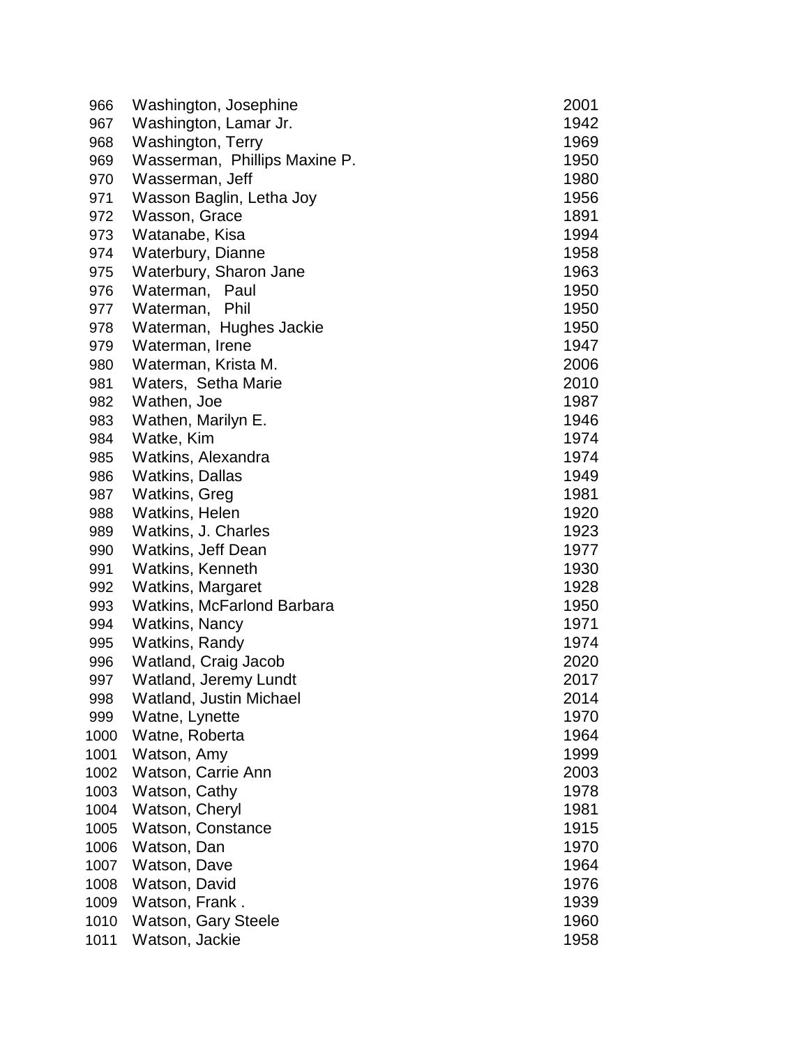| | | |
|---|---|---|
| 966 | Washington, Josephine | 2001 |
| 967 | Washington, Lamar Jr. | 1942 |
| 968 | Washington, Terry | 1969 |
| 969 | Wasserman, Phillips Maxine P. | 1950 |
| 970 | Wasserman, Jeff | 1980 |
| 971 | Wasson Baglin, Letha Joy | 1956 |
| 972 | Wasson, Grace | 1891 |
| 973 | Watanabe, Kisa | 1994 |
| 974 | Waterbury, Dianne | 1958 |
| 975 | Waterbury, Sharon Jane | 1963 |
| 976 | Waterman, Paul | 1950 |
| 977 | Waterman, Phil | 1950 |
| 978 | Waterman, Hughes Jackie | 1950 |
| 979 | Waterman, Irene | 1947 |
| 980 | Waterman, Krista M. | 2006 |
| 981 | Waters, Setha Marie | 2010 |
| 982 | Wathen, Joe | 1987 |
| 983 | Wathen, Marilyn E. | 1946 |
| 984 | Watke, Kim | 1974 |
| 985 | Watkins, Alexandra | 1974 |
| 986 | Watkins, Dallas | 1949 |
| 987 | Watkins, Greg | 1981 |
| 988 | Watkins, Helen | 1920 |
| 989 | Watkins, J. Charles | 1923 |
| 990 | Watkins, Jeff Dean | 1977 |
| 991 | Watkins, Kenneth | 1930 |
| 992 | Watkins, Margaret | 1928 |
| 993 | Watkins, McFarlond Barbara | 1950 |
| 994 | Watkins, Nancy | 1971 |
| 995 | Watkins, Randy | 1974 |
| 996 | Watland, Craig Jacob | 2020 |
| 997 | Watland, Jeremy Lundt | 2017 |
| 998 | Watland, Justin Michael | 2014 |
| 999 | Watne, Lynette | 1970 |
| 1000 | Watne, Roberta | 1964 |
| 1001 | Watson, Amy | 1999 |
| 1002 | Watson, Carrie Ann | 2003 |
| 1003 | Watson, Cathy | 1978 |
| 1004 | Watson, Cheryl | 1981 |
| 1005 | Watson, Constance | 1915 |
| 1006 | Watson, Dan | 1970 |
| 1007 | Watson, Dave | 1964 |
| 1008 | Watson, David | 1976 |
| 1009 | Watson, Frank . | 1939 |
| 1010 | Watson, Gary Steele | 1960 |
| 1011 | Watson, Jackie | 1958 |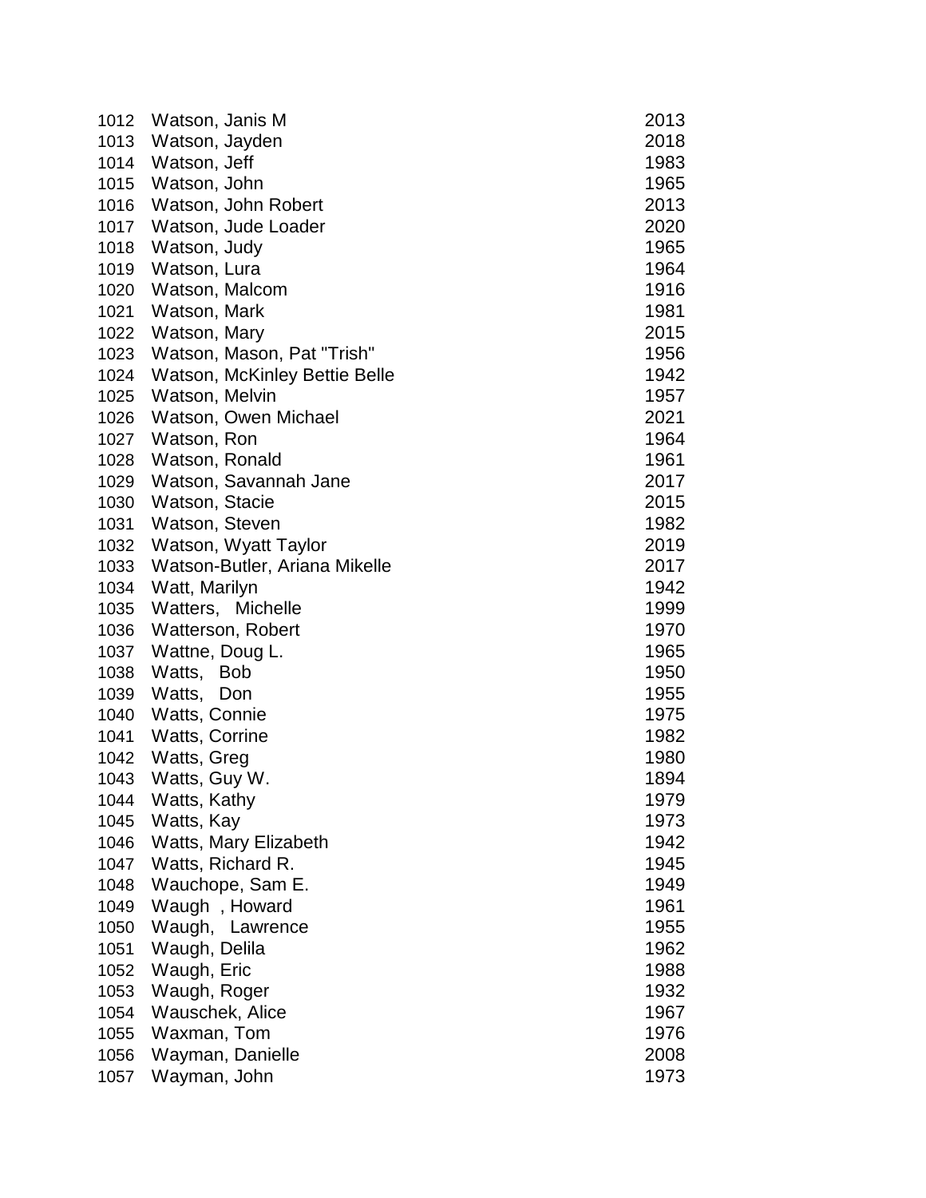| | | |
|---|---|---|
| 1012 | Watson, Janis M | 2013 |
| 1013 | Watson, Jayden | 2018 |
| 1014 | Watson, Jeff | 1983 |
| 1015 | Watson, John | 1965 |
| 1016 | Watson, John Robert | 2013 |
| 1017 | Watson, Jude Loader | 2020 |
| 1018 | Watson, Judy | 1965 |
| 1019 | Watson, Lura | 1964 |
| 1020 | Watson, Malcom | 1916 |
| 1021 | Watson, Mark | 1981 |
| 1022 | Watson, Mary | 2015 |
| 1023 | Watson, Mason, Pat "Trish" | 1956 |
| 1024 | Watson, McKinley Bettie Belle | 1942 |
| 1025 | Watson, Melvin | 1957 |
| 1026 | Watson, Owen Michael | 2021 |
| 1027 | Watson, Ron | 1964 |
| 1028 | Watson, Ronald | 1961 |
| 1029 | Watson, Savannah Jane | 2017 |
| 1030 | Watson, Stacie | 2015 |
| 1031 | Watson, Steven | 1982 |
| 1032 | Watson, Wyatt Taylor | 2019 |
| 1033 | Watson-Butler, Ariana Mikelle | 2017 |
| 1034 | Watt, Marilyn | 1942 |
| 1035 | Watters, Michelle | 1999 |
| 1036 | Watterson, Robert | 1970 |
| 1037 | Wattne, Doug L. | 1965 |
| 1038 | Watts, Bob | 1950 |
| 1039 | Watts, Don | 1955 |
| 1040 | Watts, Connie | 1975 |
| 1041 | Watts, Corrine | 1982 |
| 1042 | Watts, Greg | 1980 |
| 1043 | Watts, Guy W. | 1894 |
| 1044 | Watts, Kathy | 1979 |
| 1045 | Watts, Kay | 1973 |
| 1046 | Watts, Mary Elizabeth | 1942 |
| 1047 | Watts, Richard R. | 1945 |
| 1048 | Wauchope, Sam E. | 1949 |
| 1049 | Waugh , Howard | 1961 |
| 1050 | Waugh, Lawrence | 1955 |
| 1051 | Waugh, Delila | 1962 |
| 1052 | Waugh, Eric | 1988 |
| 1053 | Waugh, Roger | 1932 |
| 1054 | Wauschek, Alice | 1967 |
| 1055 | Waxman, Tom | 1976 |
| 1056 | Wayman, Danielle | 2008 |
| 1057 | Wayman, John | 1973 |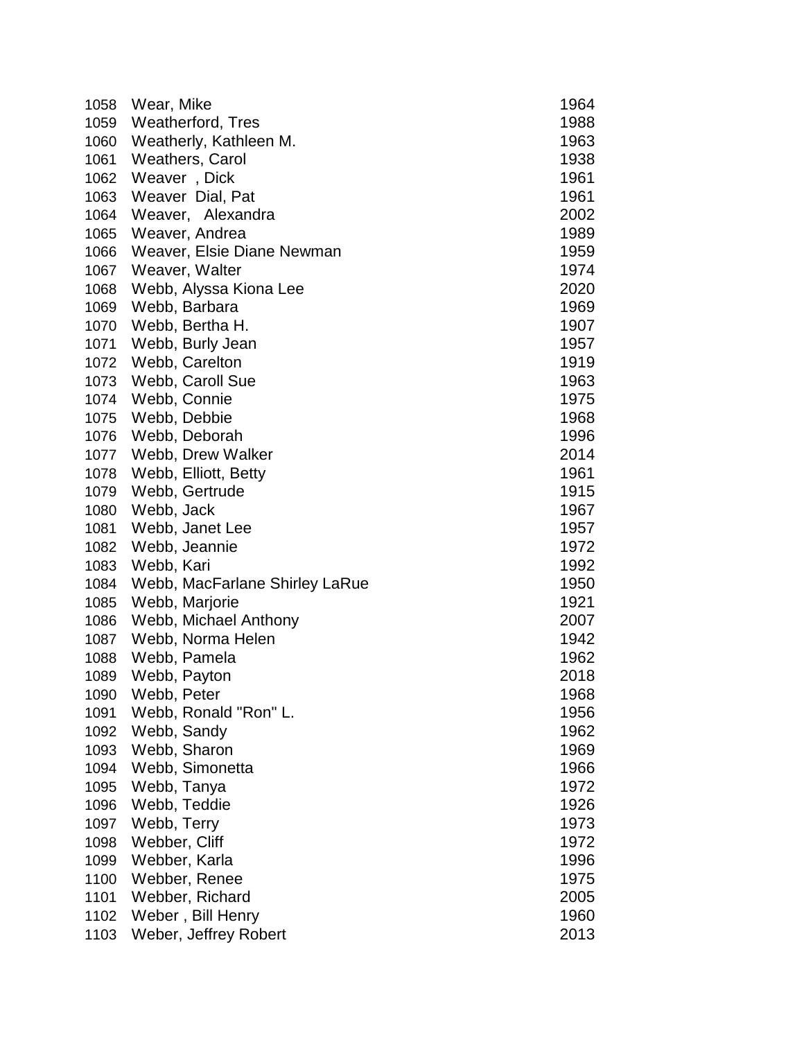| | | |
|---|---|---|
| 1058 | Wear, Mike | 1964 |
| 1059 | Weatherford, Tres | 1988 |
| 1060 | Weatherly, Kathleen M. | 1963 |
| 1061 | Weathers, Carol | 1938 |
| 1062 | Weaver , Dick | 1961 |
| 1063 | Weaver Dial, Pat | 1961 |
| 1064 | Weaver, Alexandra | 2002 |
| 1065 | Weaver, Andrea | 1989 |
| 1066 | Weaver, Elsie Diane Newman | 1959 |
| 1067 | Weaver, Walter | 1974 |
| 1068 | Webb, Alyssa Kiona Lee | 2020 |
| 1069 | Webb, Barbara | 1969 |
| 1070 | Webb, Bertha H. | 1907 |
| 1071 | Webb, Burly Jean | 1957 |
| 1072 | Webb, Carelton | 1919 |
| 1073 | Webb, Caroll Sue | 1963 |
| 1074 | Webb, Connie | 1975 |
| 1075 | Webb, Debbie | 1968 |
| 1076 | Webb, Deborah | 1996 |
| 1077 | Webb, Drew Walker | 2014 |
| 1078 | Webb, Elliott, Betty | 1961 |
| 1079 | Webb, Gertrude | 1915 |
| 1080 | Webb, Jack | 1967 |
| 1081 | Webb, Janet Lee | 1957 |
| 1082 | Webb, Jeannie | 1972 |
| 1083 | Webb, Kari | 1992 |
| 1084 | Webb, MacFarlane Shirley LaRue | 1950 |
| 1085 | Webb, Marjorie | 1921 |
| 1086 | Webb, Michael Anthony | 2007 |
| 1087 | Webb, Norma Helen | 1942 |
| 1088 | Webb, Pamela | 1962 |
| 1089 | Webb, Payton | 2018 |
| 1090 | Webb, Peter | 1968 |
| 1091 | Webb, Ronald "Ron" L. | 1956 |
| 1092 | Webb, Sandy | 1962 |
| 1093 | Webb, Sharon | 1969 |
| 1094 | Webb, Simonetta | 1966 |
| 1095 | Webb, Tanya | 1972 |
| 1096 | Webb, Teddie | 1926 |
| 1097 | Webb, Terry | 1973 |
| 1098 | Webber, Cliff | 1972 |
| 1099 | Webber, Karla | 1996 |
| 1100 | Webber, Renee | 1975 |
| 1101 | Webber, Richard | 2005 |
| 1102 | Weber , Bill Henry | 1960 |
| 1103 | Weber, Jeffrey Robert | 2013 |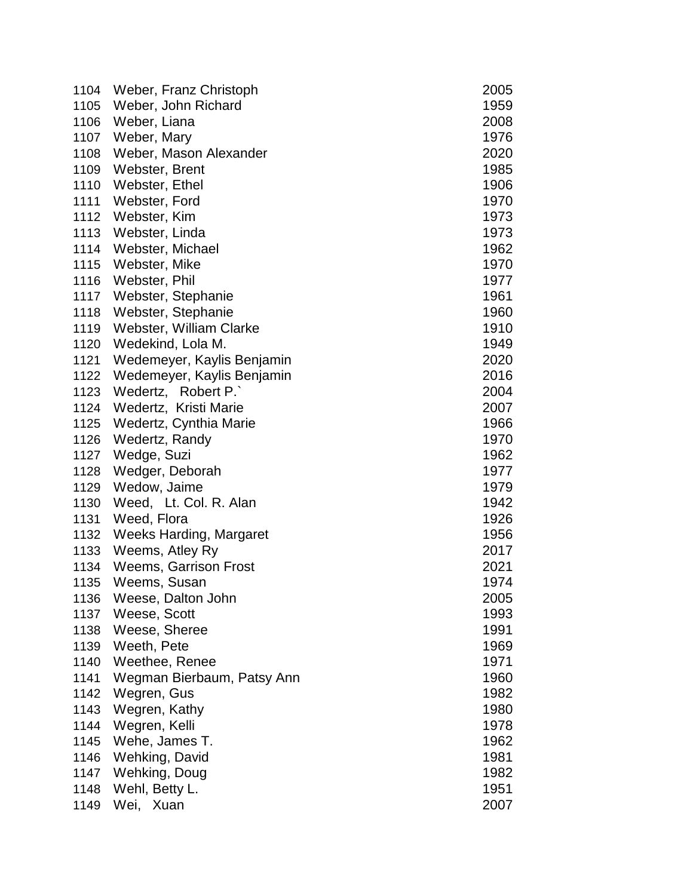| | | |
|---|---|---|
| 1104 | Weber, Franz Christoph | 2005 |
| 1105 | Weber, John Richard | 1959 |
| 1106 | Weber, Liana | 2008 |
| 1107 | Weber, Mary | 1976 |
| 1108 | Weber, Mason Alexander | 2020 |
| 1109 | Webster, Brent | 1985 |
| 1110 | Webster, Ethel | 1906 |
| 1111 | Webster, Ford | 1970 |
| 1112 | Webster, Kim | 1973 |
| 1113 | Webster, Linda | 1973 |
| 1114 | Webster, Michael | 1962 |
| 1115 | Webster, Mike | 1970 |
| 1116 | Webster, Phil | 1977 |
| 1117 | Webster, Stephanie | 1961 |
| 1118 | Webster, Stephanie | 1960 |
| 1119 | Webster, William Clarke | 1910 |
| 1120 | Wedekind, Lola M. | 1949 |
| 1121 | Wedemeyer, Kaylis Benjamin | 2020 |
| 1122 | Wedemeyer, Kaylis Benjamin | 2016 |
| 1123 | Wedertz, Robert P.` | 2004 |
| 1124 | Wedertz, Kristi Marie | 2007 |
| 1125 | Wedertz, Cynthia Marie | 1966 |
| 1126 | Wedertz, Randy | 1970 |
| 1127 | Wedge, Suzi | 1962 |
| 1128 | Wedger, Deborah | 1977 |
| 1129 | Wedow, Jaime | 1979 |
| 1130 | Weed, Lt. Col. R. Alan | 1942 |
| 1131 | Weed, Flora | 1926 |
| 1132 | Weeks Harding, Margaret | 1956 |
| 1133 | Weems, Atley Ry | 2017 |
| 1134 | Weems, Garrison Frost | 2021 |
| 1135 | Weems, Susan | 1974 |
| 1136 | Weese, Dalton John | 2005 |
| 1137 | Weese, Scott | 1993 |
| 1138 | Weese, Sheree | 1991 |
| 1139 | Weeth, Pete | 1969 |
| 1140 | Weethee, Renee | 1971 |
| 1141 | Wegman Bierbaum, Patsy Ann | 1960 |
| 1142 | Wegren, Gus | 1982 |
| 1143 | Wegren, Kathy | 1980 |
| 1144 | Wegren, Kelli | 1978 |
| 1145 | Wehe, James T. | 1962 |
| 1146 | Wehking, David | 1981 |
| 1147 | Wehking, Doug | 1982 |
| 1148 | Wehl, Betty L. | 1951 |
| 1149 | Wei, Xuan | 2007 |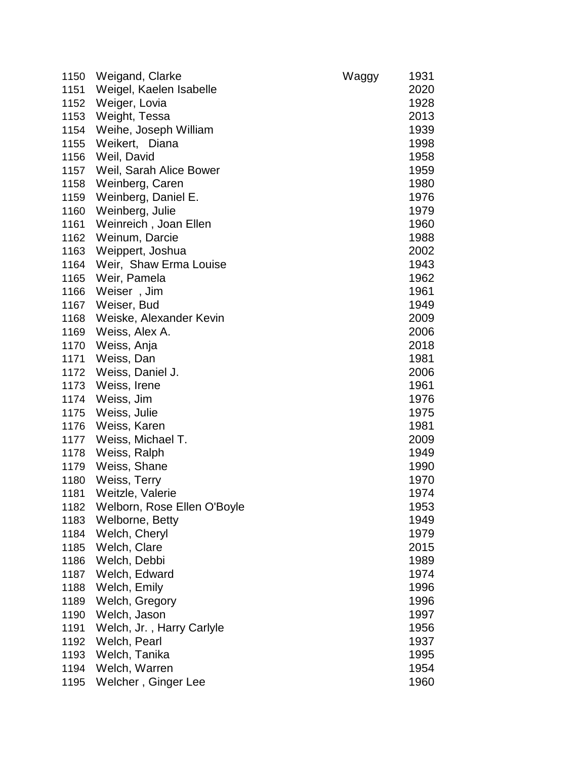| | | | |
|---|---|---|---|
| 1150 | Weigand, Clarke | Waggy | 1931 |
| 1151 | Weigel, Kaelen Isabelle | | 2020 |
| 1152 | Weiger, Lovia | | 1928 |
| 1153 | Weight, Tessa | | 2013 |
| 1154 | Weihe, Joseph William | | 1939 |
| 1155 | Weikert, Diana | | 1998 |
| 1156 | Weil, David | | 1958 |
| 1157 | Weil, Sarah Alice Bower | | 1959 |
| 1158 | Weinberg, Caren | | 1980 |
| 1159 | Weinberg, Daniel E. | | 1976 |
| 1160 | Weinberg, Julie | | 1979 |
| 1161 | Weinreich , Joan Ellen | | 1960 |
| 1162 | Weinum, Darcie | | 1988 |
| 1163 | Weippert, Joshua | | 2002 |
| 1164 | Weir, Shaw Erma Louise | | 1943 |
| 1165 | Weir, Pamela | | 1962 |
| 1166 | Weiser , Jim | | 1961 |
| 1167 | Weiser, Bud | | 1949 |
| 1168 | Weiske, Alexander Kevin | | 2009 |
| 1169 | Weiss, Alex A. | | 2006 |
| 1170 | Weiss, Anja | | 2018 |
| 1171 | Weiss, Dan | | 1981 |
| 1172 | Weiss, Daniel J. | | 2006 |
| 1173 | Weiss, Irene | | 1961 |
| 1174 | Weiss, Jim | | 1976 |
| 1175 | Weiss, Julie | | 1975 |
| 1176 | Weiss, Karen | | 1981 |
| 1177 | Weiss, Michael T. | | 2009 |
| 1178 | Weiss, Ralph | | 1949 |
| 1179 | Weiss, Shane | | 1990 |
| 1180 | Weiss, Terry | | 1970 |
| 1181 | Weitzle, Valerie | | 1974 |
| 1182 | Welborn, Rose Ellen O'Boyle | | 1953 |
| 1183 | Welborne, Betty | | 1949 |
| 1184 | Welch, Cheryl | | 1979 |
| 1185 | Welch, Clare | | 2015 |
| 1186 | Welch, Debbi | | 1989 |
| 1187 | Welch, Edward | | 1974 |
| 1188 | Welch, Emily | | 1996 |
| 1189 | Welch, Gregory | | 1996 |
| 1190 | Welch, Jason | | 1997 |
| 1191 | Welch, Jr. , Harry Carlyle | | 1956 |
| 1192 | Welch, Pearl | | 1937 |
| 1193 | Welch, Tanika | | 1995 |
| 1194 | Welch, Warren | | 1954 |
| 1195 | Welcher , Ginger Lee | | 1960 |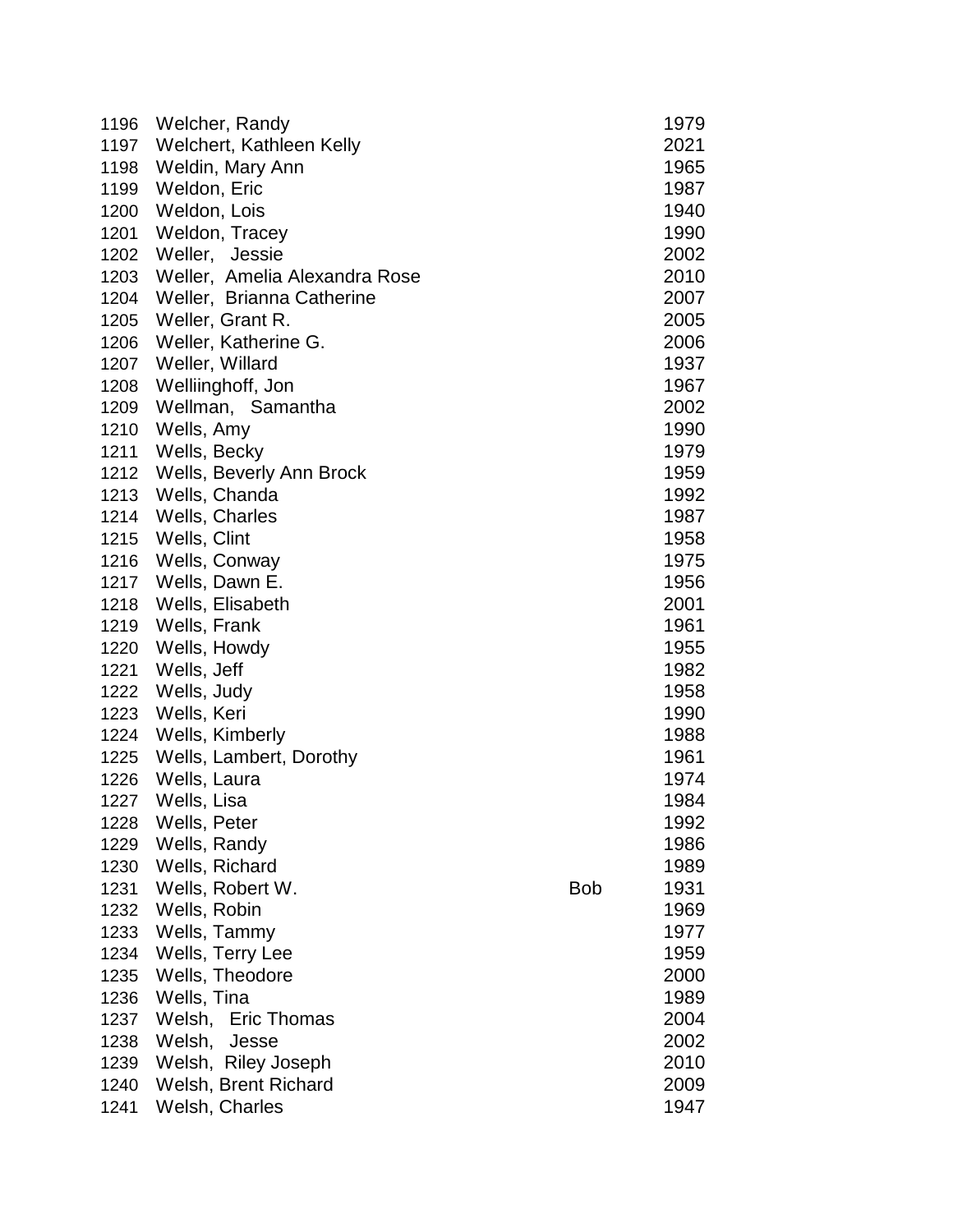| | | | |
|---|---|---|---|
| 1196 | Welcher, Randy | | 1979 |
| 1197 | Welchert, Kathleen Kelly | | 2021 |
| 1198 | Weldin, Mary Ann | | 1965 |
| 1199 | Weldon, Eric | | 1987 |
| 1200 | Weldon, Lois | | 1940 |
| 1201 | Weldon, Tracey | | 1990 |
| 1202 | Weller, Jessie | | 2002 |
| 1203 | Weller, Amelia Alexandra Rose | | 2010 |
| 1204 | Weller, Brianna Catherine | | 2007 |
| 1205 | Weller, Grant R. | | 2005 |
| 1206 | Weller, Katherine G. | | 2006 |
| 1207 | Weller, Willard | | 1937 |
| 1208 | Welliinghoff, Jon | | 1967 |
| 1209 | Wellman, Samantha | | 2002 |
| 1210 | Wells, Amy | | 1990 |
| 1211 | Wells, Becky | | 1979 |
| 1212 | Wells, Beverly Ann Brock | | 1959 |
| 1213 | Wells, Chanda | | 1992 |
| 1214 | Wells, Charles | | 1987 |
| 1215 | Wells, Clint | | 1958 |
| 1216 | Wells, Conway | | 1975 |
| 1217 | Wells, Dawn E. | | 1956 |
| 1218 | Wells, Elisabeth | | 2001 |
| 1219 | Wells, Frank | | 1961 |
| 1220 | Wells, Howdy | | 1955 |
| 1221 | Wells, Jeff | | 1982 |
| 1222 | Wells, Judy | | 1958 |
| 1223 | Wells, Keri | | 1990 |
| 1224 | Wells, Kimberly | | 1988 |
| 1225 | Wells, Lambert, Dorothy | | 1961 |
| 1226 | Wells, Laura | | 1974 |
| 1227 | Wells, Lisa | | 1984 |
| 1228 | Wells, Peter | | 1992 |
| 1229 | Wells, Randy | | 1986 |
| 1230 | Wells, Richard | | 1989 |
| 1231 | Wells, Robert W. | Bob | 1931 |
| 1232 | Wells, Robin | | 1969 |
| 1233 | Wells, Tammy | | 1977 |
| 1234 | Wells, Terry Lee | | 1959 |
| 1235 | Wells, Theodore | | 2000 |
| 1236 | Wells, Tina | | 1989 |
| 1237 | Welsh, Eric Thomas | | 2004 |
| 1238 | Welsh, Jesse | | 2002 |
| 1239 | Welsh, Riley Joseph | | 2010 |
| 1240 | Welsh, Brent Richard | | 2009 |
| 1241 | Welsh, Charles | | 1947 |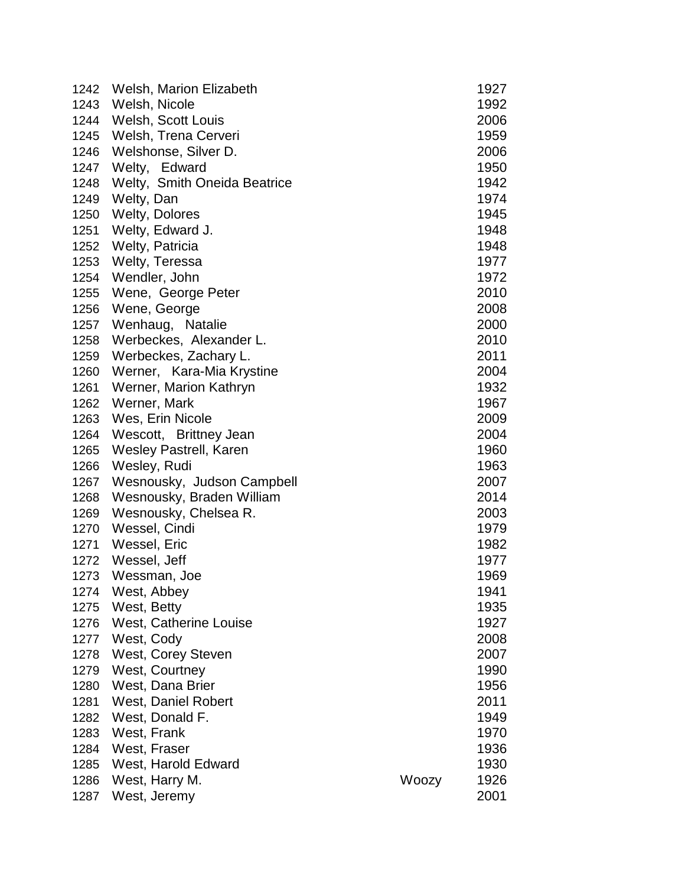| | | | |
|---|---|---|---|
| 1242 | Welsh, Marion Elizabeth | | 1927 |
| 1243 | Welsh, Nicole | | 1992 |
| 1244 | Welsh, Scott Louis | | 2006 |
| 1245 | Welsh, Trena Cerveri | | 1959 |
| 1246 | Welshonse, Silver D. | | 2006 |
| 1247 | Welty, Edward | | 1950 |
| 1248 | Welty, Smith Oneida Beatrice | | 1942 |
| 1249 | Welty, Dan | | 1974 |
| 1250 | Welty, Dolores | | 1945 |
| 1251 | Welty, Edward J. | | 1948 |
| 1252 | Welty, Patricia | | 1948 |
| 1253 | Welty, Teressa | | 1977 |
| 1254 | Wendler, John | | 1972 |
| 1255 | Wene, George Peter | | 2010 |
| 1256 | Wene, George | | 2008 |
| 1257 | Wenhaug, Natalie | | 2000 |
| 1258 | Werbeckes, Alexander L. | | 2010 |
| 1259 | Werbeckes, Zachary L. | | 2011 |
| 1260 | Werner, Kara-Mia Krystine | | 2004 |
| 1261 | Werner, Marion Kathryn | | 1932 |
| 1262 | Werner, Mark | | 1967 |
| 1263 | Wes, Erin Nicole | | 2009 |
| 1264 | Wescott, Brittney Jean | | 2004 |
| 1265 | Wesley Pastrell, Karen | | 1960 |
| 1266 | Wesley, Rudi | | 1963 |
| 1267 | Wesnousky, Judson Campbell | | 2007 |
| 1268 | Wesnousky, Braden William | | 2014 |
| 1269 | Wesnousky, Chelsea R. | | 2003 |
| 1270 | Wessel, Cindi | | 1979 |
| 1271 | Wessel, Eric | | 1982 |
| 1272 | Wessel, Jeff | | 1977 |
| 1273 | Wessman, Joe | | 1969 |
| 1274 | West, Abbey | | 1941 |
| 1275 | West, Betty | | 1935 |
| 1276 | West, Catherine Louise | | 1927 |
| 1277 | West, Cody | | 2008 |
| 1278 | West, Corey Steven | | 2007 |
| 1279 | West, Courtney | | 1990 |
| 1280 | West, Dana Brier | | 1956 |
| 1281 | West, Daniel Robert | | 2011 |
| 1282 | West, Donald F. | | 1949 |
| 1283 | West, Frank | | 1970 |
| 1284 | West, Fraser | | 1936 |
| 1285 | West, Harold Edward | | 1930 |
| 1286 | West, Harry M. | Woozy | 1926 |
| 1287 | West, Jeremy | | 2001 |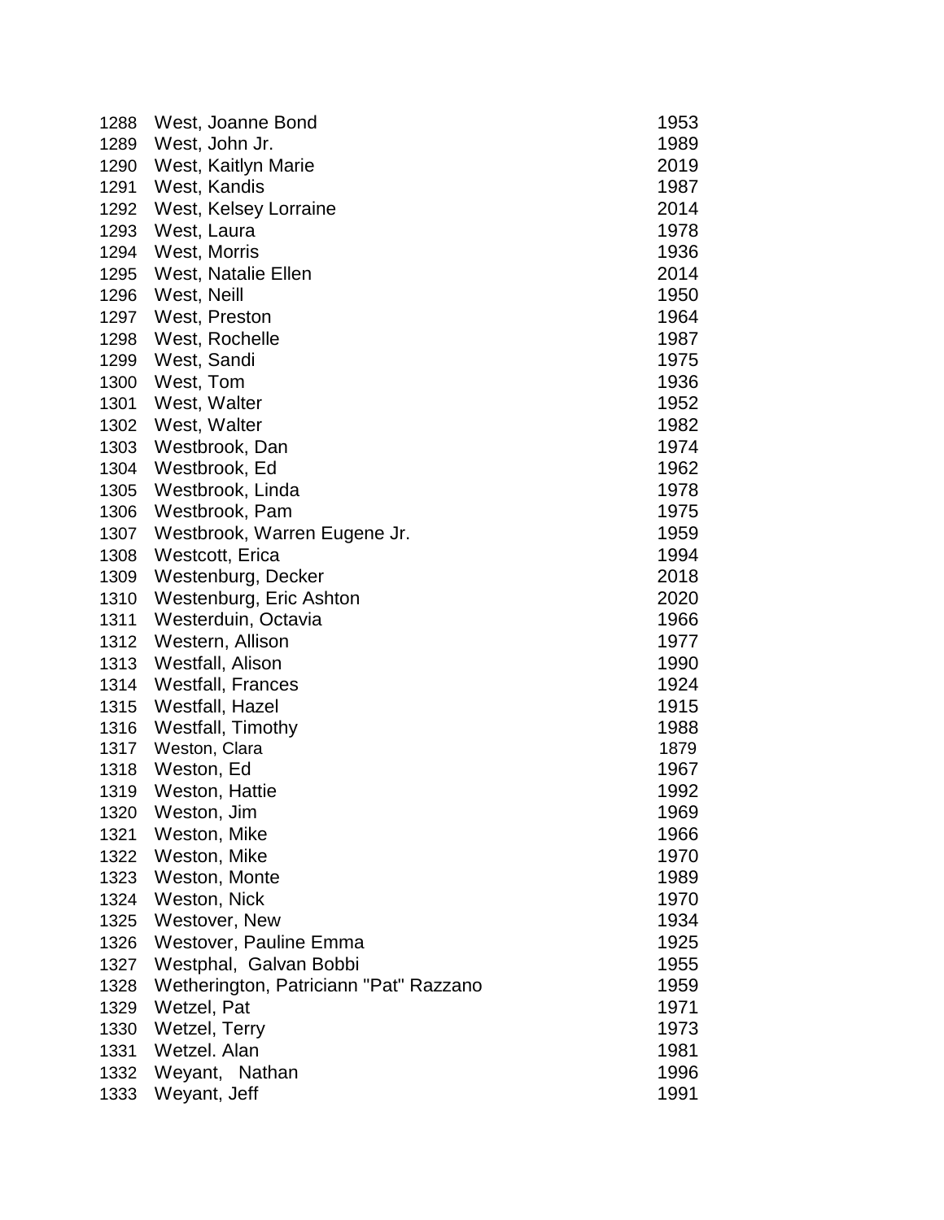| | | |
|---|---|---|
| 1288 | West, Joanne Bond | 1953 |
| 1289 | West, John Jr. | 1989 |
| 1290 | West, Kaitlyn Marie | 2019 |
| 1291 | West, Kandis | 1987 |
| 1292 | West, Kelsey Lorraine | 2014 |
| 1293 | West, Laura | 1978 |
| 1294 | West, Morris | 1936 |
| 1295 | West, Natalie Ellen | 2014 |
| 1296 | West, Neill | 1950 |
| 1297 | West, Preston | 1964 |
| 1298 | West, Rochelle | 1987 |
| 1299 | West, Sandi | 1975 |
| 1300 | West, Tom | 1936 |
| 1301 | West, Walter | 1952 |
| 1302 | West, Walter | 1982 |
| 1303 | Westbrook, Dan | 1974 |
| 1304 | Westbrook, Ed | 1962 |
| 1305 | Westbrook, Linda | 1978 |
| 1306 | Westbrook, Pam | 1975 |
| 1307 | Westbrook, Warren Eugene Jr. | 1959 |
| 1308 | Westcott, Erica | 1994 |
| 1309 | Westenburg, Decker | 2018 |
| 1310 | Westenburg, Eric Ashton | 2020 |
| 1311 | Westerduin, Octavia | 1966 |
| 1312 | Western, Allison | 1977 |
| 1313 | Westfall, Alison | 1990 |
| 1314 | Westfall, Frances | 1924 |
| 1315 | Westfall, Hazel | 1915 |
| 1316 | Westfall, Timothy | 1988 |
| 1317 | Weston, Clara | 1879 |
| 1318 | Weston, Ed | 1967 |
| 1319 | Weston, Hattie | 1992 |
| 1320 | Weston, Jim | 1969 |
| 1321 | Weston, Mike | 1966 |
| 1322 | Weston, Mike | 1970 |
| 1323 | Weston, Monte | 1989 |
| 1324 | Weston, Nick | 1970 |
| 1325 | Westover, New | 1934 |
| 1326 | Westover, Pauline Emma | 1925 |
| 1327 | Westphal, Galvan Bobbi | 1955 |
| 1328 | Wetherington, Patriciann "Pat" Razzano | 1959 |
| 1329 | Wetzel, Pat | 1971 |
| 1330 | Wetzel, Terry | 1973 |
| 1331 | Wetzel. Alan | 1981 |
| 1332 | Weyant, Nathan | 1996 |
| 1333 | Weyant, Jeff | 1991 |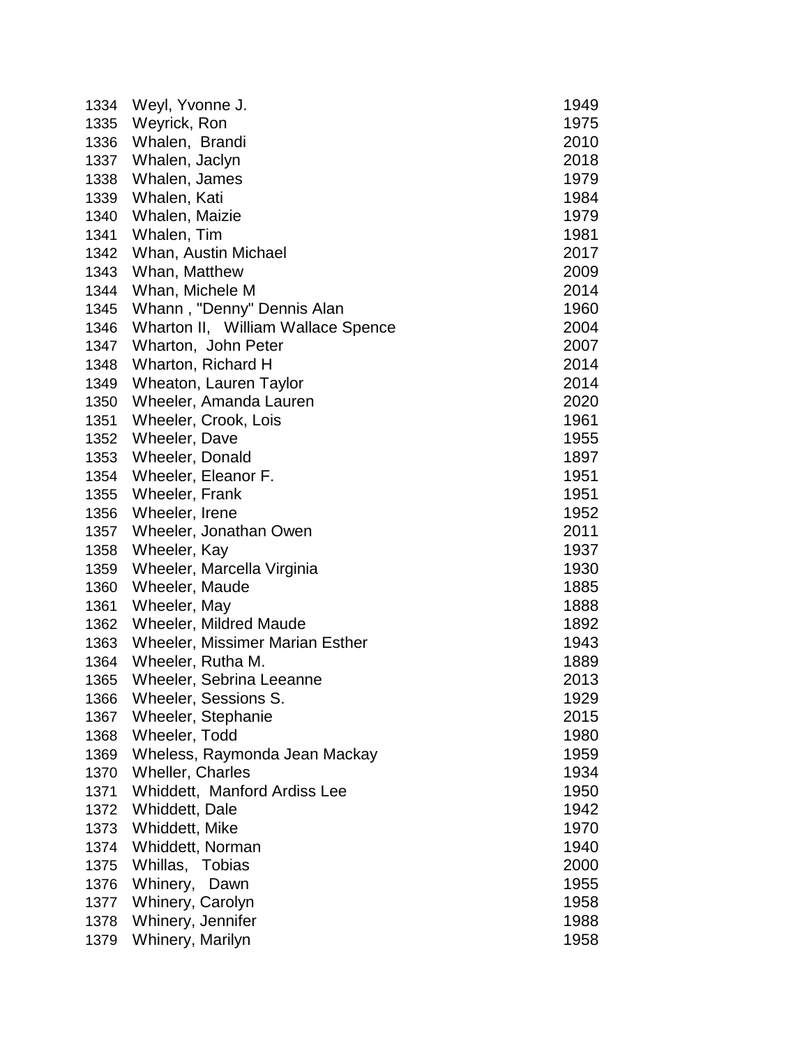| | | |
|---|---|---|
| 1334 | Weyl, Yvonne J. | 1949 |
| 1335 | Weyrick, Ron | 1975 |
| 1336 | Whalen, Brandi | 2010 |
| 1337 | Whalen, Jaclyn | 2018 |
| 1338 | Whalen, James | 1979 |
| 1339 | Whalen, Kati | 1984 |
| 1340 | Whalen, Maizie | 1979 |
| 1341 | Whalen, Tim | 1981 |
| 1342 | Whan, Austin Michael | 2017 |
| 1343 | Whan, Matthew | 2009 |
| 1344 | Whan, Michele M | 2014 |
| 1345 | Whann , "Denny" Dennis Alan | 1960 |
| 1346 | Wharton II, William Wallace Spence | 2004 |
| 1347 | Wharton, John Peter | 2007 |
| 1348 | Wharton, Richard H | 2014 |
| 1349 | Wheaton, Lauren Taylor | 2014 |
| 1350 | Wheeler, Amanda Lauren | 2020 |
| 1351 | Wheeler, Crook, Lois | 1961 |
| 1352 | Wheeler, Dave | 1955 |
| 1353 | Wheeler, Donald | 1897 |
| 1354 | Wheeler, Eleanor F. | 1951 |
| 1355 | Wheeler, Frank | 1951 |
| 1356 | Wheeler, Irene | 1952 |
| 1357 | Wheeler, Jonathan Owen | 2011 |
| 1358 | Wheeler, Kay | 1937 |
| 1359 | Wheeler, Marcella Virginia | 1930 |
| 1360 | Wheeler, Maude | 1885 |
| 1361 | Wheeler, May | 1888 |
| 1362 | Wheeler, Mildred Maude | 1892 |
| 1363 | Wheeler, Missimer Marian Esther | 1943 |
| 1364 | Wheeler, Rutha M. | 1889 |
| 1365 | Wheeler, Sebrina Leeanne | 2013 |
| 1366 | Wheeler, Sessions S. | 1929 |
| 1367 | Wheeler, Stephanie | 2015 |
| 1368 | Wheeler, Todd | 1980 |
| 1369 | Wheless, Raymonda Jean Mackay | 1959 |
| 1370 | Wheller, Charles | 1934 |
| 1371 | Whiddett, Manford Ardiss Lee | 1950 |
| 1372 | Whiddett, Dale | 1942 |
| 1373 | Whiddett, Mike | 1970 |
| 1374 | Whiddett, Norman | 1940 |
| 1375 | Whillas, Tobias | 2000 |
| 1376 | Whinery, Dawn | 1955 |
| 1377 | Whinery, Carolyn | 1958 |
| 1378 | Whinery, Jennifer | 1988 |
| 1379 | Whinery, Marilyn | 1958 |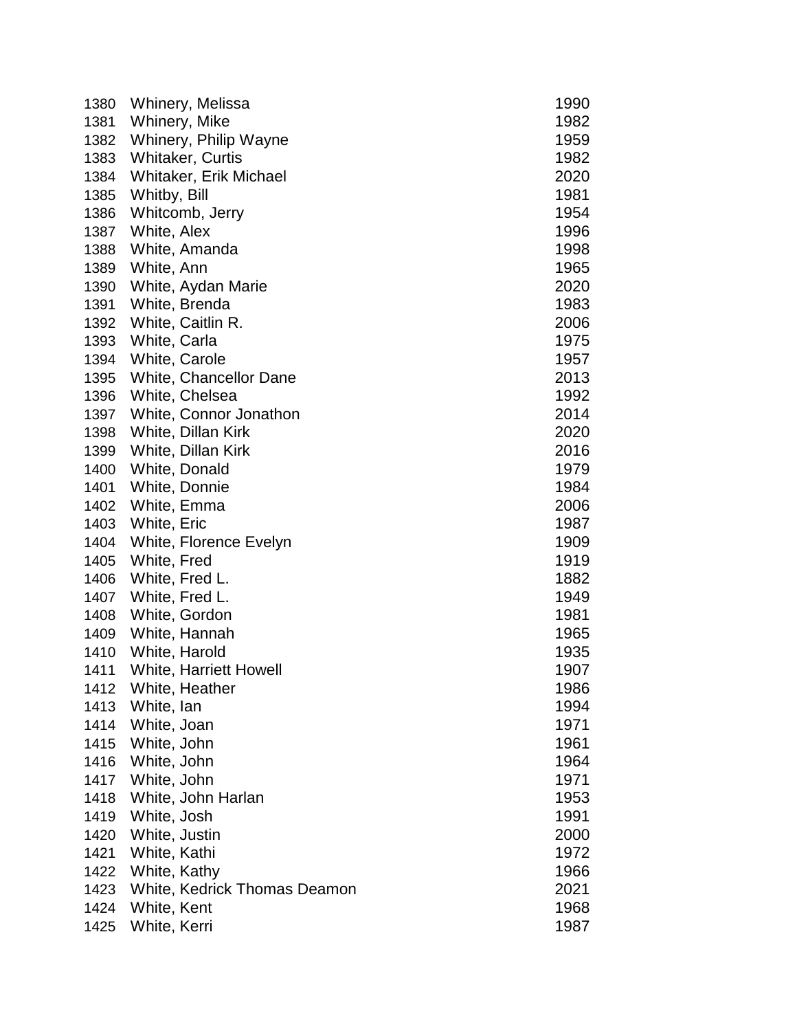| | | |
|---|---|---|
| 1380 | Whinery, Melissa | 1990 |
| 1381 | Whinery, Mike | 1982 |
| 1382 | Whinery, Philip Wayne | 1959 |
| 1383 | Whitaker, Curtis | 1982 |
| 1384 | Whitaker, Erik Michael | 2020 |
| 1385 | Whitby, Bill | 1981 |
| 1386 | Whitcomb, Jerry | 1954 |
| 1387 | White, Alex | 1996 |
| 1388 | White, Amanda | 1998 |
| 1389 | White, Ann | 1965 |
| 1390 | White, Aydan Marie | 2020 |
| 1391 | White, Brenda | 1983 |
| 1392 | White, Caitlin R. | 2006 |
| 1393 | White, Carla | 1975 |
| 1394 | White, Carole | 1957 |
| 1395 | White, Chancellor Dane | 2013 |
| 1396 | White, Chelsea | 1992 |
| 1397 | White, Connor Jonathon | 2014 |
| 1398 | White, Dillan Kirk | 2020 |
| 1399 | White, Dillan Kirk | 2016 |
| 1400 | White, Donald | 1979 |
| 1401 | White, Donnie | 1984 |
| 1402 | White, Emma | 2006 |
| 1403 | White, Eric | 1987 |
| 1404 | White, Florence Evelyn | 1909 |
| 1405 | White, Fred | 1919 |
| 1406 | White, Fred L. | 1882 |
| 1407 | White, Fred L. | 1949 |
| 1408 | White, Gordon | 1981 |
| 1409 | White, Hannah | 1965 |
| 1410 | White, Harold | 1935 |
| 1411 | White, Harriett Howell | 1907 |
| 1412 | White, Heather | 1986 |
| 1413 | White, Ian | 1994 |
| 1414 | White, Joan | 1971 |
| 1415 | White, John | 1961 |
| 1416 | White, John | 1964 |
| 1417 | White, John | 1971 |
| 1418 | White, John Harlan | 1953 |
| 1419 | White, Josh | 1991 |
| 1420 | White, Justin | 2000 |
| 1421 | White, Kathi | 1972 |
| 1422 | White, Kathy | 1966 |
| 1423 | White, Kedrick Thomas Deamon | 2021 |
| 1424 | White, Kent | 1968 |
| 1425 | White, Kerri | 1987 |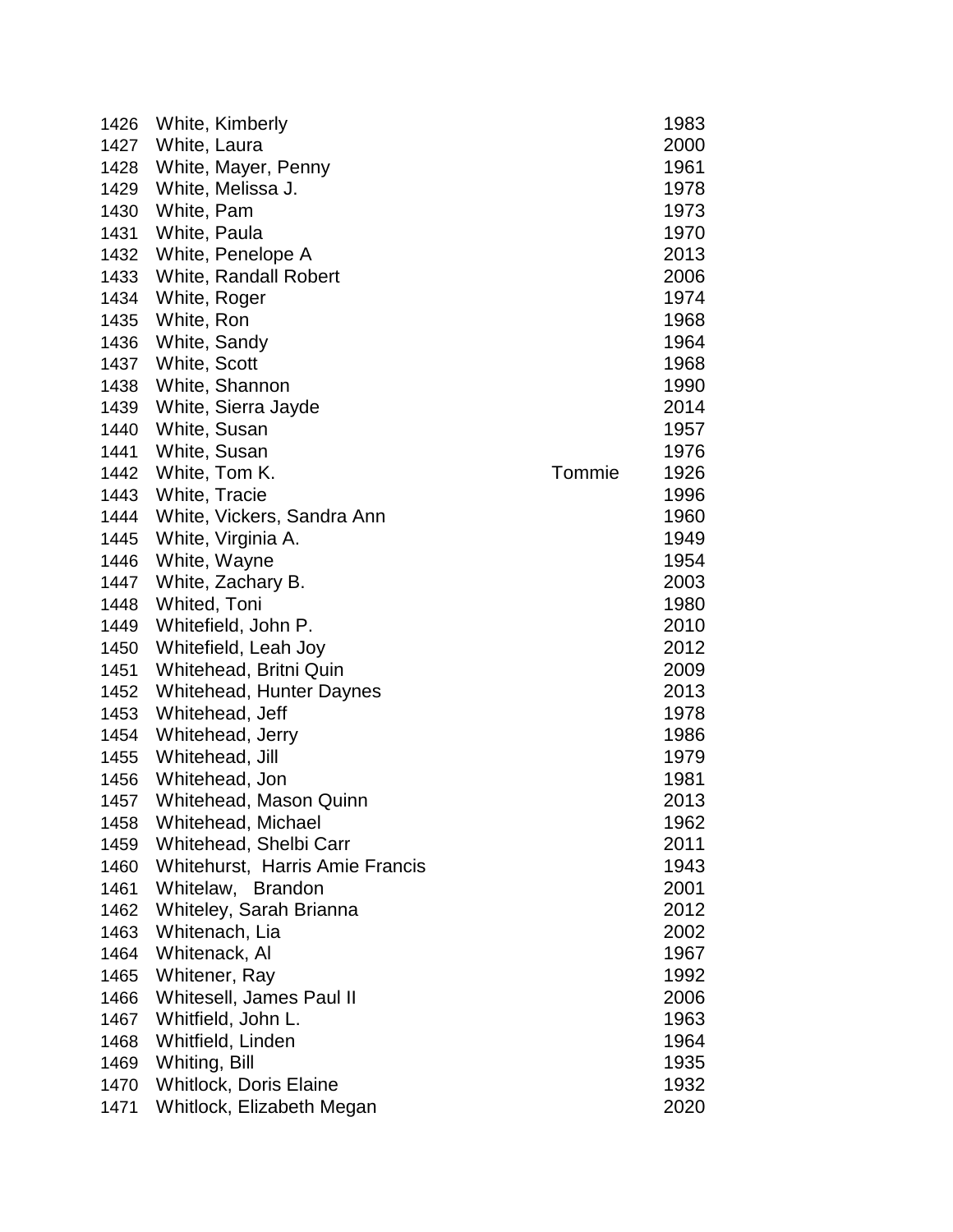| | | | |
|---|---|---|---|
| 1426 | White, Kimberly | | 1983 |
| 1427 | White, Laura | | 2000 |
| 1428 | White, Mayer, Penny | | 1961 |
| 1429 | White, Melissa J. | | 1978 |
| 1430 | White, Pam | | 1973 |
| 1431 | White, Paula | | 1970 |
| 1432 | White, Penelope A | | 2013 |
| 1433 | White, Randall Robert | | 2006 |
| 1434 | White, Roger | | 1974 |
| 1435 | White, Ron | | 1968 |
| 1436 | White, Sandy | | 1964 |
| 1437 | White, Scott | | 1968 |
| 1438 | White, Shannon | | 1990 |
| 1439 | White, Sierra Jayde | | 2014 |
| 1440 | White, Susan | | 1957 |
| 1441 | White, Susan | | 1976 |
| 1442 | White, Tom K. | Tommie | 1926 |
| 1443 | White, Tracie | | 1996 |
| 1444 | White, Vickers, Sandra Ann | | 1960 |
| 1445 | White, Virginia A. | | 1949 |
| 1446 | White, Wayne | | 1954 |
| 1447 | White, Zachary B. | | 2003 |
| 1448 | Whited, Toni | | 1980 |
| 1449 | Whitefield, John P. | | 2010 |
| 1450 | Whitefield, Leah Joy | | 2012 |
| 1451 | Whitehead, Britni Quin | | 2009 |
| 1452 | Whitehead, Hunter Daynes | | 2013 |
| 1453 | Whitehead, Jeff | | 1978 |
| 1454 | Whitehead, Jerry | | 1986 |
| 1455 | Whitehead, Jill | | 1979 |
| 1456 | Whitehead, Jon | | 1981 |
| 1457 | Whitehead, Mason Quinn | | 2013 |
| 1458 | Whitehead, Michael | | 1962 |
| 1459 | Whitehead, Shelbi Carr | | 2011 |
| 1460 | Whitehurst, Harris Amie Francis | | 1943 |
| 1461 | Whitelaw, Brandon | | 2001 |
| 1462 | Whiteley, Sarah Brianna | | 2012 |
| 1463 | Whitenach, Lia | | 2002 |
| 1464 | Whitenack, Al | | 1967 |
| 1465 | Whitener, Ray | | 1992 |
| 1466 | Whitesell, James Paul II | | 2006 |
| 1467 | Whitfield, John L. | | 1963 |
| 1468 | Whitfield, Linden | | 1964 |
| 1469 | Whiting, Bill | | 1935 |
| 1470 | Whitlock, Doris Elaine | | 1932 |
| 1471 | Whitlock, Elizabeth Megan | | 2020 |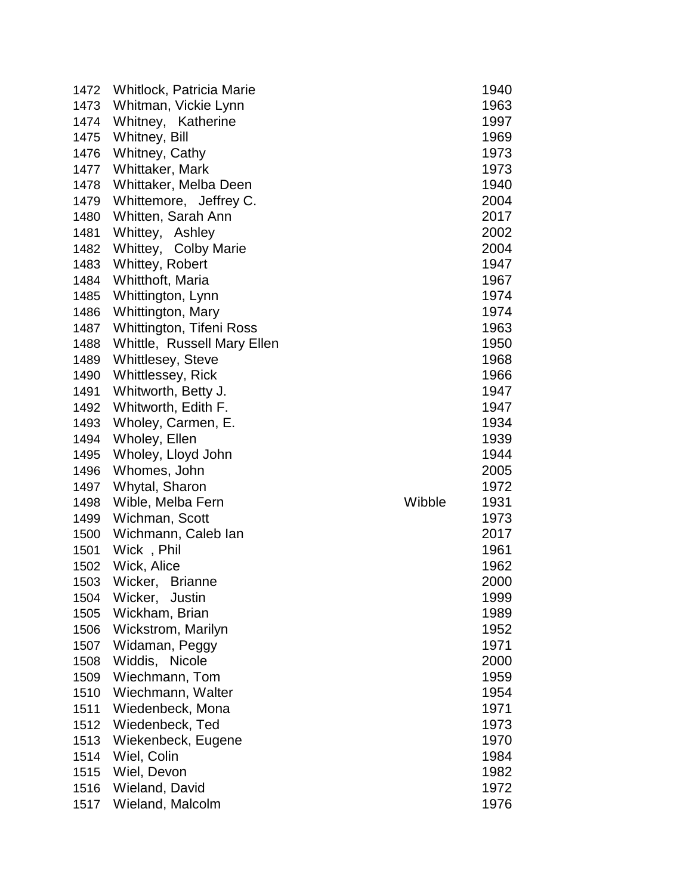| | | | |
|---|---|---|---|
| 1472 | Whitlock, Patricia Marie | | 1940 |
| 1473 | Whitman, Vickie Lynn | | 1963 |
| 1474 | Whitney, Katherine | | 1997 |
| 1475 | Whitney, Bill | | 1969 |
| 1476 | Whitney, Cathy | | 1973 |
| 1477 | Whittaker, Mark | | 1973 |
| 1478 | Whittaker, Melba Deen | | 1940 |
| 1479 | Whittemore, Jeffrey C. | | 2004 |
| 1480 | Whitten, Sarah Ann | | 2017 |
| 1481 | Whittey, Ashley | | 2002 |
| 1482 | Whittey, Colby Marie | | 2004 |
| 1483 | Whittey, Robert | | 1947 |
| 1484 | Whitthoft, Maria | | 1967 |
| 1485 | Whittington, Lynn | | 1974 |
| 1486 | Whittington, Mary | | 1974 |
| 1487 | Whittington, Tifeni Ross | | 1963 |
| 1488 | Whittle, Russell Mary Ellen | | 1950 |
| 1489 | Whittlesey, Steve | | 1968 |
| 1490 | Whittlessey, Rick | | 1966 |
| 1491 | Whitworth, Betty J. | | 1947 |
| 1492 | Whitworth, Edith F. | | 1947 |
| 1493 | Wholey, Carmen, E. | | 1934 |
| 1494 | Wholey, Ellen | | 1939 |
| 1495 | Wholey, Lloyd John | | 1944 |
| 1496 | Whomes, John | | 2005 |
| 1497 | Whytal, Sharon | | 1972 |
| 1498 | Wible, Melba Fern | Wibble | 1931 |
| 1499 | Wichman, Scott | | 1973 |
| 1500 | Wichmann, Caleb Ian | | 2017 |
| 1501 | Wick , Phil | | 1961 |
| 1502 | Wick, Alice | | 1962 |
| 1503 | Wicker, Brianne | | 2000 |
| 1504 | Wicker, Justin | | 1999 |
| 1505 | Wickham, Brian | | 1989 |
| 1506 | Wickstrom, Marilyn | | 1952 |
| 1507 | Widaman, Peggy | | 1971 |
| 1508 | Widdis, Nicole | | 2000 |
| 1509 | Wiechmann, Tom | | 1959 |
| 1510 | Wiechmann, Walter | | 1954 |
| 1511 | Wiedenbeck, Mona | | 1971 |
| 1512 | Wiedenbeck, Ted | | 1973 |
| 1513 | Wiekenbeck, Eugene | | 1970 |
| 1514 | Wiel, Colin | | 1984 |
| 1515 | Wiel, Devon | | 1982 |
| 1516 | Wieland, David | | 1972 |
| 1517 | Wieland, Malcolm | | 1976 |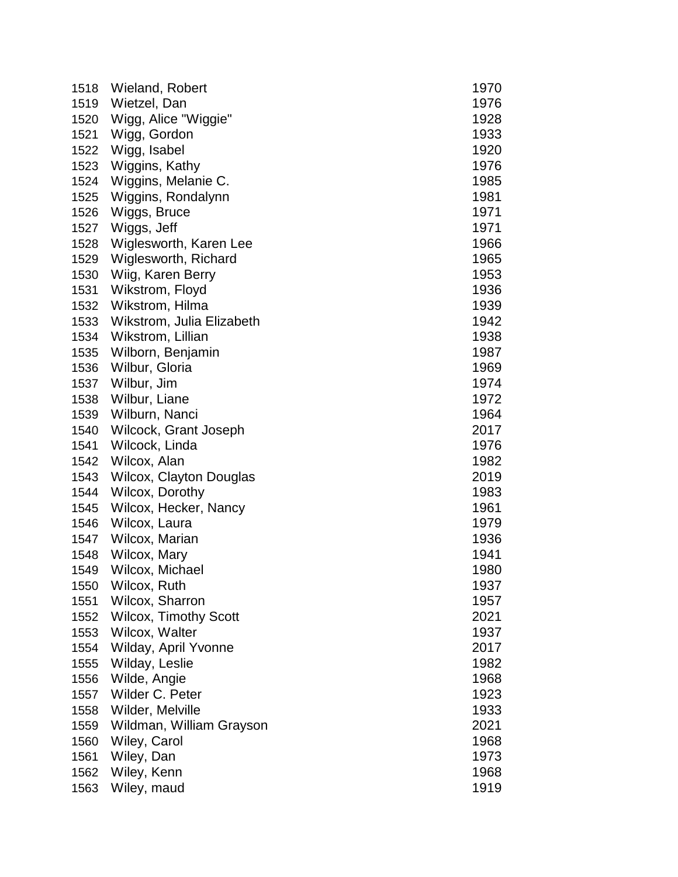| | | |
|---|---|---|
| 1518 | Wieland, Robert | 1970 |
| 1519 | Wietzel, Dan | 1976 |
| 1520 | Wigg, Alice "Wiggie" | 1928 |
| 1521 | Wigg, Gordon | 1933 |
| 1522 | Wigg, Isabel | 1920 |
| 1523 | Wiggins, Kathy | 1976 |
| 1524 | Wiggins, Melanie C. | 1985 |
| 1525 | Wiggins, Rondalynn | 1981 |
| 1526 | Wiggs, Bruce | 1971 |
| 1527 | Wiggs, Jeff | 1971 |
| 1528 | Wiglesworth, Karen Lee | 1966 |
| 1529 | Wiglesworth, Richard | 1965 |
| 1530 | Wiig, Karen Berry | 1953 |
| 1531 | Wikstrom, Floyd | 1936 |
| 1532 | Wikstrom, Hilma | 1939 |
| 1533 | Wikstrom, Julia Elizabeth | 1942 |
| 1534 | Wikstrom, Lillian | 1938 |
| 1535 | Wilborn, Benjamin | 1987 |
| 1536 | Wilbur, Gloria | 1969 |
| 1537 | Wilbur, Jim | 1974 |
| 1538 | Wilbur, Liane | 1972 |
| 1539 | Wilburn, Nanci | 1964 |
| 1540 | Wilcock, Grant Joseph | 2017 |
| 1541 | Wilcock, Linda | 1976 |
| 1542 | Wilcox, Alan | 1982 |
| 1543 | Wilcox, Clayton Douglas | 2019 |
| 1544 | Wilcox, Dorothy | 1983 |
| 1545 | Wilcox, Hecker, Nancy | 1961 |
| 1546 | Wilcox, Laura | 1979 |
| 1547 | Wilcox, Marian | 1936 |
| 1548 | Wilcox, Mary | 1941 |
| 1549 | Wilcox, Michael | 1980 |
| 1550 | Wilcox, Ruth | 1937 |
| 1551 | Wilcox, Sharron | 1957 |
| 1552 | Wilcox, Timothy Scott | 2021 |
| 1553 | Wilcox, Walter | 1937 |
| 1554 | Wilday, April Yvonne | 2017 |
| 1555 | Wilday, Leslie | 1982 |
| 1556 | Wilde, Angie | 1968 |
| 1557 | Wilder C. Peter | 1923 |
| 1558 | Wilder, Melville | 1933 |
| 1559 | Wildman, William Grayson | 2021 |
| 1560 | Wiley, Carol | 1968 |
| 1561 | Wiley, Dan | 1973 |
| 1562 | Wiley, Kenn | 1968 |
| 1563 | Wiley, maud | 1919 |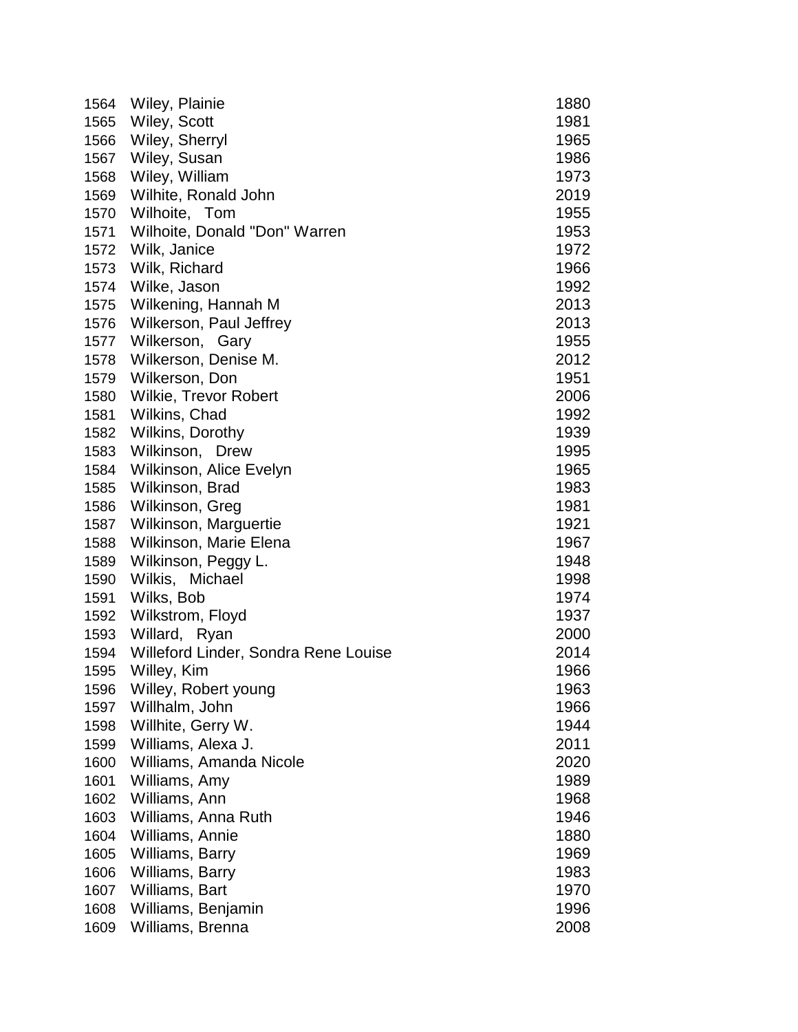| | | |
|---|---|---|
| 1564 | Wiley, Plainie | 1880 |
| 1565 | Wiley, Scott | 1981 |
| 1566 | Wiley, Sherryl | 1965 |
| 1567 | Wiley, Susan | 1986 |
| 1568 | Wiley, William | 1973 |
| 1569 | Wilhite, Ronald John | 2019 |
| 1570 | Wilhoite, Tom | 1955 |
| 1571 | Wilhoite, Donald "Don" Warren | 1953 |
| 1572 | Wilk, Janice | 1972 |
| 1573 | Wilk, Richard | 1966 |
| 1574 | Wilke, Jason | 1992 |
| 1575 | Wilkening, Hannah M | 2013 |
| 1576 | Wilkerson, Paul Jeffrey | 2013 |
| 1577 | Wilkerson, Gary | 1955 |
| 1578 | Wilkerson, Denise M. | 2012 |
| 1579 | Wilkerson, Don | 1951 |
| 1580 | Wilkie, Trevor Robert | 2006 |
| 1581 | Wilkins, Chad | 1992 |
| 1582 | Wilkins, Dorothy | 1939 |
| 1583 | Wilkinson, Drew | 1995 |
| 1584 | Wilkinson, Alice Evelyn | 1965 |
| 1585 | Wilkinson, Brad | 1983 |
| 1586 | Wilkinson, Greg | 1981 |
| 1587 | Wilkinson, Marguertie | 1921 |
| 1588 | Wilkinson, Marie Elena | 1967 |
| 1589 | Wilkinson, Peggy L. | 1948 |
| 1590 | Wilkis, Michael | 1998 |
| 1591 | Wilks, Bob | 1974 |
| 1592 | Wilkstrom, Floyd | 1937 |
| 1593 | Willard, Ryan | 2000 |
| 1594 | Willeford Linder, Sondra Rene Louise | 2014 |
| 1595 | Willey, Kim | 1966 |
| 1596 | Willey, Robert young | 1963 |
| 1597 | Willhalm, John | 1966 |
| 1598 | Willhite, Gerry W. | 1944 |
| 1599 | Williams, Alexa J. | 2011 |
| 1600 | Williams, Amanda Nicole | 2020 |
| 1601 | Williams, Amy | 1989 |
| 1602 | Williams, Ann | 1968 |
| 1603 | Williams, Anna Ruth | 1946 |
| 1604 | Williams, Annie | 1880 |
| 1605 | Williams, Barry | 1969 |
| 1606 | Williams, Barry | 1983 |
| 1607 | Williams, Bart | 1970 |
| 1608 | Williams, Benjamin | 1996 |
| 1609 | Williams, Brenna | 2008 |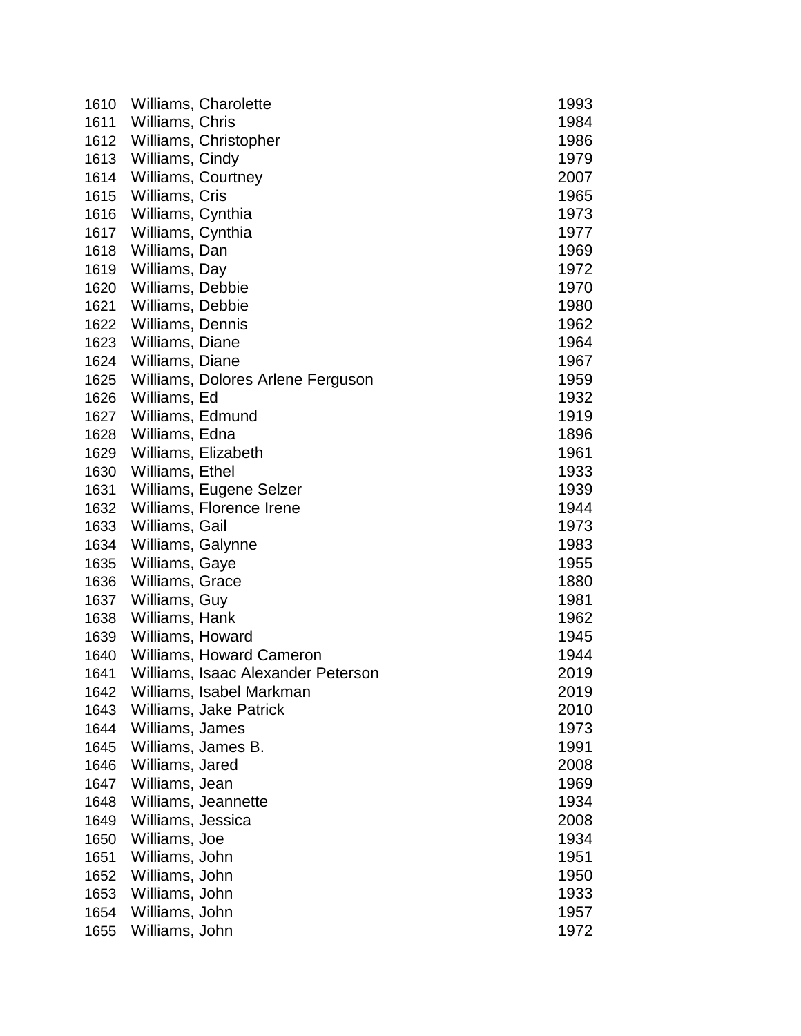| | | |
|---|---|---|
| 1610 | Williams, Charolette | 1993 |
| 1611 | Williams, Chris | 1984 |
| 1612 | Williams, Christopher | 1986 |
| 1613 | Williams, Cindy | 1979 |
| 1614 | Williams, Courtney | 2007 |
| 1615 | Williams, Cris | 1965 |
| 1616 | Williams, Cynthia | 1973 |
| 1617 | Williams, Cynthia | 1977 |
| 1618 | Williams, Dan | 1969 |
| 1619 | Williams, Day | 1972 |
| 1620 | Williams, Debbie | 1970 |
| 1621 | Williams, Debbie | 1980 |
| 1622 | Williams, Dennis | 1962 |
| 1623 | Williams, Diane | 1964 |
| 1624 | Williams, Diane | 1967 |
| 1625 | Williams, Dolores Arlene Ferguson | 1959 |
| 1626 | Williams, Ed | 1932 |
| 1627 | Williams, Edmund | 1919 |
| 1628 | Williams, Edna | 1896 |
| 1629 | Williams, Elizabeth | 1961 |
| 1630 | Williams, Ethel | 1933 |
| 1631 | Williams, Eugene Selzer | 1939 |
| 1632 | Williams, Florence Irene | 1944 |
| 1633 | Williams, Gail | 1973 |
| 1634 | Williams, Galynne | 1983 |
| 1635 | Williams, Gaye | 1955 |
| 1636 | Williams, Grace | 1880 |
| 1637 | Williams, Guy | 1981 |
| 1638 | Williams, Hank | 1962 |
| 1639 | Williams, Howard | 1945 |
| 1640 | Williams, Howard Cameron | 1944 |
| 1641 | Williams, Isaac Alexander Peterson | 2019 |
| 1642 | Williams, Isabel Markman | 2019 |
| 1643 | Williams, Jake Patrick | 2010 |
| 1644 | Williams, James | 1973 |
| 1645 | Williams, James B. | 1991 |
| 1646 | Williams, Jared | 2008 |
| 1647 | Williams, Jean | 1969 |
| 1648 | Williams, Jeannette | 1934 |
| 1649 | Williams, Jessica | 2008 |
| 1650 | Williams, Joe | 1934 |
| 1651 | Williams, John | 1951 |
| 1652 | Williams, John | 1950 |
| 1653 | Williams, John | 1933 |
| 1654 | Williams, John | 1957 |
| 1655 | Williams, John | 1972 |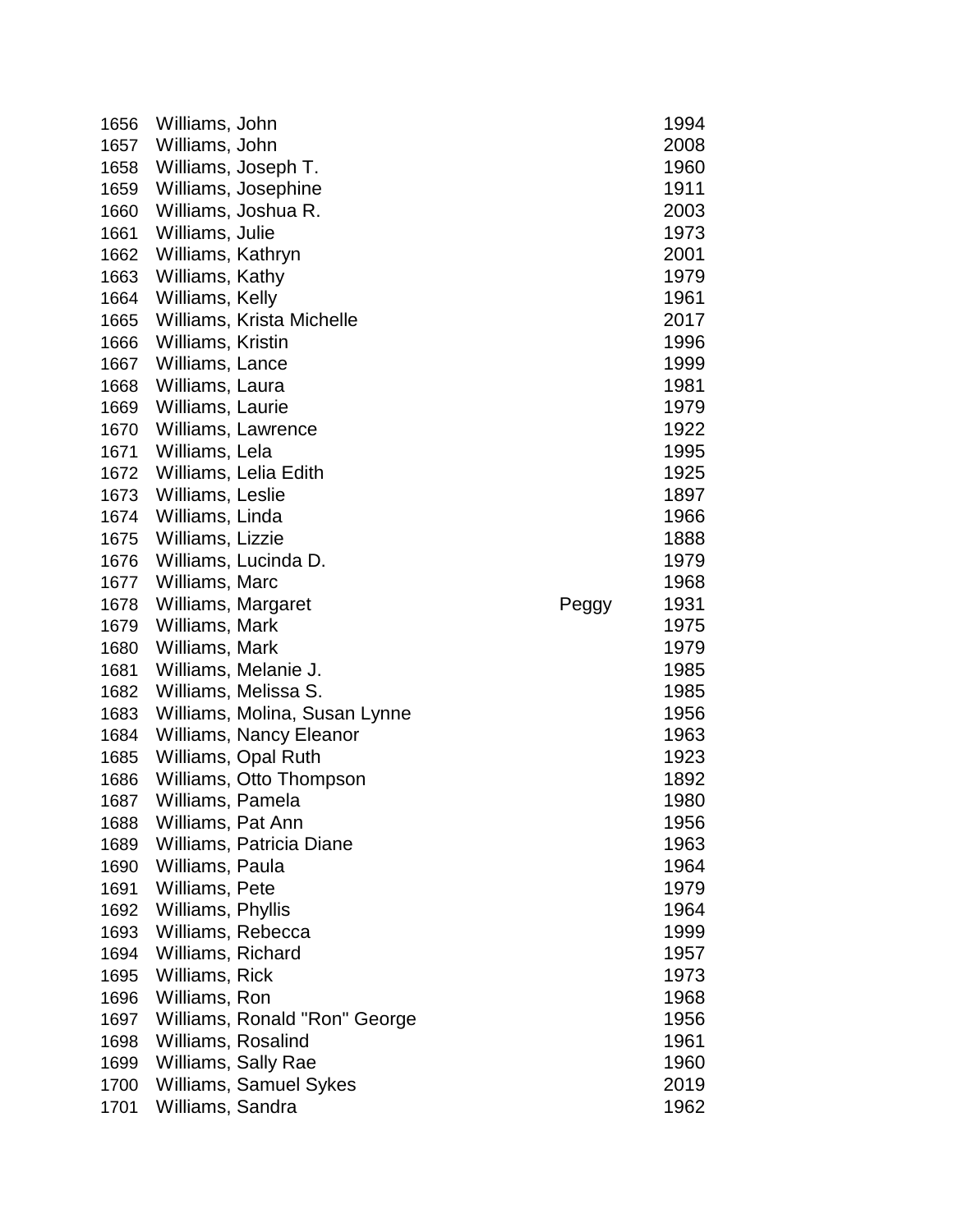| | | | |
|---|---|---|---|
| 1656 | Williams, John | | 1994 |
| 1657 | Williams, John | | 2008 |
| 1658 | Williams, Joseph T. | | 1960 |
| 1659 | Williams, Josephine | | 1911 |
| 1660 | Williams, Joshua R. | | 2003 |
| 1661 | Williams, Julie | | 1973 |
| 1662 | Williams, Kathryn | | 2001 |
| 1663 | Williams, Kathy | | 1979 |
| 1664 | Williams, Kelly | | 1961 |
| 1665 | Williams, Krista Michelle | | 2017 |
| 1666 | Williams, Kristin | | 1996 |
| 1667 | Williams, Lance | | 1999 |
| 1668 | Williams, Laura | | 1981 |
| 1669 | Williams, Laurie | | 1979 |
| 1670 | Williams, Lawrence | | 1922 |
| 1671 | Williams, Lela | | 1995 |
| 1672 | Williams, Lelia Edith | | 1925 |
| 1673 | Williams, Leslie | | 1897 |
| 1674 | Williams, Linda | | 1966 |
| 1675 | Williams, Lizzie | | 1888 |
| 1676 | Williams, Lucinda D. | | 1979 |
| 1677 | Williams, Marc | | 1968 |
| 1678 | Williams, Margaret | Peggy | 1931 |
| 1679 | Williams, Mark | | 1975 |
| 1680 | Williams, Mark | | 1979 |
| 1681 | Williams, Melanie J. | | 1985 |
| 1682 | Williams, Melissa S. | | 1985 |
| 1683 | Williams, Molina, Susan Lynne | | 1956 |
| 1684 | Williams, Nancy Eleanor | | 1963 |
| 1685 | Williams, Opal Ruth | | 1923 |
| 1686 | Williams, Otto Thompson | | 1892 |
| 1687 | Williams, Pamela | | 1980 |
| 1688 | Williams, Pat Ann | | 1956 |
| 1689 | Williams, Patricia Diane | | 1963 |
| 1690 | Williams, Paula | | 1964 |
| 1691 | Williams, Pete | | 1979 |
| 1692 | Williams, Phyllis | | 1964 |
| 1693 | Williams, Rebecca | | 1999 |
| 1694 | Williams, Richard | | 1957 |
| 1695 | Williams, Rick | | 1973 |
| 1696 | Williams, Ron | | 1968 |
| 1697 | Williams, Ronald "Ron" George | | 1956 |
| 1698 | Williams, Rosalind | | 1961 |
| 1699 | Williams, Sally Rae | | 1960 |
| 1700 | Williams, Samuel Sykes | | 2019 |
| 1701 | Williams, Sandra | | 1962 |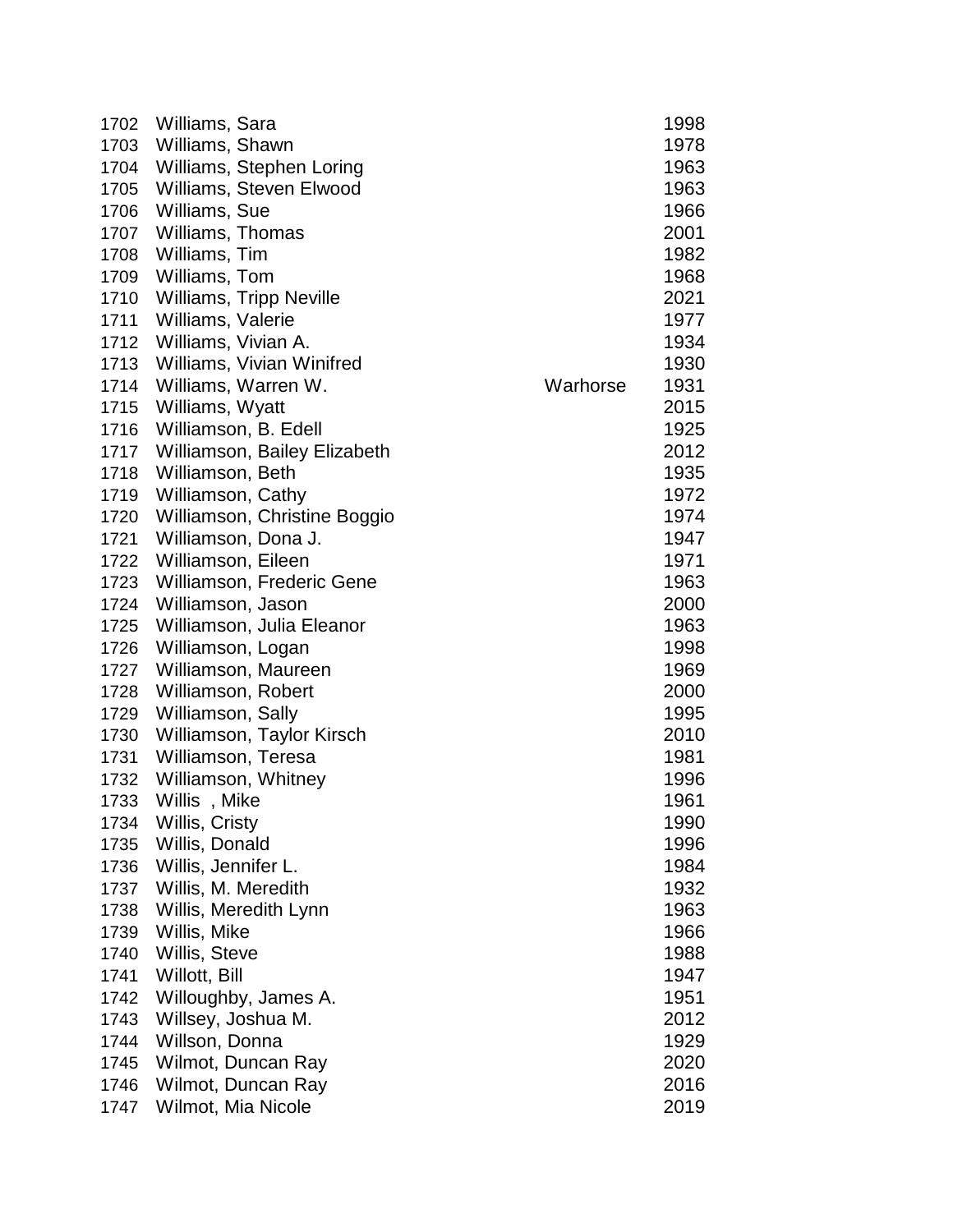| | | | |
|---|---|---|---|
| 1702 | Williams, Sara | | 1998 |
| 1703 | Williams, Shawn | | 1978 |
| 1704 | Williams, Stephen Loring | | 1963 |
| 1705 | Williams, Steven Elwood | | 1963 |
| 1706 | Williams, Sue | | 1966 |
| 1707 | Williams, Thomas | | 2001 |
| 1708 | Williams, Tim | | 1982 |
| 1709 | Williams, Tom | | 1968 |
| 1710 | Williams, Tripp Neville | | 2021 |
| 1711 | Williams, Valerie | | 1977 |
| 1712 | Williams, Vivian A. | | 1934 |
| 1713 | Williams, Vivian Winifred | | 1930 |
| 1714 | Williams, Warren W. | Warhorse | 1931 |
| 1715 | Williams, Wyatt | | 2015 |
| 1716 | Williamson, B. Edell | | 1925 |
| 1717 | Williamson, Bailey Elizabeth | | 2012 |
| 1718 | Williamson, Beth | | 1935 |
| 1719 | Williamson, Cathy | | 1972 |
| 1720 | Williamson, Christine Boggio | | 1974 |
| 1721 | Williamson, Dona J. | | 1947 |
| 1722 | Williamson, Eileen | | 1971 |
| 1723 | Williamson, Frederic Gene | | 1963 |
| 1724 | Williamson, Jason | | 2000 |
| 1725 | Williamson, Julia Eleanor | | 1963 |
| 1726 | Williamson, Logan | | 1998 |
| 1727 | Williamson, Maureen | | 1969 |
| 1728 | Williamson, Robert | | 2000 |
| 1729 | Williamson, Sally | | 1995 |
| 1730 | Williamson, Taylor Kirsch | | 2010 |
| 1731 | Williamson, Teresa | | 1981 |
| 1732 | Williamson, Whitney | | 1996 |
| 1733 | Willis , Mike | | 1961 |
| 1734 | Willis, Cristy | | 1990 |
| 1735 | Willis, Donald | | 1996 |
| 1736 | Willis, Jennifer L. | | 1984 |
| 1737 | Willis, M. Meredith | | 1932 |
| 1738 | Willis, Meredith Lynn | | 1963 |
| 1739 | Willis, Mike | | 1966 |
| 1740 | Willis, Steve | | 1988 |
| 1741 | Willott, Bill | | 1947 |
| 1742 | Willoughby, James A. | | 1951 |
| 1743 | Willsey, Joshua M. | | 2012 |
| 1744 | Willson, Donna | | 1929 |
| 1745 | Wilmot, Duncan Ray | | 2020 |
| 1746 | Wilmot, Duncan Ray | | 2016 |
| 1747 | Wilmot, Mia Nicole | | 2019 |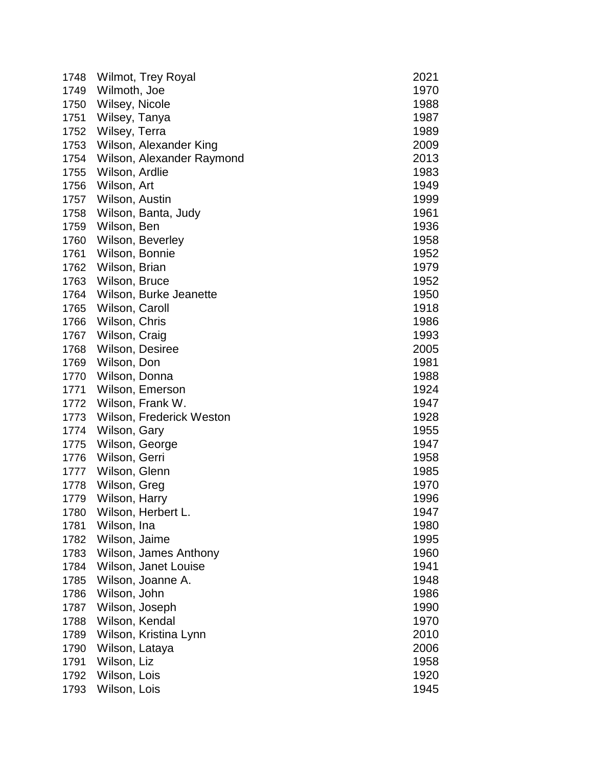| | | |
|---|---|---|
| 1748 | Wilmot, Trey Royal | 2021 |
| 1749 | Wilmoth, Joe | 1970 |
| 1750 | Wilsey, Nicole | 1988 |
| 1751 | Wilsey, Tanya | 1987 |
| 1752 | Wilsey, Terra | 1989 |
| 1753 | Wilson, Alexander King | 2009 |
| 1754 | Wilson, Alexander Raymond | 2013 |
| 1755 | Wilson, Ardlie | 1983 |
| 1756 | Wilson, Art | 1949 |
| 1757 | Wilson, Austin | 1999 |
| 1758 | Wilson, Banta, Judy | 1961 |
| 1759 | Wilson, Ben | 1936 |
| 1760 | Wilson, Beverley | 1958 |
| 1761 | Wilson, Bonnie | 1952 |
| 1762 | Wilson, Brian | 1979 |
| 1763 | Wilson, Bruce | 1952 |
| 1764 | Wilson, Burke Jeanette | 1950 |
| 1765 | Wilson, Caroll | 1918 |
| 1766 | Wilson, Chris | 1986 |
| 1767 | Wilson, Craig | 1993 |
| 1768 | Wilson, Desiree | 2005 |
| 1769 | Wilson, Don | 1981 |
| 1770 | Wilson, Donna | 1988 |
| 1771 | Wilson, Emerson | 1924 |
| 1772 | Wilson, Frank W. | 1947 |
| 1773 | Wilson, Frederick Weston | 1928 |
| 1774 | Wilson, Gary | 1955 |
| 1775 | Wilson, George | 1947 |
| 1776 | Wilson, Gerri | 1958 |
| 1777 | Wilson, Glenn | 1985 |
| 1778 | Wilson, Greg | 1970 |
| 1779 | Wilson, Harry | 1996 |
| 1780 | Wilson, Herbert L. | 1947 |
| 1781 | Wilson, Ina | 1980 |
| 1782 | Wilson, Jaime | 1995 |
| 1783 | Wilson, James Anthony | 1960 |
| 1784 | Wilson, Janet Louise | 1941 |
| 1785 | Wilson, Joanne A. | 1948 |
| 1786 | Wilson, John | 1986 |
| 1787 | Wilson, Joseph | 1990 |
| 1788 | Wilson, Kendal | 1970 |
| 1789 | Wilson, Kristina Lynn | 2010 |
| 1790 | Wilson, Lataya | 2006 |
| 1791 | Wilson, Liz | 1958 |
| 1792 | Wilson, Lois | 1920 |
| 1793 | Wilson, Lois | 1945 |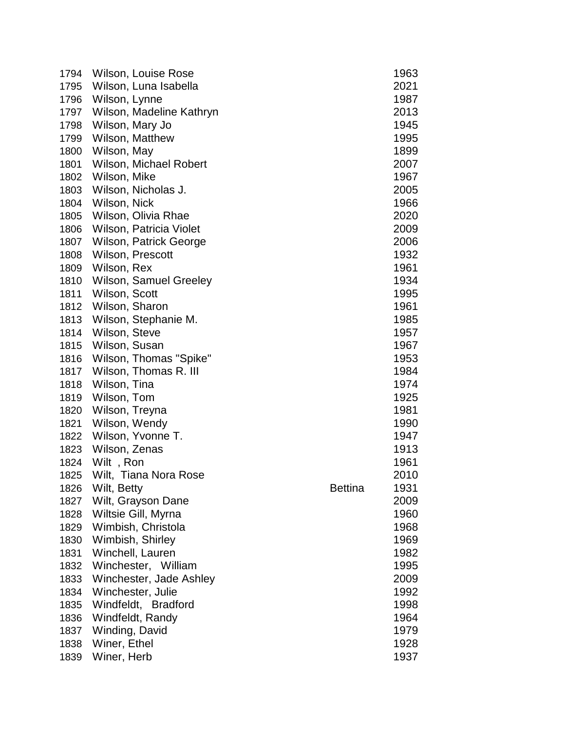| | | | |
|---|---|---|---|
| 1794 | Wilson, Louise Rose | | 1963 |
| 1795 | Wilson, Luna Isabella | | 2021 |
| 1796 | Wilson, Lynne | | 1987 |
| 1797 | Wilson, Madeline Kathryn | | 2013 |
| 1798 | Wilson, Mary Jo | | 1945 |
| 1799 | Wilson, Matthew | | 1995 |
| 1800 | Wilson, May | | 1899 |
| 1801 | Wilson, Michael Robert | | 2007 |
| 1802 | Wilson, Mike | | 1967 |
| 1803 | Wilson, Nicholas J. | | 2005 |
| 1804 | Wilson, Nick | | 1966 |
| 1805 | Wilson, Olivia Rhae | | 2020 |
| 1806 | Wilson, Patricia Violet | | 2009 |
| 1807 | Wilson, Patrick George | | 2006 |
| 1808 | Wilson, Prescott | | 1932 |
| 1809 | Wilson, Rex | | 1961 |
| 1810 | Wilson, Samuel Greeley | | 1934 |
| 1811 | Wilson, Scott | | 1995 |
| 1812 | Wilson, Sharon | | 1961 |
| 1813 | Wilson, Stephanie M. | | 1985 |
| 1814 | Wilson, Steve | | 1957 |
| 1815 | Wilson, Susan | | 1967 |
| 1816 | Wilson, Thomas "Spike" | | 1953 |
| 1817 | Wilson, Thomas R. III | | 1984 |
| 1818 | Wilson, Tina | | 1974 |
| 1819 | Wilson, Tom | | 1925 |
| 1820 | Wilson, Treyna | | 1981 |
| 1821 | Wilson, Wendy | | 1990 |
| 1822 | Wilson, Yvonne T. | | 1947 |
| 1823 | Wilson, Zenas | | 1913 |
| 1824 | Wilt , Ron | | 1961 |
| 1825 | Wilt, Tiana Nora Rose | | 2010 |
| 1826 | Wilt, Betty | Bettina | 1931 |
| 1827 | Wilt, Grayson Dane | | 2009 |
| 1828 | Wiltsie Gill, Myrna | | 1960 |
| 1829 | Wimbish, Christola | | 1968 |
| 1830 | Wimbish, Shirley | | 1969 |
| 1831 | Winchell, Lauren | | 1982 |
| 1832 | Winchester, William | | 1995 |
| 1833 | Winchester, Jade Ashley | | 2009 |
| 1834 | Winchester, Julie | | 1992 |
| 1835 | Windfeldt, Bradford | | 1998 |
| 1836 | Windfeldt, Randy | | 1964 |
| 1837 | Winding, David | | 1979 |
| 1838 | Winer, Ethel | | 1928 |
| 1839 | Winer, Herb | | 1937 |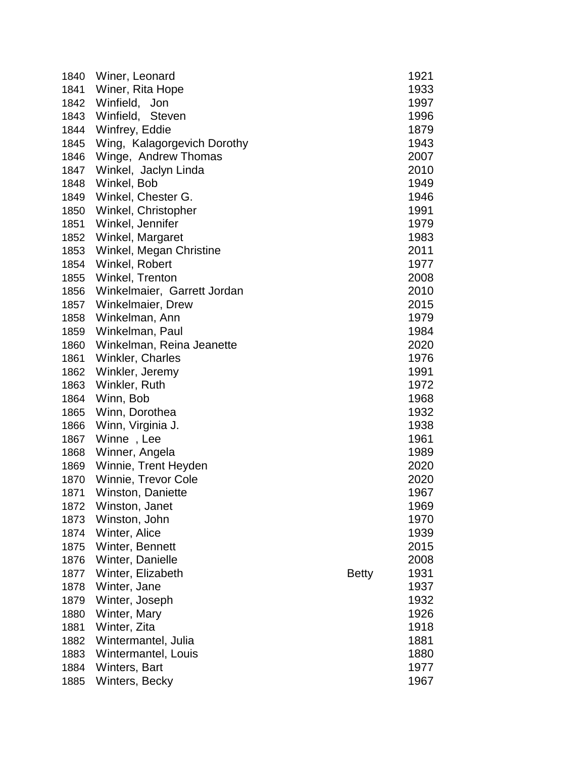| | | | |
|---|---|---|---|
| 1840 | Winer, Leonard | | 1921 |
| 1841 | Winer, Rita Hope | | 1933 |
| 1842 | Winfield, Jon | | 1997 |
| 1843 | Winfield, Steven | | 1996 |
| 1844 | Winfrey, Eddie | | 1879 |
| 1845 | Wing, Kalagorgevich Dorothy | | 1943 |
| 1846 | Winge, Andrew Thomas | | 2007 |
| 1847 | Winkel, Jaclyn Linda | | 2010 |
| 1848 | Winkel, Bob | | 1949 |
| 1849 | Winkel, Chester G. | | 1946 |
| 1850 | Winkel, Christopher | | 1991 |
| 1851 | Winkel, Jennifer | | 1979 |
| 1852 | Winkel, Margaret | | 1983 |
| 1853 | Winkel, Megan Christine | | 2011 |
| 1854 | Winkel, Robert | | 1977 |
| 1855 | Winkel, Trenton | | 2008 |
| 1856 | Winkelmaier, Garrett Jordan | | 2010 |
| 1857 | Winkelmaier, Drew | | 2015 |
| 1858 | Winkelman, Ann | | 1979 |
| 1859 | Winkelman, Paul | | 1984 |
| 1860 | Winkelman, Reina Jeanette | | 2020 |
| 1861 | Winkler, Charles | | 1976 |
| 1862 | Winkler, Jeremy | | 1991 |
| 1863 | Winkler, Ruth | | 1972 |
| 1864 | Winn, Bob | | 1968 |
| 1865 | Winn, Dorothea | | 1932 |
| 1866 | Winn, Virginia J. | | 1938 |
| 1867 | Winne , Lee | | 1961 |
| 1868 | Winner, Angela | | 1989 |
| 1869 | Winnie, Trent Heyden | | 2020 |
| 1870 | Winnie, Trevor Cole | | 2020 |
| 1871 | Winston, Daniette | | 1967 |
| 1872 | Winston, Janet | | 1969 |
| 1873 | Winston, John | | 1970 |
| 1874 | Winter, Alice | | 1939 |
| 1875 | Winter, Bennett | | 2015 |
| 1876 | Winter, Danielle | | 2008 |
| 1877 | Winter, Elizabeth | Betty | 1931 |
| 1878 | Winter, Jane | | 1937 |
| 1879 | Winter, Joseph | | 1932 |
| 1880 | Winter, Mary | | 1926 |
| 1881 | Winter, Zita | | 1918 |
| 1882 | Wintermantel, Julia | | 1881 |
| 1883 | Wintermantel, Louis | | 1880 |
| 1884 | Winters, Bart | | 1977 |
| 1885 | Winters, Becky | | 1967 |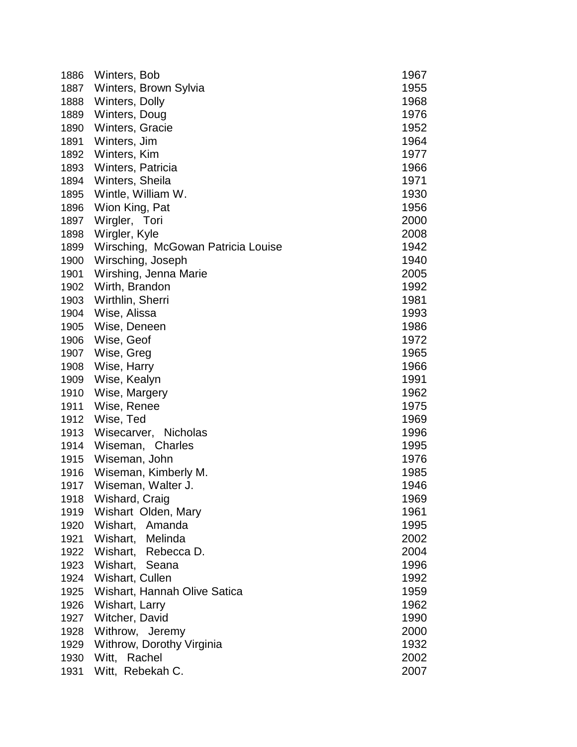| | | |
|---|---|---|
| 1886 | Winters, Bob | 1967 |
| 1887 | Winters, Brown Sylvia | 1955 |
| 1888 | Winters, Dolly | 1968 |
| 1889 | Winters, Doug | 1976 |
| 1890 | Winters, Gracie | 1952 |
| 1891 | Winters, Jim | 1964 |
| 1892 | Winters, Kim | 1977 |
| 1893 | Winters, Patricia | 1966 |
| 1894 | Winters, Sheila | 1971 |
| 1895 | Wintle, William W. | 1930 |
| 1896 | Wion King, Pat | 1956 |
| 1897 | Wirgler, Tori | 2000 |
| 1898 | Wirgler, Kyle | 2008 |
| 1899 | Wirsching, McGowan Patricia Louise | 1942 |
| 1900 | Wirsching, Joseph | 1940 |
| 1901 | Wirshing, Jenna Marie | 2005 |
| 1902 | Wirth, Brandon | 1992 |
| 1903 | Wirthlin, Sherri | 1981 |
| 1904 | Wise, Alissa | 1993 |
| 1905 | Wise, Deneen | 1986 |
| 1906 | Wise, Geof | 1972 |
| 1907 | Wise, Greg | 1965 |
| 1908 | Wise, Harry | 1966 |
| 1909 | Wise, Kealyn | 1991 |
| 1910 | Wise, Margery | 1962 |
| 1911 | Wise, Renee | 1975 |
| 1912 | Wise, Ted | 1969 |
| 1913 | Wisecarver, Nicholas | 1996 |
| 1914 | Wiseman, Charles | 1995 |
| 1915 | Wiseman, John | 1976 |
| 1916 | Wiseman, Kimberly M. | 1985 |
| 1917 | Wiseman, Walter J. | 1946 |
| 1918 | Wishard, Craig | 1969 |
| 1919 | Wishart Olden, Mary | 1961 |
| 1920 | Wishart, Amanda | 1995 |
| 1921 | Wishart, Melinda | 2002 |
| 1922 | Wishart, Rebecca D. | 2004 |
| 1923 | Wishart, Seana | 1996 |
| 1924 | Wishart, Cullen | 1992 |
| 1925 | Wishart, Hannah Olive Satica | 1959 |
| 1926 | Wishart, Larry | 1962 |
| 1927 | Witcher, David | 1990 |
| 1928 | Withrow, Jeremy | 2000 |
| 1929 | Withrow, Dorothy Virginia | 1932 |
| 1930 | Witt, Rachel | 2002 |
| 1931 | Witt, Rebekah C. | 2007 |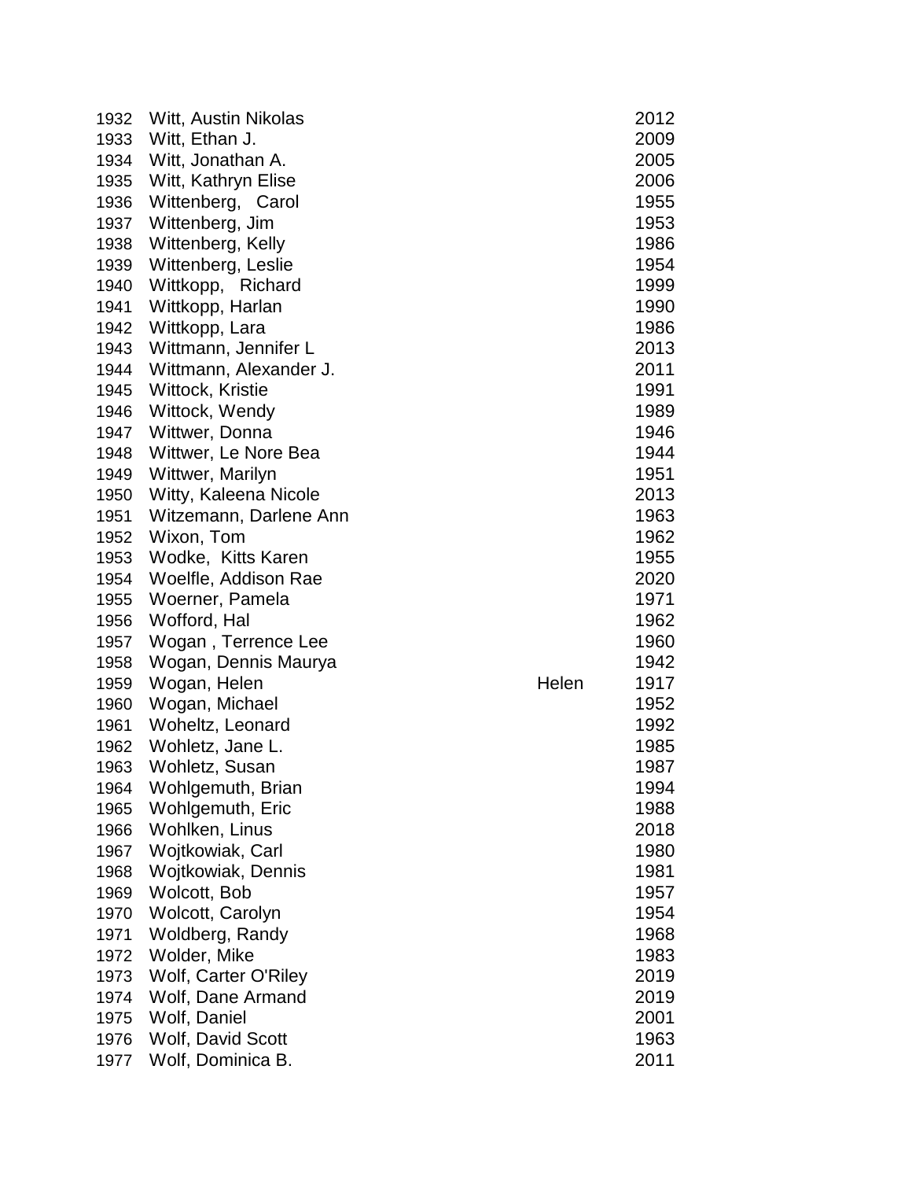| | | | |
|---|---|---|---|
| 1932 | Witt, Austin Nikolas | | 2012 |
| 1933 | Witt, Ethan J. | | 2009 |
| 1934 | Witt, Jonathan A. | | 2005 |
| 1935 | Witt, Kathryn Elise | | 2006 |
| 1936 | Wittenberg, Carol | | 1955 |
| 1937 | Wittenberg, Jim | | 1953 |
| 1938 | Wittenberg, Kelly | | 1986 |
| 1939 | Wittenberg, Leslie | | 1954 |
| 1940 | Wittkopp, Richard | | 1999 |
| 1941 | Wittkopp, Harlan | | 1990 |
| 1942 | Wittkopp, Lara | | 1986 |
| 1943 | Wittmann, Jennifer L | | 2013 |
| 1944 | Wittmann, Alexander J. | | 2011 |
| 1945 | Wittock, Kristie | | 1991 |
| 1946 | Wittock, Wendy | | 1989 |
| 1947 | Wittwer, Donna | | 1946 |
| 1948 | Wittwer, Le Nore Bea | | 1944 |
| 1949 | Wittwer, Marilyn | | 1951 |
| 1950 | Witty, Kaleena Nicole | | 2013 |
| 1951 | Witzemann, Darlene Ann | | 1963 |
| 1952 | Wixon, Tom | | 1962 |
| 1953 | Wodke, Kitts Karen | | 1955 |
| 1954 | Woelfle, Addison Rae | | 2020 |
| 1955 | Woerner, Pamela | | 1971 |
| 1956 | Wofford, Hal | | 1962 |
| 1957 | Wogan , Terrence Lee | | 1960 |
| 1958 | Wogan, Dennis Maurya | | 1942 |
| 1959 | Wogan, Helen | Helen | 1917 |
| 1960 | Wogan, Michael | | 1952 |
| 1961 | Woheltz, Leonard | | 1992 |
| 1962 | Wohletz, Jane L. | | 1985 |
| 1963 | Wohletz, Susan | | 1987 |
| 1964 | Wohlgemuth, Brian | | 1994 |
| 1965 | Wohlgemuth, Eric | | 1988 |
| 1966 | Wohlken, Linus | | 2018 |
| 1967 | Wojtkowiak, Carl | | 1980 |
| 1968 | Wojtkowiak, Dennis | | 1981 |
| 1969 | Wolcott, Bob | | 1957 |
| 1970 | Wolcott, Carolyn | | 1954 |
| 1971 | Woldberg, Randy | | 1968 |
| 1972 | Wolder, Mike | | 1983 |
| 1973 | Wolf, Carter O'Riley | | 2019 |
| 1974 | Wolf, Dane Armand | | 2019 |
| 1975 | Wolf, Daniel | | 2001 |
| 1976 | Wolf, David Scott | | 1963 |
| 1977 | Wolf, Dominica B. | | 2011 |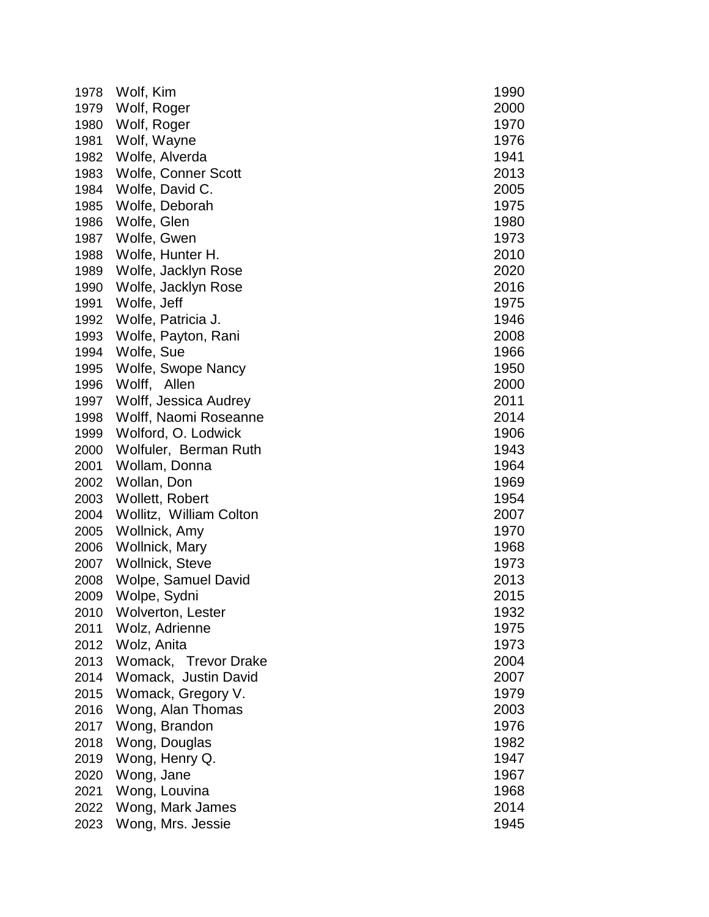| | | |
|---|---|---|
| 1978 | Wolf, Kim | 1990 |
| 1979 | Wolf, Roger | 2000 |
| 1980 | Wolf, Roger | 1970 |
| 1981 | Wolf, Wayne | 1976 |
| 1982 | Wolfe, Alverda | 1941 |
| 1983 | Wolfe, Conner Scott | 2013 |
| 1984 | Wolfe, David C. | 2005 |
| 1985 | Wolfe, Deborah | 1975 |
| 1986 | Wolfe, Glen | 1980 |
| 1987 | Wolfe, Gwen | 1973 |
| 1988 | Wolfe, Hunter H. | 2010 |
| 1989 | Wolfe, Jacklyn Rose | 2020 |
| 1990 | Wolfe, Jacklyn Rose | 2016 |
| 1991 | Wolfe, Jeff | 1975 |
| 1992 | Wolfe, Patricia J. | 1946 |
| 1993 | Wolfe, Payton, Rani | 2008 |
| 1994 | Wolfe, Sue | 1966 |
| 1995 | Wolfe, Swope Nancy | 1950 |
| 1996 | Wolff, Allen | 2000 |
| 1997 | Wolff, Jessica Audrey | 2011 |
| 1998 | Wolff, Naomi Roseanne | 2014 |
| 1999 | Wolford, O. Lodwick | 1906 |
| 2000 | Wolfuler, Berman Ruth | 1943 |
| 2001 | Wollam, Donna | 1964 |
| 2002 | Wollan, Don | 1969 |
| 2003 | Wollett, Robert | 1954 |
| 2004 | Wollitz, William Colton | 2007 |
| 2005 | Wollnick, Amy | 1970 |
| 2006 | Wollnick, Mary | 1968 |
| 2007 | Wollnick, Steve | 1973 |
| 2008 | Wolpe, Samuel David | 2013 |
| 2009 | Wolpe, Sydni | 2015 |
| 2010 | Wolverton, Lester | 1932 |
| 2011 | Wolz, Adrienne | 1975 |
| 2012 | Wolz, Anita | 1973 |
| 2013 | Womack, Trevor Drake | 2004 |
| 2014 | Womack, Justin David | 2007 |
| 2015 | Womack, Gregory V. | 1979 |
| 2016 | Wong, Alan Thomas | 2003 |
| 2017 | Wong, Brandon | 1976 |
| 2018 | Wong, Douglas | 1982 |
| 2019 | Wong, Henry Q. | 1947 |
| 2020 | Wong, Jane | 1967 |
| 2021 | Wong, Louvina | 1968 |
| 2022 | Wong, Mark James | 2014 |
| 2023 | Wong, Mrs. Jessie | 1945 |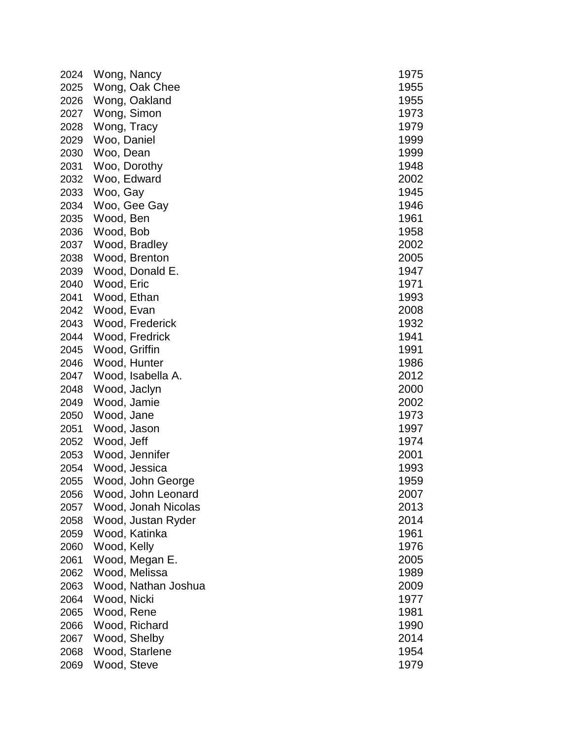| | | |
|---|---|---|
| 2024 | Wong, Nancy | 1975 |
| 2025 | Wong, Oak Chee | 1955 |
| 2026 | Wong, Oakland | 1955 |
| 2027 | Wong, Simon | 1973 |
| 2028 | Wong, Tracy | 1979 |
| 2029 | Woo, Daniel | 1999 |
| 2030 | Woo, Dean | 1999 |
| 2031 | Woo, Dorothy | 1948 |
| 2032 | Woo, Edward | 2002 |
| 2033 | Woo, Gay | 1945 |
| 2034 | Woo, Gee Gay | 1946 |
| 2035 | Wood, Ben | 1961 |
| 2036 | Wood, Bob | 1958 |
| 2037 | Wood, Bradley | 2002 |
| 2038 | Wood, Brenton | 2005 |
| 2039 | Wood, Donald E. | 1947 |
| 2040 | Wood, Eric | 1971 |
| 2041 | Wood, Ethan | 1993 |
| 2042 | Wood, Evan | 2008 |
| 2043 | Wood, Frederick | 1932 |
| 2044 | Wood, Fredrick | 1941 |
| 2045 | Wood, Griffin | 1991 |
| 2046 | Wood, Hunter | 1986 |
| 2047 | Wood, Isabella A. | 2012 |
| 2048 | Wood, Jaclyn | 2000 |
| 2049 | Wood, Jamie | 2002 |
| 2050 | Wood, Jane | 1973 |
| 2051 | Wood, Jason | 1997 |
| 2052 | Wood, Jeff | 1974 |
| 2053 | Wood, Jennifer | 2001 |
| 2054 | Wood, Jessica | 1993 |
| 2055 | Wood, John George | 1959 |
| 2056 | Wood, John Leonard | 2007 |
| 2057 | Wood, Jonah Nicolas | 2013 |
| 2058 | Wood, Justan Ryder | 2014 |
| 2059 | Wood, Katinka | 1961 |
| 2060 | Wood, Kelly | 1976 |
| 2061 | Wood, Megan E. | 2005 |
| 2062 | Wood, Melissa | 1989 |
| 2063 | Wood, Nathan Joshua | 2009 |
| 2064 | Wood, Nicki | 1977 |
| 2065 | Wood, Rene | 1981 |
| 2066 | Wood, Richard | 1990 |
| 2067 | Wood, Shelby | 2014 |
| 2068 | Wood, Starlene | 1954 |
| 2069 | Wood, Steve | 1979 |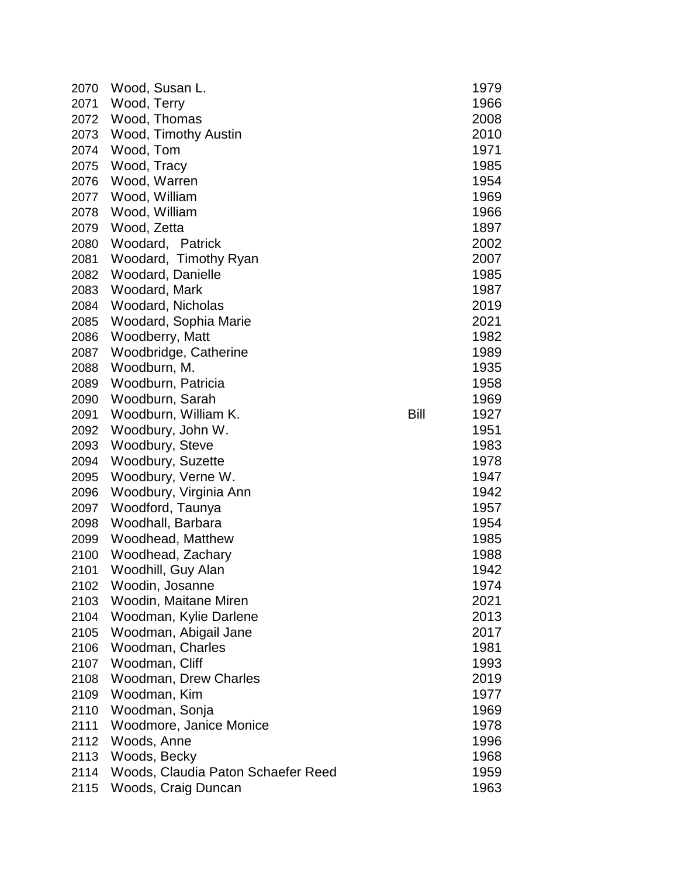| | | | |
|---|---|---|---|
| 2070 | Wood, Susan L. | | 1979 |
| 2071 | Wood, Terry | | 1966 |
| 2072 | Wood, Thomas | | 2008 |
| 2073 | Wood, Timothy Austin | | 2010 |
| 2074 | Wood, Tom | | 1971 |
| 2075 | Wood, Tracy | | 1985 |
| 2076 | Wood, Warren | | 1954 |
| 2077 | Wood, William | | 1969 |
| 2078 | Wood, William | | 1966 |
| 2079 | Wood, Zetta | | 1897 |
| 2080 | Woodard, Patrick | | 2002 |
| 2081 | Woodard, Timothy Ryan | | 2007 |
| 2082 | Woodard, Danielle | | 1985 |
| 2083 | Woodard, Mark | | 1987 |
| 2084 | Woodard, Nicholas | | 2019 |
| 2085 | Woodard, Sophia Marie | | 2021 |
| 2086 | Woodberry, Matt | | 1982 |
| 2087 | Woodbridge, Catherine | | 1989 |
| 2088 | Woodburn, M. | | 1935 |
| 2089 | Woodburn, Patricia | | 1958 |
| 2090 | Woodburn, Sarah | | 1969 |
| 2091 | Woodburn, William K. | Bill | 1927 |
| 2092 | Woodbury, John W. | | 1951 |
| 2093 | Woodbury, Steve | | 1983 |
| 2094 | Woodbury, Suzette | | 1978 |
| 2095 | Woodbury, Verne W. | | 1947 |
| 2096 | Woodbury, Virginia Ann | | 1942 |
| 2097 | Woodford, Taunya | | 1957 |
| 2098 | Woodhall, Barbara | | 1954 |
| 2099 | Woodhead, Matthew | | 1985 |
| 2100 | Woodhead, Zachary | | 1988 |
| 2101 | Woodhill, Guy Alan | | 1942 |
| 2102 | Woodin, Josanne | | 1974 |
| 2103 | Woodin, Maitane Miren | | 2021 |
| 2104 | Woodman, Kylie Darlene | | 2013 |
| 2105 | Woodman, Abigail Jane | | 2017 |
| 2106 | Woodman, Charles | | 1981 |
| 2107 | Woodman, Cliff | | 1993 |
| 2108 | Woodman, Drew Charles | | 2019 |
| 2109 | Woodman, Kim | | 1977 |
| 2110 | Woodman, Sonja | | 1969 |
| 2111 | Woodmore, Janice Monice | | 1978 |
| 2112 | Woods, Anne | | 1996 |
| 2113 | Woods, Becky | | 1968 |
| 2114 | Woods, Claudia Paton Schaefer Reed | | 1959 |
| 2115 | Woods, Craig Duncan | | 1963 |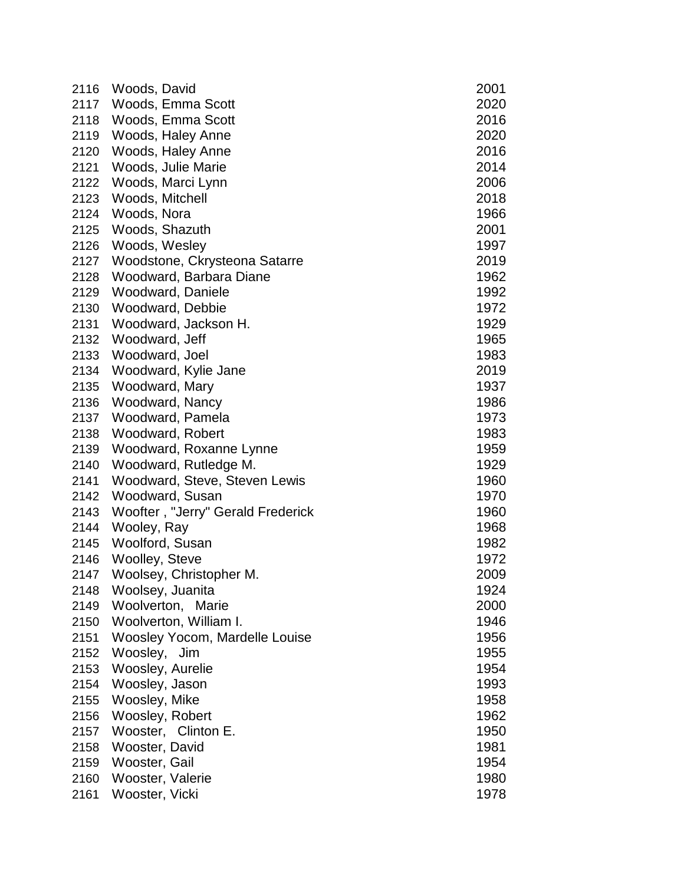| | | |
|---|---|---|
| 2116 | Woods, David | 2001 |
| 2117 | Woods, Emma Scott | 2020 |
| 2118 | Woods, Emma Scott | 2016 |
| 2119 | Woods, Haley Anne | 2020 |
| 2120 | Woods, Haley Anne | 2016 |
| 2121 | Woods, Julie Marie | 2014 |
| 2122 | Woods, Marci Lynn | 2006 |
| 2123 | Woods, Mitchell | 2018 |
| 2124 | Woods, Nora | 1966 |
| 2125 | Woods, Shazuth | 2001 |
| 2126 | Woods, Wesley | 1997 |
| 2127 | Woodstone, Ckrysteona Satarre | 2019 |
| 2128 | Woodward, Barbara Diane | 1962 |
| 2129 | Woodward, Daniele | 1992 |
| 2130 | Woodward, Debbie | 1972 |
| 2131 | Woodward, Jackson H. | 1929 |
| 2132 | Woodward, Jeff | 1965 |
| 2133 | Woodward, Joel | 1983 |
| 2134 | Woodward, Kylie Jane | 2019 |
| 2135 | Woodward, Mary | 1937 |
| 2136 | Woodward, Nancy | 1986 |
| 2137 | Woodward, Pamela | 1973 |
| 2138 | Woodward, Robert | 1983 |
| 2139 | Woodward, Roxanne Lynne | 1959 |
| 2140 | Woodward, Rutledge M. | 1929 |
| 2141 | Woodward, Steve, Steven Lewis | 1960 |
| 2142 | Woodward, Susan | 1970 |
| 2143 | Woofter , "Jerry" Gerald Frederick | 1960 |
| 2144 | Wooley, Ray | 1968 |
| 2145 | Woolford, Susan | 1982 |
| 2146 | Woolley, Steve | 1972 |
| 2147 | Woolsey, Christopher M. | 2009 |
| 2148 | Woolsey, Juanita | 1924 |
| 2149 | Woolverton, Marie | 2000 |
| 2150 | Woolverton, William I. | 1946 |
| 2151 | Woosley Yocom, Mardelle Louise | 1956 |
| 2152 | Woosley, Jim | 1955 |
| 2153 | Woosley, Aurelie | 1954 |
| 2154 | Woosley, Jason | 1993 |
| 2155 | Woosley, Mike | 1958 |
| 2156 | Woosley, Robert | 1962 |
| 2157 | Wooster, Clinton E. | 1950 |
| 2158 | Wooster, David | 1981 |
| 2159 | Wooster, Gail | 1954 |
| 2160 | Wooster, Valerie | 1980 |
| 2161 | Wooster, Vicki | 1978 |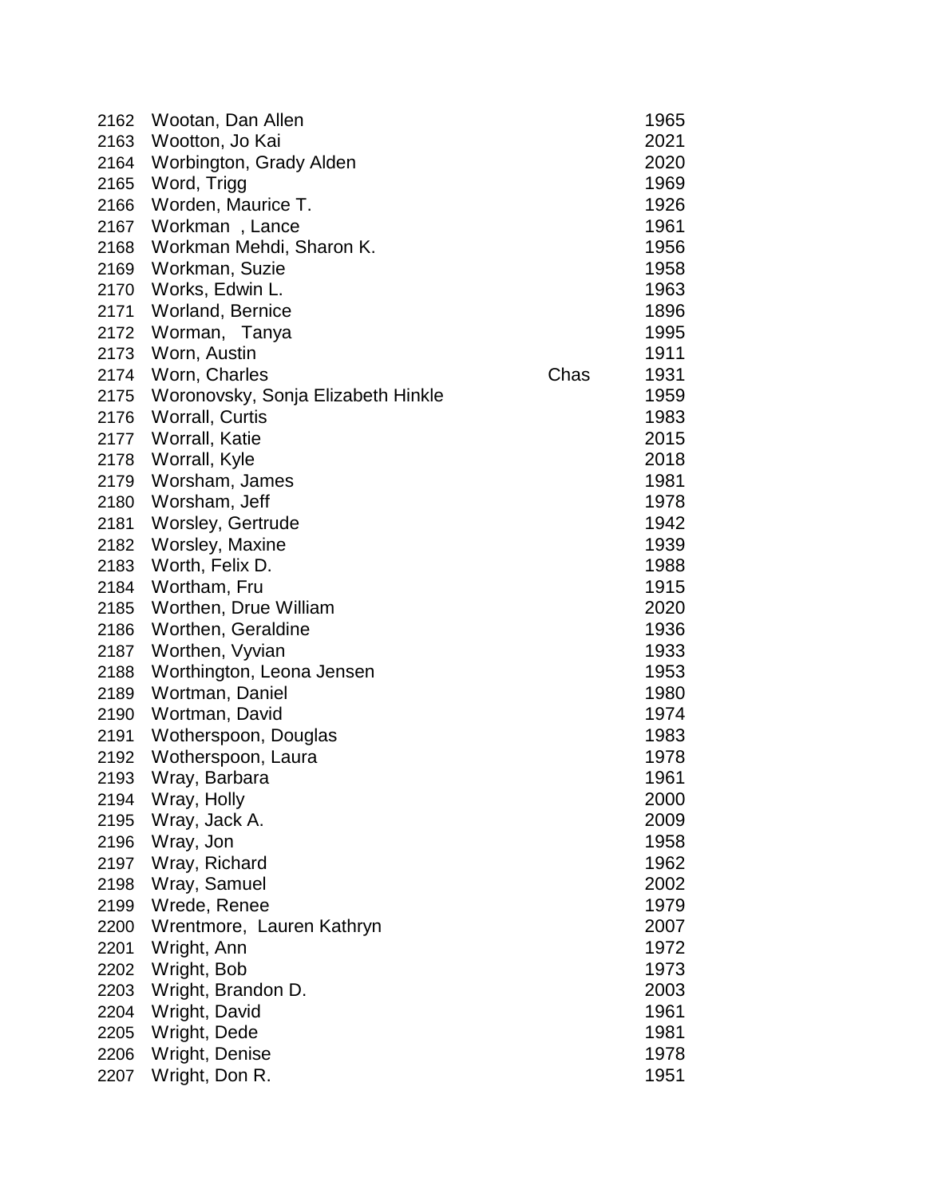| | | | |
|---|---|---|---|
| 2162 | Wootan, Dan Allen | | 1965 |
| 2163 | Wootton, Jo Kai | | 2021 |
| 2164 | Worbington, Grady Alden | | 2020 |
| 2165 | Word, Trigg | | 1969 |
| 2166 | Worden, Maurice T. | | 1926 |
| 2167 | Workman , Lance | | 1961 |
| 2168 | Workman Mehdi, Sharon K. | | 1956 |
| 2169 | Workman, Suzie | | 1958 |
| 2170 | Works, Edwin L. | | 1963 |
| 2171 | Worland, Bernice | | 1896 |
| 2172 | Worman, Tanya | | 1995 |
| 2173 | Worn, Austin | | 1911 |
| 2174 | Worn, Charles | Chas | 1931 |
| 2175 | Woronovsky, Sonja Elizabeth Hinkle | | 1959 |
| 2176 | Worrall, Curtis | | 1983 |
| 2177 | Worrall, Katie | | 2015 |
| 2178 | Worrall, Kyle | | 2018 |
| 2179 | Worsham, James | | 1981 |
| 2180 | Worsham, Jeff | | 1978 |
| 2181 | Worsley, Gertrude | | 1942 |
| 2182 | Worsley, Maxine | | 1939 |
| 2183 | Worth, Felix D. | | 1988 |
| 2184 | Wortham, Fru | | 1915 |
| 2185 | Worthen, Drue William | | 2020 |
| 2186 | Worthen, Geraldine | | 1936 |
| 2187 | Worthen, Vyvian | | 1933 |
| 2188 | Worthington, Leona Jensen | | 1953 |
| 2189 | Wortman, Daniel | | 1980 |
| 2190 | Wortman, David | | 1974 |
| 2191 | Wotherspoon, Douglas | | 1983 |
| 2192 | Wotherspoon, Laura | | 1978 |
| 2193 | Wray, Barbara | | 1961 |
| 2194 | Wray, Holly | | 2000 |
| 2195 | Wray, Jack A. | | 2009 |
| 2196 | Wray, Jon | | 1958 |
| 2197 | Wray, Richard | | 1962 |
| 2198 | Wray, Samuel | | 2002 |
| 2199 | Wrede, Renee | | 1979 |
| 2200 | Wrentmore, Lauren Kathryn | | 2007 |
| 2201 | Wright, Ann | | 1972 |
| 2202 | Wright, Bob | | 1973 |
| 2203 | Wright, Brandon D. | | 2003 |
| 2204 | Wright, David | | 1961 |
| 2205 | Wright, Dede | | 1981 |
| 2206 | Wright, Denise | | 1978 |
| 2207 | Wright, Don R. | | 1951 |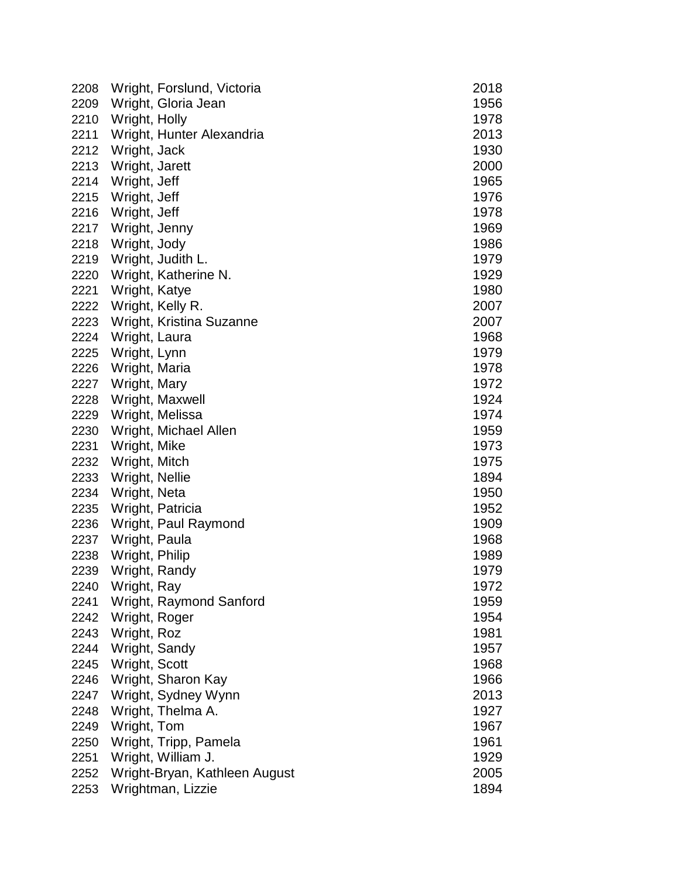| | | |
|---|---|---|
| 2208 | Wright, Forslund, Victoria | 2018 |
| 2209 | Wright, Gloria Jean | 1956 |
| 2210 | Wright, Holly | 1978 |
| 2211 | Wright, Hunter Alexandria | 2013 |
| 2212 | Wright, Jack | 1930 |
| 2213 | Wright, Jarett | 2000 |
| 2214 | Wright, Jeff | 1965 |
| 2215 | Wright, Jeff | 1976 |
| 2216 | Wright, Jeff | 1978 |
| 2217 | Wright, Jenny | 1969 |
| 2218 | Wright, Jody | 1986 |
| 2219 | Wright, Judith L. | 1979 |
| 2220 | Wright, Katherine N. | 1929 |
| 2221 | Wright, Katye | 1980 |
| 2222 | Wright, Kelly R. | 2007 |
| 2223 | Wright, Kristina Suzanne | 2007 |
| 2224 | Wright, Laura | 1968 |
| 2225 | Wright, Lynn | 1979 |
| 2226 | Wright, Maria | 1978 |
| 2227 | Wright, Mary | 1972 |
| 2228 | Wright, Maxwell | 1924 |
| 2229 | Wright, Melissa | 1974 |
| 2230 | Wright, Michael Allen | 1959 |
| 2231 | Wright, Mike | 1973 |
| 2232 | Wright, Mitch | 1975 |
| 2233 | Wright, Nellie | 1894 |
| 2234 | Wright, Neta | 1950 |
| 2235 | Wright, Patricia | 1952 |
| 2236 | Wright, Paul Raymond | 1909 |
| 2237 | Wright, Paula | 1968 |
| 2238 | Wright, Philip | 1989 |
| 2239 | Wright, Randy | 1979 |
| 2240 | Wright, Ray | 1972 |
| 2241 | Wright, Raymond Sanford | 1959 |
| 2242 | Wright, Roger | 1954 |
| 2243 | Wright, Roz | 1981 |
| 2244 | Wright, Sandy | 1957 |
| 2245 | Wright, Scott | 1968 |
| 2246 | Wright, Sharon Kay | 1966 |
| 2247 | Wright, Sydney Wynn | 2013 |
| 2248 | Wright, Thelma A. | 1927 |
| 2249 | Wright, Tom | 1967 |
| 2250 | Wright, Tripp, Pamela | 1961 |
| 2251 | Wright, William J. | 1929 |
| 2252 | Wright-Bryan, Kathleen August | 2005 |
| 2253 | Wrightman, Lizzie | 1894 |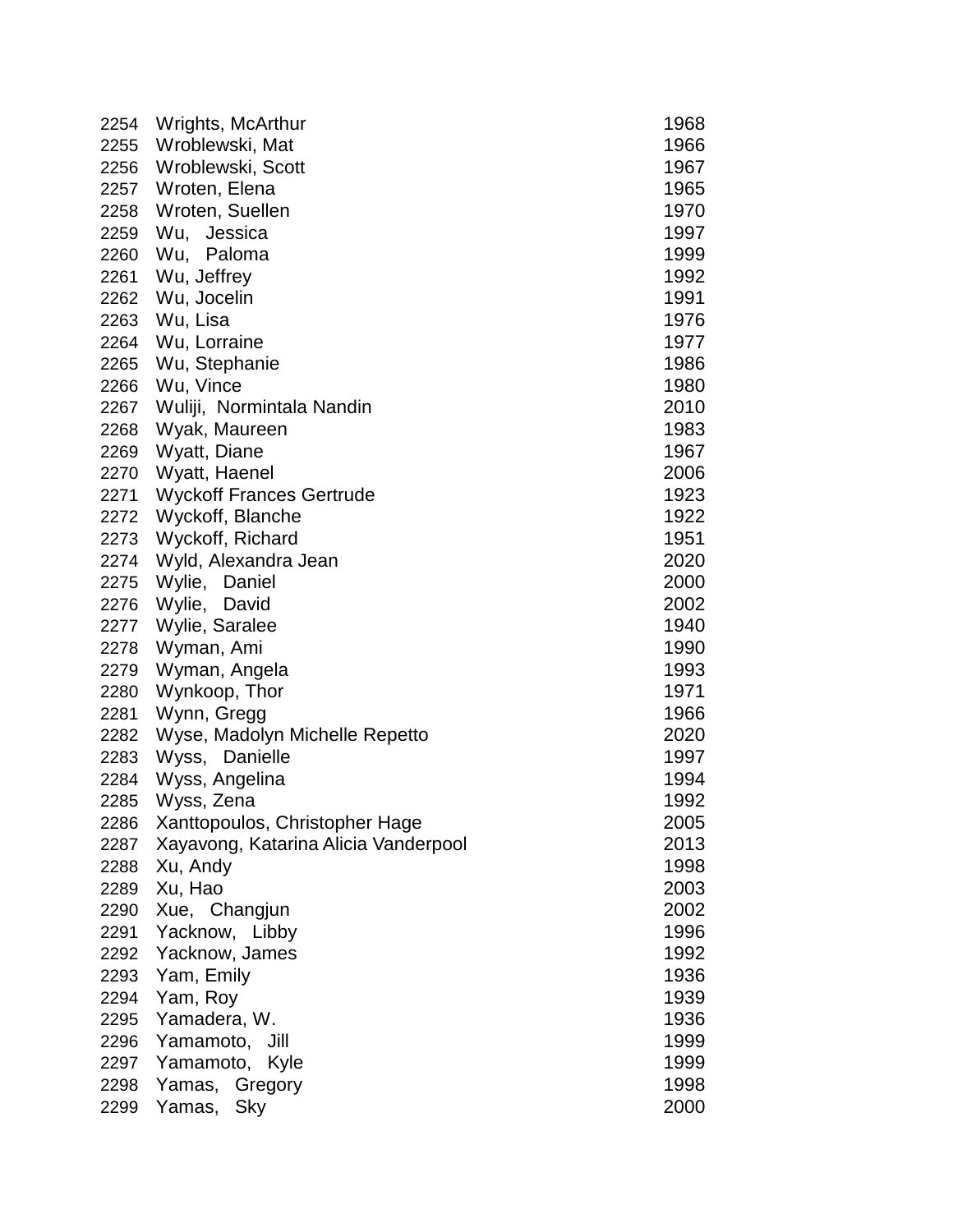| | | |
|---|---|---|
| 2254 | Wrights, McArthur | 1968 |
| 2255 | Wroblewski, Mat | 1966 |
| 2256 | Wroblewski, Scott | 1967 |
| 2257 | Wroten, Elena | 1965 |
| 2258 | Wroten, Suellen | 1970 |
| 2259 | Wu, Jessica | 1997 |
| 2260 | Wu, Paloma | 1999 |
| 2261 | Wu, Jeffrey | 1992 |
| 2262 | Wu, Jocelin | 1991 |
| 2263 | Wu, Lisa | 1976 |
| 2264 | Wu, Lorraine | 1977 |
| 2265 | Wu, Stephanie | 1986 |
| 2266 | Wu, Vince | 1980 |
| 2267 | Wuliji, Normintala Nandin | 2010 |
| 2268 | Wyak, Maureen | 1983 |
| 2269 | Wyatt, Diane | 1967 |
| 2270 | Wyatt, Haenel | 2006 |
| 2271 | Wyckoff Frances Gertrude | 1923 |
| 2272 | Wyckoff, Blanche | 1922 |
| 2273 | Wyckoff, Richard | 1951 |
| 2274 | Wyld, Alexandra Jean | 2020 |
| 2275 | Wylie, Daniel | 2000 |
| 2276 | Wylie, David | 2002 |
| 2277 | Wylie, Saralee | 1940 |
| 2278 | Wyman, Ami | 1990 |
| 2279 | Wyman, Angela | 1993 |
| 2280 | Wynkoop, Thor | 1971 |
| 2281 | Wynn, Gregg | 1966 |
| 2282 | Wyse, Madolyn Michelle Repetto | 2020 |
| 2283 | Wyss, Danielle | 1997 |
| 2284 | Wyss, Angelina | 1994 |
| 2285 | Wyss, Zena | 1992 |
| 2286 | Xanttopoulos, Christopher Hage | 2005 |
| 2287 | Xayavong, Katarina Alicia Vanderpool | 2013 |
| 2288 | Xu, Andy | 1998 |
| 2289 | Xu, Hao | 2003 |
| 2290 | Xue, Changjun | 2002 |
| 2291 | Yacknow, Libby | 1996 |
| 2292 | Yacknow, James | 1992 |
| 2293 | Yam, Emily | 1936 |
| 2294 | Yam, Roy | 1939 |
| 2295 | Yamadera, W. | 1936 |
| 2296 | Yamamoto, Jill | 1999 |
| 2297 | Yamamoto, Kyle | 1999 |
| 2298 | Yamas, Gregory | 1998 |
| 2299 | Yamas, Sky | 2000 |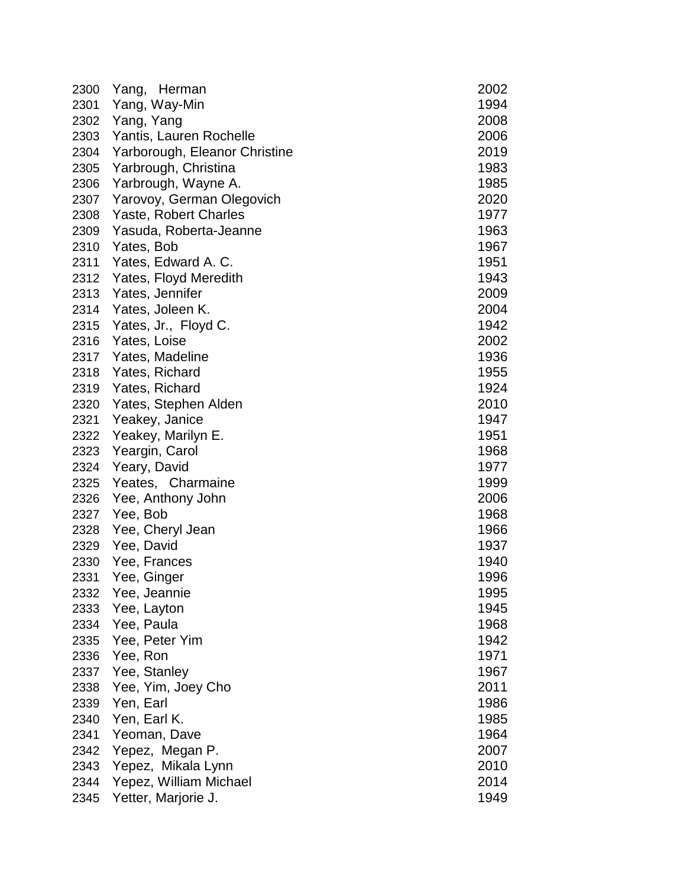| | | |
|---|---|---|
| 2300 | Yang, Herman | 2002 |
| 2301 | Yang, Way-Min | 1994 |
| 2302 | Yang, Yang | 2008 |
| 2303 | Yantis, Lauren Rochelle | 2006 |
| 2304 | Yarborough, Eleanor Christine | 2019 |
| 2305 | Yarbrough, Christina | 1983 |
| 2306 | Yarbrough, Wayne A. | 1985 |
| 2307 | Yarovoy, German Olegovich | 2020 |
| 2308 | Yaste, Robert Charles | 1977 |
| 2309 | Yasuda, Roberta-Jeanne | 1963 |
| 2310 | Yates, Bob | 1967 |
| 2311 | Yates, Edward A. C. | 1951 |
| 2312 | Yates, Floyd Meredith | 1943 |
| 2313 | Yates, Jennifer | 2009 |
| 2314 | Yates, Joleen K. | 2004 |
| 2315 | Yates, Jr., Floyd C. | 1942 |
| 2316 | Yates, Loise | 2002 |
| 2317 | Yates, Madeline | 1936 |
| 2318 | Yates, Richard | 1955 |
| 2319 | Yates, Richard | 1924 |
| 2320 | Yates, Stephen Alden | 2010 |
| 2321 | Yeakey, Janice | 1947 |
| 2322 | Yeakey, Marilyn E. | 1951 |
| 2323 | Yeargin, Carol | 1968 |
| 2324 | Yeary, David | 1977 |
| 2325 | Yeates, Charmaine | 1999 |
| 2326 | Yee, Anthony John | 2006 |
| 2327 | Yee, Bob | 1968 |
| 2328 | Yee, Cheryl Jean | 1966 |
| 2329 | Yee, David | 1937 |
| 2330 | Yee, Frances | 1940 |
| 2331 | Yee, Ginger | 1996 |
| 2332 | Yee, Jeannie | 1995 |
| 2333 | Yee, Layton | 1945 |
| 2334 | Yee, Paula | 1968 |
| 2335 | Yee, Peter Yim | 1942 |
| 2336 | Yee, Ron | 1971 |
| 2337 | Yee, Stanley | 1967 |
| 2338 | Yee, Yim, Joey Cho | 2011 |
| 2339 | Yen, Earl | 1986 |
| 2340 | Yen, Earl K. | 1985 |
| 2341 | Yeoman, Dave | 1964 |
| 2342 | Yepez, Megan P. | 2007 |
| 2343 | Yepez, Mikala Lynn | 2010 |
| 2344 | Yepez, William Michael | 2014 |
| 2345 | Yetter, Marjorie J. | 1949 |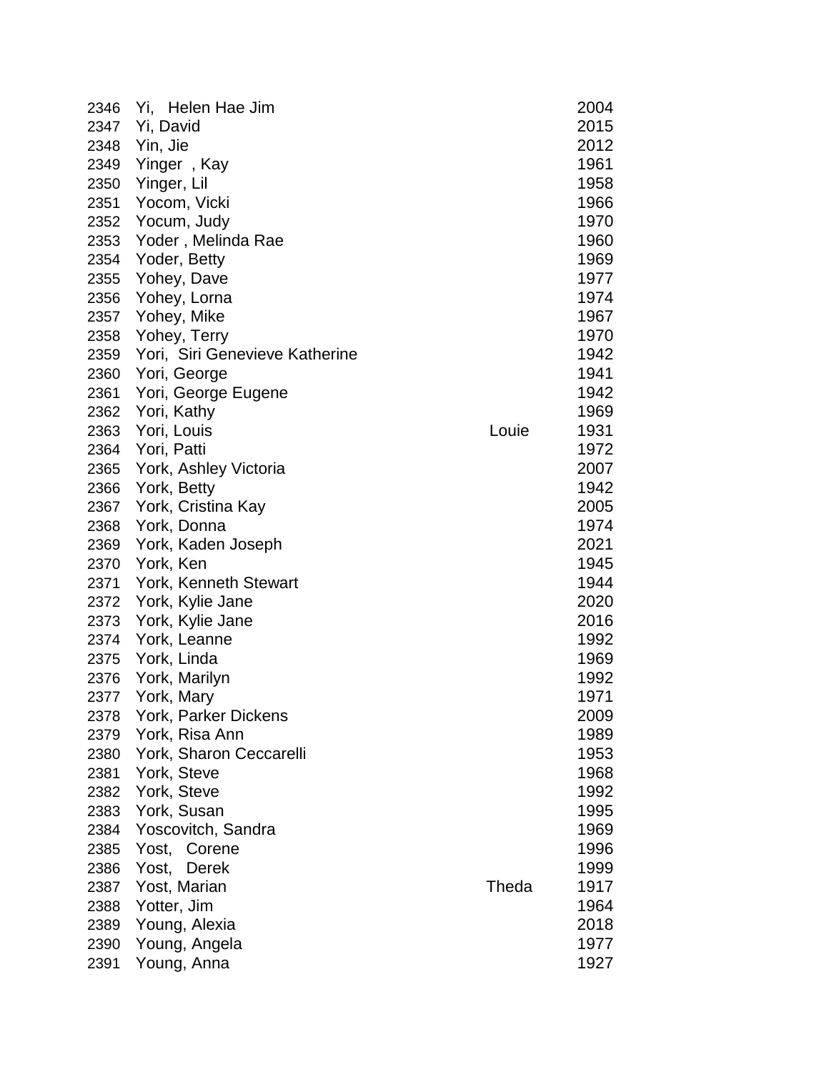| | | | |
|---|---|---|---|
| 2346 | Yi, Helen Hae Jim | | 2004 |
| 2347 | Yi, David | | 2015 |
| 2348 | Yin, Jie | | 2012 |
| 2349 | Yinger , Kay | | 1961 |
| 2350 | Yinger, Lil | | 1958 |
| 2351 | Yocom, Vicki | | 1966 |
| 2352 | Yocum, Judy | | 1970 |
| 2353 | Yoder , Melinda Rae | | 1960 |
| 2354 | Yoder, Betty | | 1969 |
| 2355 | Yohey, Dave | | 1977 |
| 2356 | Yohey, Lorna | | 1974 |
| 2357 | Yohey, Mike | | 1967 |
| 2358 | Yohey, Terry | | 1970 |
| 2359 | Yori, Siri Genevieve Katherine | | 1942 |
| 2360 | Yori, George | | 1941 |
| 2361 | Yori, George Eugene | | 1942 |
| 2362 | Yori, Kathy | | 1969 |
| 2363 | Yori, Louis | Louie | 1931 |
| 2364 | Yori, Patti | | 1972 |
| 2365 | York, Ashley Victoria | | 2007 |
| 2366 | York, Betty | | 1942 |
| 2367 | York, Cristina Kay | | 2005 |
| 2368 | York, Donna | | 1974 |
| 2369 | York, Kaden Joseph | | 2021 |
| 2370 | York, Ken | | 1945 |
| 2371 | York, Kenneth Stewart | | 1944 |
| 2372 | York, Kylie Jane | | 2020 |
| 2373 | York, Kylie Jane | | 2016 |
| 2374 | York, Leanne | | 1992 |
| 2375 | York, Linda | | 1969 |
| 2376 | York, Marilyn | | 1992 |
| 2377 | York, Mary | | 1971 |
| 2378 | York, Parker Dickens | | 2009 |
| 2379 | York, Risa Ann | | 1989 |
| 2380 | York, Sharon Ceccarelli | | 1953 |
| 2381 | York, Steve | | 1968 |
| 2382 | York, Steve | | 1992 |
| 2383 | York, Susan | | 1995 |
| 2384 | Yoscovitch, Sandra | | 1969 |
| 2385 | Yost, Corene | | 1996 |
| 2386 | Yost, Derek | | 1999 |
| 2387 | Yost, Marian | Theda | 1917 |
| 2388 | Yotter, Jim | | 1964 |
| 2389 | Young, Alexia | | 2018 |
| 2390 | Young, Angela | | 1977 |
| 2391 | Young, Anna | | 1927 |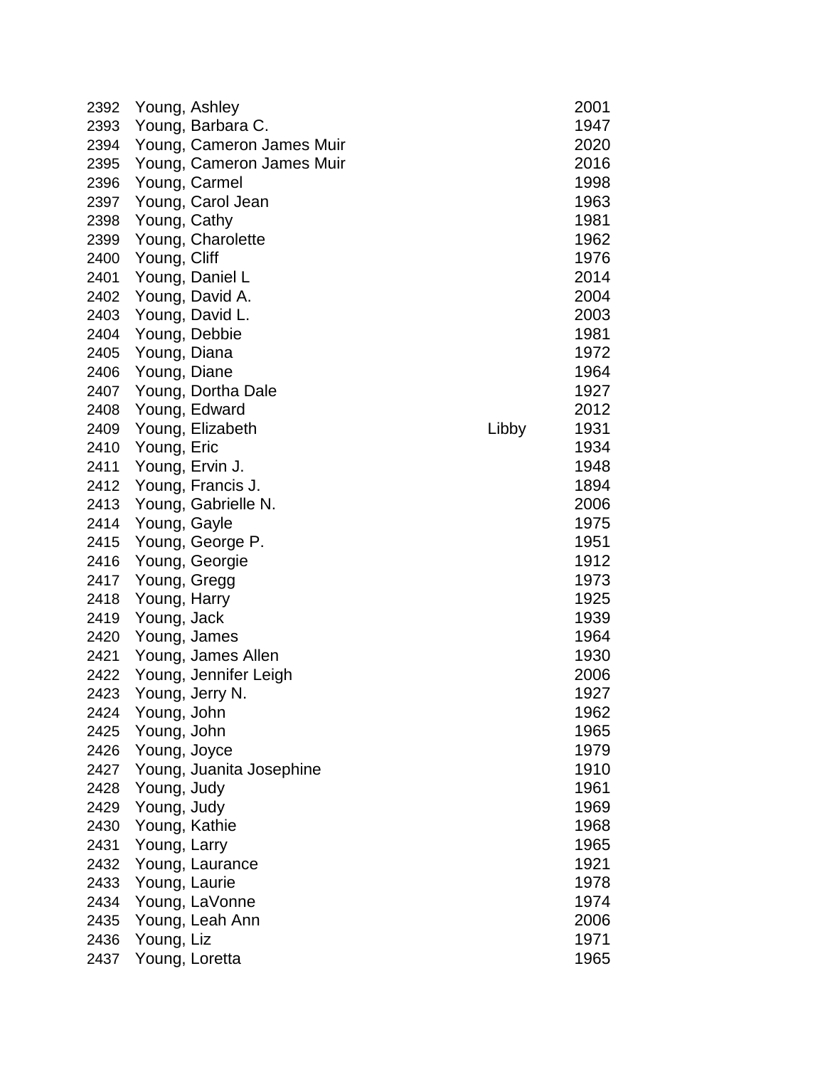| | | | |
|---|---|---|---|
| 2392 | Young, Ashley | | 2001 |
| 2393 | Young, Barbara C. | | 1947 |
| 2394 | Young, Cameron James Muir | | 2020 |
| 2395 | Young, Cameron James Muir | | 2016 |
| 2396 | Young, Carmel | | 1998 |
| 2397 | Young, Carol Jean | | 1963 |
| 2398 | Young, Cathy | | 1981 |
| 2399 | Young, Charolette | | 1962 |
| 2400 | Young, Cliff | | 1976 |
| 2401 | Young, Daniel L | | 2014 |
| 2402 | Young, David A. | | 2004 |
| 2403 | Young, David L. | | 2003 |
| 2404 | Young, Debbie | | 1981 |
| 2405 | Young, Diana | | 1972 |
| 2406 | Young, Diane | | 1964 |
| 2407 | Young, Dortha Dale | | 1927 |
| 2408 | Young, Edward | | 2012 |
| 2409 | Young, Elizabeth | Libby | 1931 |
| 2410 | Young, Eric | | 1934 |
| 2411 | Young, Ervin J. | | 1948 |
| 2412 | Young, Francis J. | | 1894 |
| 2413 | Young, Gabrielle N. | | 2006 |
| 2414 | Young, Gayle | | 1975 |
| 2415 | Young, George P. | | 1951 |
| 2416 | Young, Georgie | | 1912 |
| 2417 | Young, Gregg | | 1973 |
| 2418 | Young, Harry | | 1925 |
| 2419 | Young, Jack | | 1939 |
| 2420 | Young, James | | 1964 |
| 2421 | Young, James Allen | | 1930 |
| 2422 | Young, Jennifer Leigh | | 2006 |
| 2423 | Young, Jerry N. | | 1927 |
| 2424 | Young, John | | 1962 |
| 2425 | Young, John | | 1965 |
| 2426 | Young, Joyce | | 1979 |
| 2427 | Young, Juanita Josephine | | 1910 |
| 2428 | Young, Judy | | 1961 |
| 2429 | Young, Judy | | 1969 |
| 2430 | Young, Kathie | | 1968 |
| 2431 | Young, Larry | | 1965 |
| 2432 | Young, Laurance | | 1921 |
| 2433 | Young, Laurie | | 1978 |
| 2434 | Young, LaVonne | | 1974 |
| 2435 | Young, Leah Ann | | 2006 |
| 2436 | Young, Liz | | 1971 |
| 2437 | Young, Loretta | | 1965 |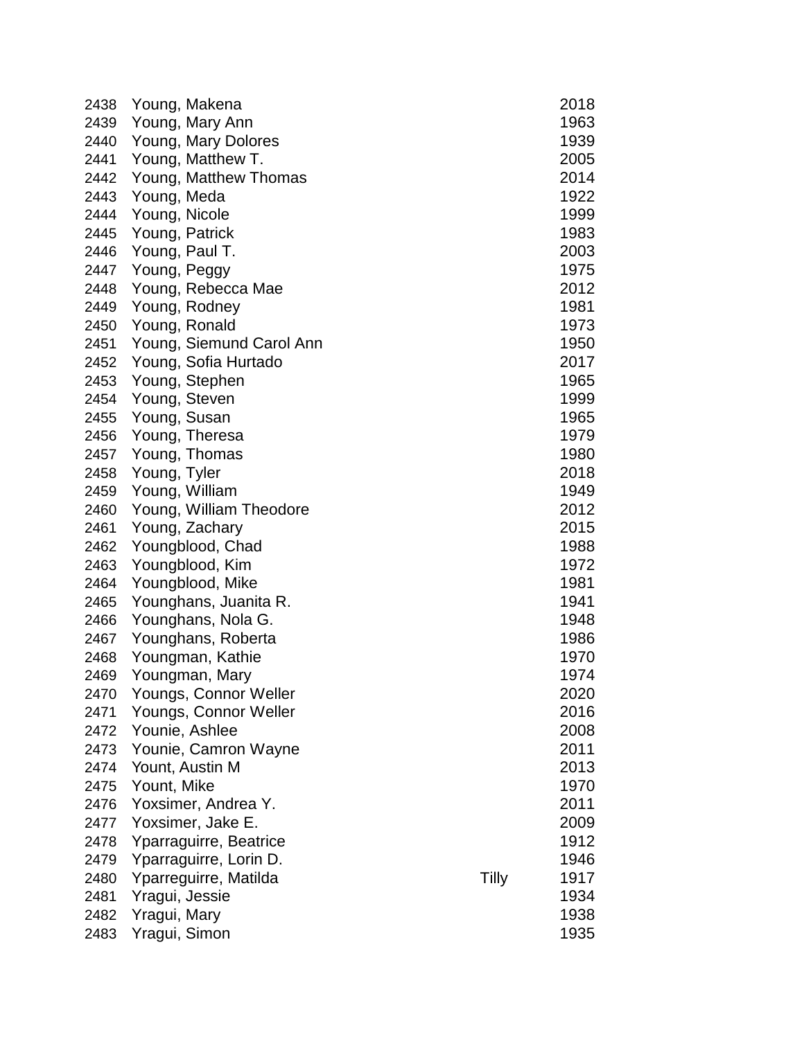| | | | |
|---|---|---|---|
| 2438 | Young, Makena | | 2018 |
| 2439 | Young, Mary Ann | | 1963 |
| 2440 | Young, Mary Dolores | | 1939 |
| 2441 | Young, Matthew T. | | 2005 |
| 2442 | Young, Matthew Thomas | | 2014 |
| 2443 | Young, Meda | | 1922 |
| 2444 | Young, Nicole | | 1999 |
| 2445 | Young, Patrick | | 1983 |
| 2446 | Young, Paul T. | | 2003 |
| 2447 | Young, Peggy | | 1975 |
| 2448 | Young, Rebecca Mae | | 2012 |
| 2449 | Young, Rodney | | 1981 |
| 2450 | Young, Ronald | | 1973 |
| 2451 | Young, Siemund Carol Ann | | 1950 |
| 2452 | Young, Sofia Hurtado | | 2017 |
| 2453 | Young, Stephen | | 1965 |
| 2454 | Young, Steven | | 1999 |
| 2455 | Young, Susan | | 1965 |
| 2456 | Young, Theresa | | 1979 |
| 2457 | Young, Thomas | | 1980 |
| 2458 | Young, Tyler | | 2018 |
| 2459 | Young, William | | 1949 |
| 2460 | Young, William Theodore | | 2012 |
| 2461 | Young, Zachary | | 2015 |
| 2462 | Youngblood, Chad | | 1988 |
| 2463 | Youngblood, Kim | | 1972 |
| 2464 | Youngblood, Mike | | 1981 |
| 2465 | Younghans, Juanita R. | | 1941 |
| 2466 | Younghans, Nola G. | | 1948 |
| 2467 | Younghans, Roberta | | 1986 |
| 2468 | Youngman, Kathie | | 1970 |
| 2469 | Youngman, Mary | | 1974 |
| 2470 | Youngs, Connor Weller | | 2020 |
| 2471 | Youngs, Connor Weller | | 2016 |
| 2472 | Younie, Ashlee | | 2008 |
| 2473 | Younie, Camron Wayne | | 2011 |
| 2474 | Yount, Austin M | | 2013 |
| 2475 | Yount, Mike | | 1970 |
| 2476 | Yoxsimer, Andrea Y. | | 2011 |
| 2477 | Yoxsimer, Jake E. | | 2009 |
| 2478 | Yparraguirre, Beatrice | | 1912 |
| 2479 | Yparraguirre, Lorin D. | | 1946 |
| 2480 | Yparreguirre, Matilda | Tilly | 1917 |
| 2481 | Yragui, Jessie | | 1934 |
| 2482 | Yragui, Mary | | 1938 |
| 2483 | Yragui, Simon | | 1935 |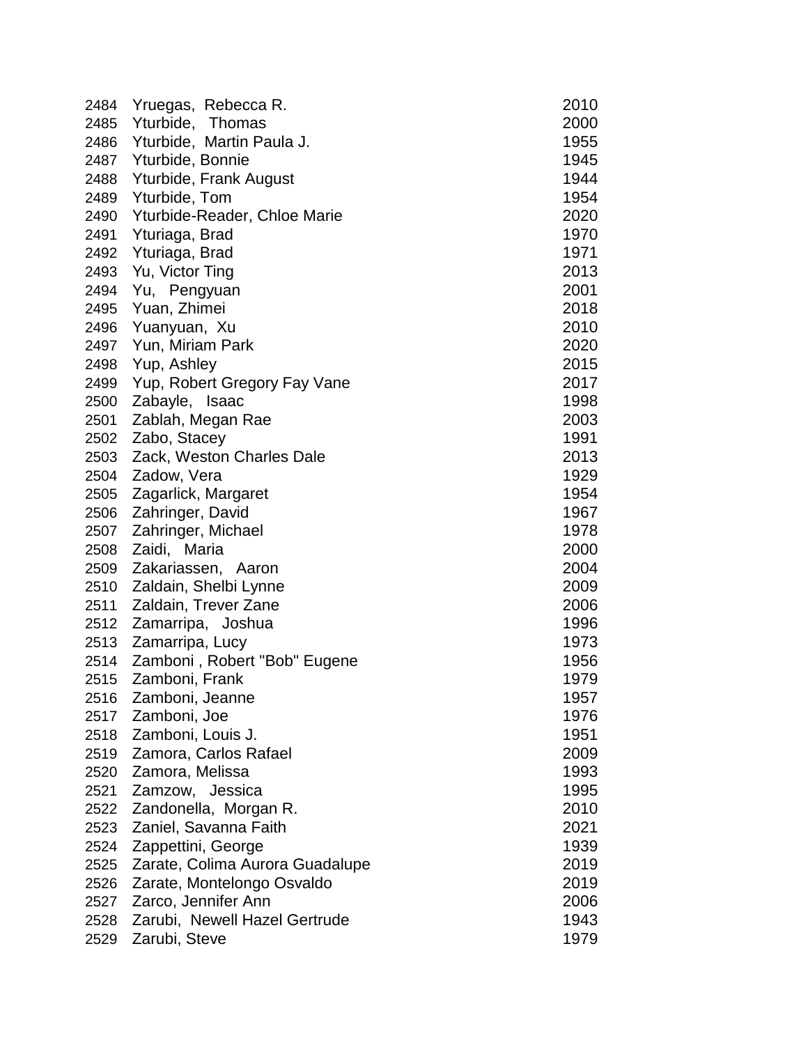| | | |
|---|---|---|
| 2484 | Yruegas,  Rebecca R. | 2010 |
| 2485 | Yturbide,   Thomas | 2000 |
| 2486 | Yturbide,  Martin Paula J. | 1955 |
| 2487 | Yturbide, Bonnie | 1945 |
| 2488 | Yturbide, Frank August | 1944 |
| 2489 | Yturbide, Tom | 1954 |
| 2490 | Yturbide-Reader, Chloe Marie | 2020 |
| 2491 | Yturiaga, Brad | 1970 |
| 2492 | Yturiaga, Brad | 1971 |
| 2493 | Yu, Victor Ting | 2013 |
| 2494 | Yu,   Pengyuan | 2001 |
| 2495 | Yuan, Zhimei | 2018 |
| 2496 | Yuanyuan,  Xu | 2010 |
| 2497 | Yun, Miriam Park | 2020 |
| 2498 | Yup, Ashley | 2015 |
| 2499 | Yup, Robert Gregory Fay Vane | 2017 |
| 2500 | Zabayle,   Isaac | 1998 |
| 2501 | Zablah, Megan Rae | 2003 |
| 2502 | Zabo, Stacey | 1991 |
| 2503 | Zack, Weston Charles Dale | 2013 |
| 2504 | Zadow, Vera | 1929 |
| 2505 | Zagarlick, Margaret | 1954 |
| 2506 | Zahringer, David | 1967 |
| 2507 | Zahringer, Michael | 1978 |
| 2508 | Zaidi,   Maria | 2000 |
| 2509 | Zakariassen,   Aaron | 2004 |
| 2510 | Zaldain, Shelbi Lynne | 2009 |
| 2511 | Zaldain, Trever Zane | 2006 |
| 2512 | Zamarripa,   Joshua | 1996 |
| 2513 | Zamarripa, Lucy | 1973 |
| 2514 | Zamboni , Robert "Bob" Eugene | 1956 |
| 2515 | Zamboni, Frank | 1979 |
| 2516 | Zamboni, Jeanne | 1957 |
| 2517 | Zamboni, Joe | 1976 |
| 2518 | Zamboni, Louis J. | 1951 |
| 2519 | Zamora, Carlos Rafael | 2009 |
| 2520 | Zamora, Melissa | 1993 |
| 2521 | Zamzow,   Jessica | 1995 |
| 2522 | Zandonella,  Morgan R. | 2010 |
| 2523 | Zaniel, Savanna Faith | 2021 |
| 2524 | Zappettini, George | 1939 |
| 2525 | Zarate, Colima Aurora Guadalupe | 2019 |
| 2526 | Zarate, Montelongo Osvaldo | 2019 |
| 2527 | Zarco, Jennifer Ann | 2006 |
| 2528 | Zarubi,  Newell Hazel Gertrude | 1943 |
| 2529 | Zarubi, Steve | 1979 |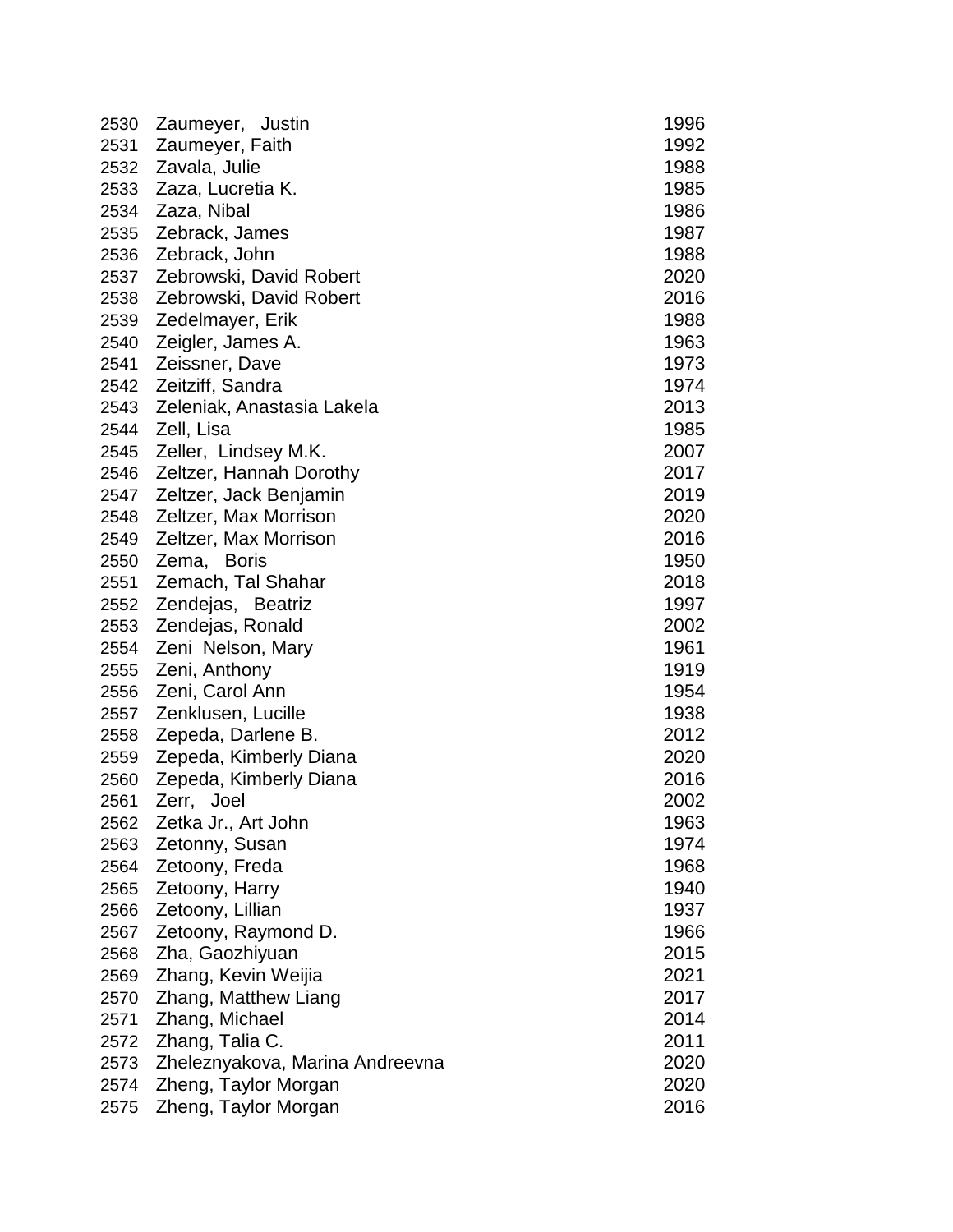| | | |
|---|---|---|
| 2530 | Zaumeyer, Justin | 1996 |
| 2531 | Zaumeyer, Faith | 1992 |
| 2532 | Zavala, Julie | 1988 |
| 2533 | Zaza, Lucretia K. | 1985 |
| 2534 | Zaza, Nibal | 1986 |
| 2535 | Zebrack, James | 1987 |
| 2536 | Zebrack, John | 1988 |
| 2537 | Zebrowski, David Robert | 2020 |
| 2538 | Zebrowski, David Robert | 2016 |
| 2539 | Zedelmayer, Erik | 1988 |
| 2540 | Zeigler, James A. | 1963 |
| 2541 | Zeissner, Dave | 1973 |
| 2542 | Zeitziff, Sandra | 1974 |
| 2543 | Zeleniak, Anastasia Lakela | 2013 |
| 2544 | Zell, Lisa | 1985 |
| 2545 | Zeller, Lindsey M.K. | 2007 |
| 2546 | Zeltzer, Hannah Dorothy | 2017 |
| 2547 | Zeltzer, Jack Benjamin | 2019 |
| 2548 | Zeltzer, Max Morrison | 2020 |
| 2549 | Zeltzer, Max Morrison | 2016 |
| 2550 | Zema, Boris | 1950 |
| 2551 | Zemach, Tal Shahar | 2018 |
| 2552 | Zendejas, Beatriz | 1997 |
| 2553 | Zendejas, Ronald | 2002 |
| 2554 | Zeni Nelson, Mary | 1961 |
| 2555 | Zeni, Anthony | 1919 |
| 2556 | Zeni, Carol Ann | 1954 |
| 2557 | Zenklusen, Lucille | 1938 |
| 2558 | Zepeda, Darlene B. | 2012 |
| 2559 | Zepeda, Kimberly Diana | 2020 |
| 2560 | Zepeda, Kimberly Diana | 2016 |
| 2561 | Zerr, Joel | 2002 |
| 2562 | Zetka Jr., Art John | 1963 |
| 2563 | Zetonny, Susan | 1974 |
| 2564 | Zetoony, Freda | 1968 |
| 2565 | Zetoony, Harry | 1940 |
| 2566 | Zetoony, Lillian | 1937 |
| 2567 | Zetoony, Raymond D. | 1966 |
| 2568 | Zha, Gaozhiyuan | 2015 |
| 2569 | Zhang, Kevin Weijia | 2021 |
| 2570 | Zhang, Matthew Liang | 2017 |
| 2571 | Zhang, Michael | 2014 |
| 2572 | Zhang, Talia C. | 2011 |
| 2573 | Zheleznyakova, Marina Andreevna | 2020 |
| 2574 | Zheng, Taylor Morgan | 2020 |
| 2575 | Zheng, Taylor Morgan | 2016 |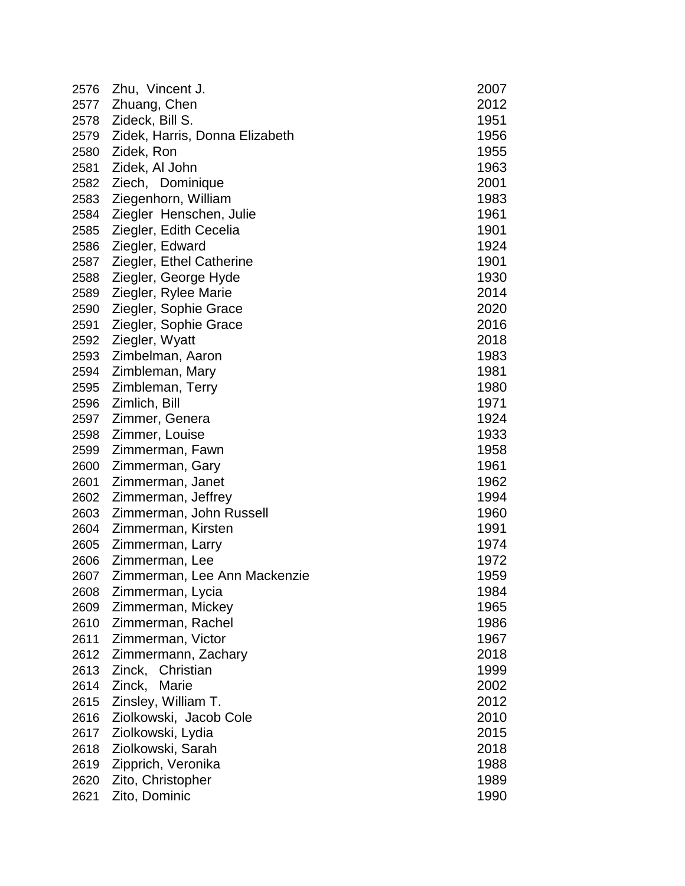| | | |
|---|---|---|
| 2576 | Zhu, Vincent J. | 2007 |
| 2577 | Zhuang, Chen | 2012 |
| 2578 | Zideck, Bill S. | 1951 |
| 2579 | Zidek, Harris, Donna Elizabeth | 1956 |
| 2580 | Zidek, Ron | 1955 |
| 2581 | Zidek, Al John | 1963 |
| 2582 | Ziech, Dominique | 2001 |
| 2583 | Ziegenhorn, William | 1983 |
| 2584 | Ziegler Henschen, Julie | 1961 |
| 2585 | Ziegler, Edith Cecelia | 1901 |
| 2586 | Ziegler, Edward | 1924 |
| 2587 | Ziegler, Ethel Catherine | 1901 |
| 2588 | Ziegler, George Hyde | 1930 |
| 2589 | Ziegler, Rylee Marie | 2014 |
| 2590 | Ziegler, Sophie Grace | 2020 |
| 2591 | Ziegler, Sophie Grace | 2016 |
| 2592 | Ziegler, Wyatt | 2018 |
| 2593 | Zimbelman, Aaron | 1983 |
| 2594 | Zimbleman, Mary | 1981 |
| 2595 | Zimbleman, Terry | 1980 |
| 2596 | Zimlich, Bill | 1971 |
| 2597 | Zimmer, Genera | 1924 |
| 2598 | Zimmer, Louise | 1933 |
| 2599 | Zimmerman, Fawn | 1958 |
| 2600 | Zimmerman, Gary | 1961 |
| 2601 | Zimmerman, Janet | 1962 |
| 2602 | Zimmerman, Jeffrey | 1994 |
| 2603 | Zimmerman, John Russell | 1960 |
| 2604 | Zimmerman, Kirsten | 1991 |
| 2605 | Zimmerman, Larry | 1974 |
| 2606 | Zimmerman, Lee | 1972 |
| 2607 | Zimmerman, Lee Ann Mackenzie | 1959 |
| 2608 | Zimmerman, Lycia | 1984 |
| 2609 | Zimmerman, Mickey | 1965 |
| 2610 | Zimmerman, Rachel | 1986 |
| 2611 | Zimmerman, Victor | 1967 |
| 2612 | Zimmermann, Zachary | 2018 |
| 2613 | Zinck, Christian | 1999 |
| 2614 | Zinck, Marie | 2002 |
| 2615 | Zinsley, William T. | 2012 |
| 2616 | Ziolkowski, Jacob Cole | 2010 |
| 2617 | Ziolkowski, Lydia | 2015 |
| 2618 | Ziolkowski, Sarah | 2018 |
| 2619 | Zipprich, Veronika | 1988 |
| 2620 | Zito, Christopher | 1989 |
| 2621 | Zito, Dominic | 1990 |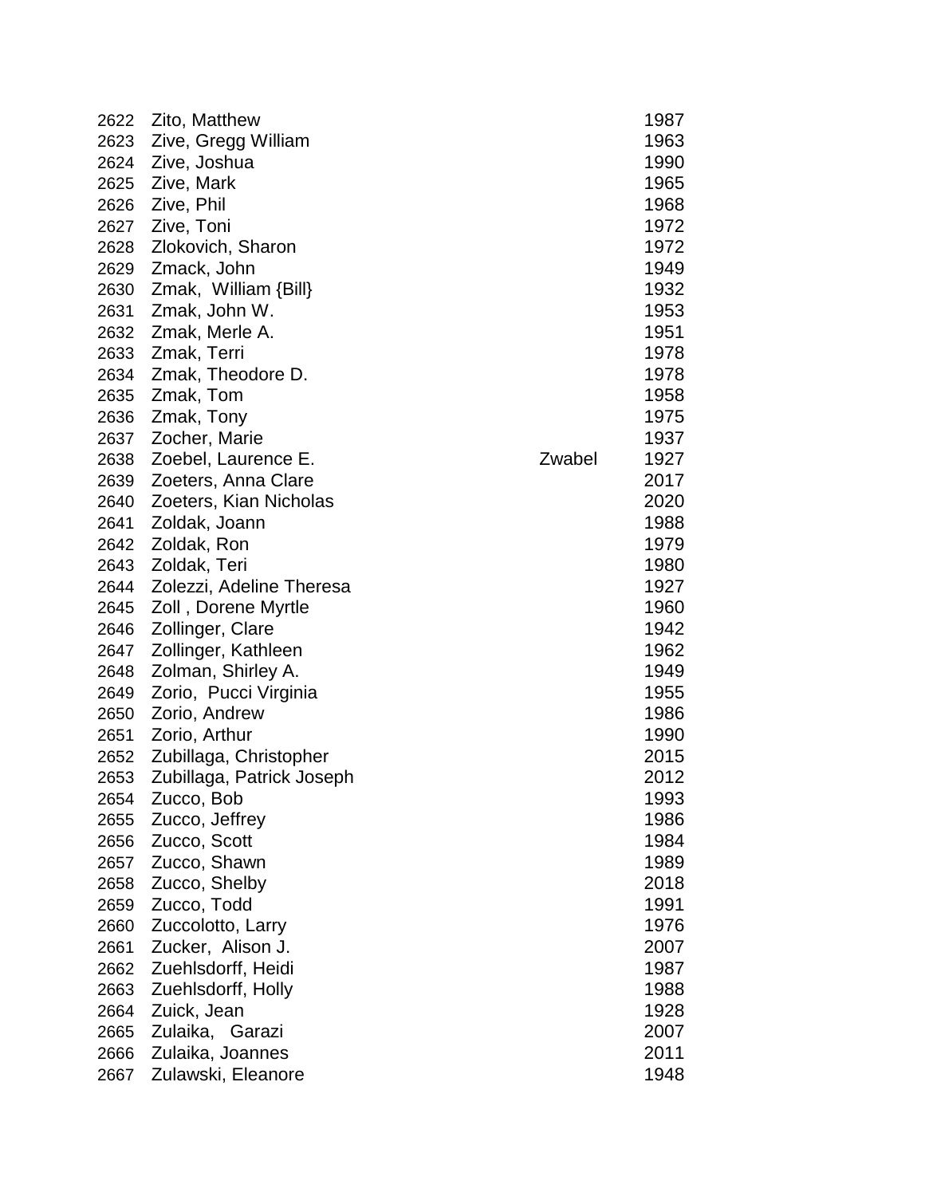| | | | |
|---|---|---|---|
| 2622 | Zito, Matthew | | 1987 |
| 2623 | Zive, Gregg William | | 1963 |
| 2624 | Zive, Joshua | | 1990 |
| 2625 | Zive, Mark | | 1965 |
| 2626 | Zive, Phil | | 1968 |
| 2627 | Zive, Toni | | 1972 |
| 2628 | Zlokovich, Sharon | | 1972 |
| 2629 | Zmack, John | | 1949 |
| 2630 | Zmak, William {Bill} | | 1932 |
| 2631 | Zmak, John W. | | 1953 |
| 2632 | Zmak, Merle A. | | 1951 |
| 2633 | Zmak, Terri | | 1978 |
| 2634 | Zmak, Theodore D. | | 1978 |
| 2635 | Zmak, Tom | | 1958 |
| 2636 | Zmak, Tony | | 1975 |
| 2637 | Zocher, Marie | | 1937 |
| 2638 | Zoebel, Laurence E. | Zwabel | 1927 |
| 2639 | Zoeters, Anna Clare | | 2017 |
| 2640 | Zoeters, Kian Nicholas | | 2020 |
| 2641 | Zoldak, Joann | | 1988 |
| 2642 | Zoldak, Ron | | 1979 |
| 2643 | Zoldak, Teri | | 1980 |
| 2644 | Zolezzi, Adeline Theresa | | 1927 |
| 2645 | Zoll , Dorene Myrtle | | 1960 |
| 2646 | Zollinger, Clare | | 1942 |
| 2647 | Zollinger, Kathleen | | 1962 |
| 2648 | Zolman, Shirley A. | | 1949 |
| 2649 | Zorio, Pucci Virginia | | 1955 |
| 2650 | Zorio, Andrew | | 1986 |
| 2651 | Zorio, Arthur | | 1990 |
| 2652 | Zubillaga, Christopher | | 2015 |
| 2653 | Zubillaga, Patrick Joseph | | 2012 |
| 2654 | Zucco, Bob | | 1993 |
| 2655 | Zucco, Jeffrey | | 1986 |
| 2656 | Zucco, Scott | | 1984 |
| 2657 | Zucco, Shawn | | 1989 |
| 2658 | Zucco, Shelby | | 2018 |
| 2659 | Zucco, Todd | | 1991 |
| 2660 | Zuccolotto, Larry | | 1976 |
| 2661 | Zucker, Alison J. | | 2007 |
| 2662 | Zuehlsdorff, Heidi | | 1987 |
| 2663 | Zuehlsdorff, Holly | | 1988 |
| 2664 | Zuick, Jean | | 1928 |
| 2665 | Zulaika, Garazi | | 2007 |
| 2666 | Zulaika, Joannes | | 2011 |
| 2667 | Zulawski, Eleanore | | 1948 |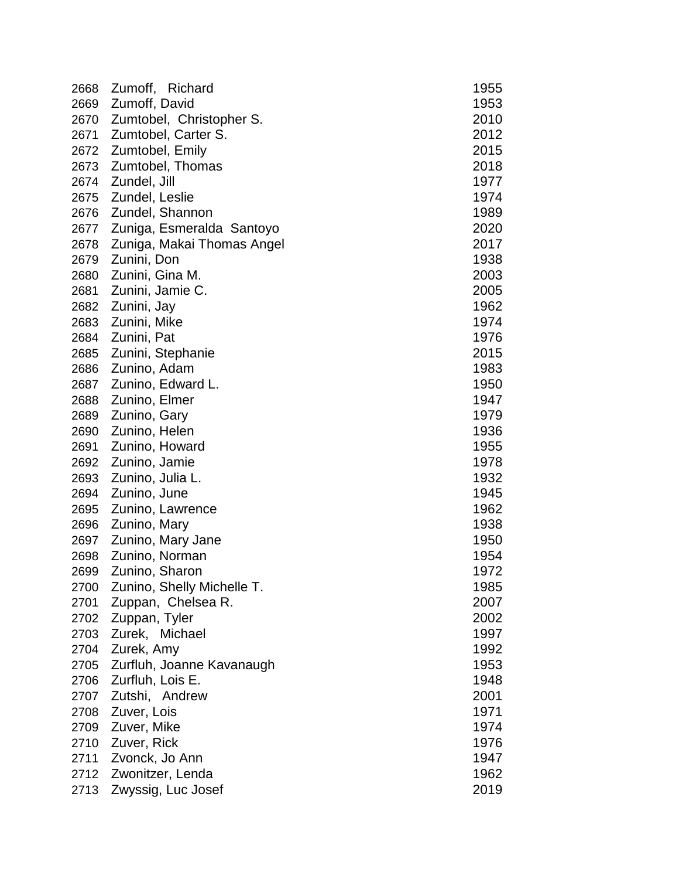| | | |
|---|---|---|
| 2668 | Zumoff, Richard | 1955 |
| 2669 | Zumoff, David | 1953 |
| 2670 | Zumtobel, Christopher S. | 2010 |
| 2671 | Zumtobel, Carter S. | 2012 |
| 2672 | Zumtobel, Emily | 2015 |
| 2673 | Zumtobel, Thomas | 2018 |
| 2674 | Zundel, Jill | 1977 |
| 2675 | Zundel, Leslie | 1974 |
| 2676 | Zundel, Shannon | 1989 |
| 2677 | Zuniga, Esmeralda Santoyo | 2020 |
| 2678 | Zuniga, Makai Thomas Angel | 2017 |
| 2679 | Zunini, Don | 1938 |
| 2680 | Zunini, Gina M. | 2003 |
| 2681 | Zunini, Jamie C. | 2005 |
| 2682 | Zunini, Jay | 1962 |
| 2683 | Zunini, Mike | 1974 |
| 2684 | Zunini, Pat | 1976 |
| 2685 | Zunini, Stephanie | 2015 |
| 2686 | Zunino, Adam | 1983 |
| 2687 | Zunino, Edward L. | 1950 |
| 2688 | Zunino, Elmer | 1947 |
| 2689 | Zunino, Gary | 1979 |
| 2690 | Zunino, Helen | 1936 |
| 2691 | Zunino, Howard | 1955 |
| 2692 | Zunino, Jamie | 1978 |
| 2693 | Zunino, Julia L. | 1932 |
| 2694 | Zunino, June | 1945 |
| 2695 | Zunino, Lawrence | 1962 |
| 2696 | Zunino, Mary | 1938 |
| 2697 | Zunino, Mary Jane | 1950 |
| 2698 | Zunino, Norman | 1954 |
| 2699 | Zunino, Sharon | 1972 |
| 2700 | Zunino, Shelly Michelle T. | 1985 |
| 2701 | Zuppan, Chelsea R. | 2007 |
| 2702 | Zuppan, Tyler | 2002 |
| 2703 | Zurek, Michael | 1997 |
| 2704 | Zurek, Amy | 1992 |
| 2705 | Zurfluh, Joanne Kavanaugh | 1953 |
| 2706 | Zurfluh, Lois E. | 1948 |
| 2707 | Zutshi, Andrew | 2001 |
| 2708 | Zuver, Lois | 1971 |
| 2709 | Zuver, Mike | 1974 |
| 2710 | Zuver, Rick | 1976 |
| 2711 | Zvonck, Jo Ann | 1947 |
| 2712 | Zwonitzer, Lenda | 1962 |
| 2713 | Zwyssig, Luc Josef | 2019 |